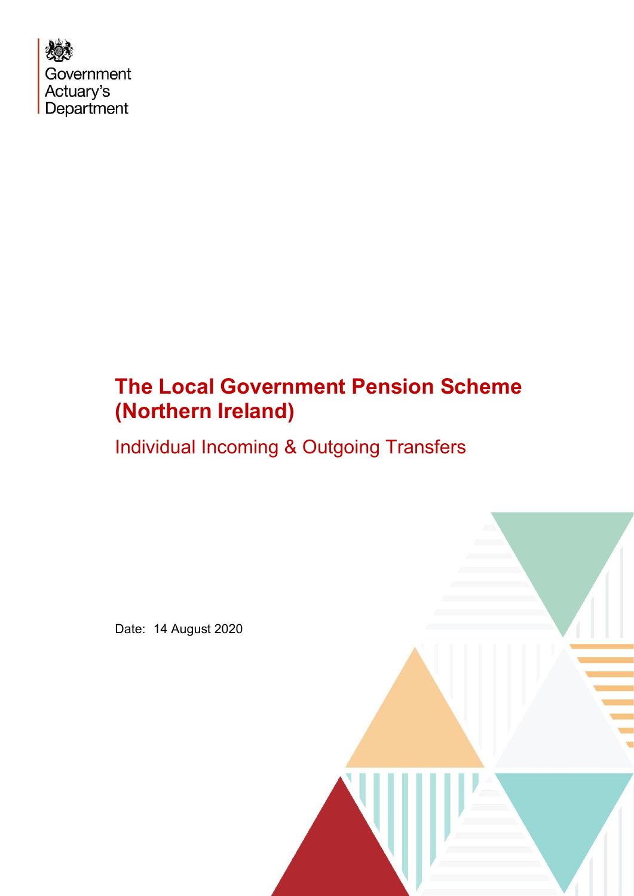Government Actuary's Department

# The Local Government Pension Scheme (Northern Ireland)

## Individual Incoming & Outgoing Transfers

Date: 14 August 2020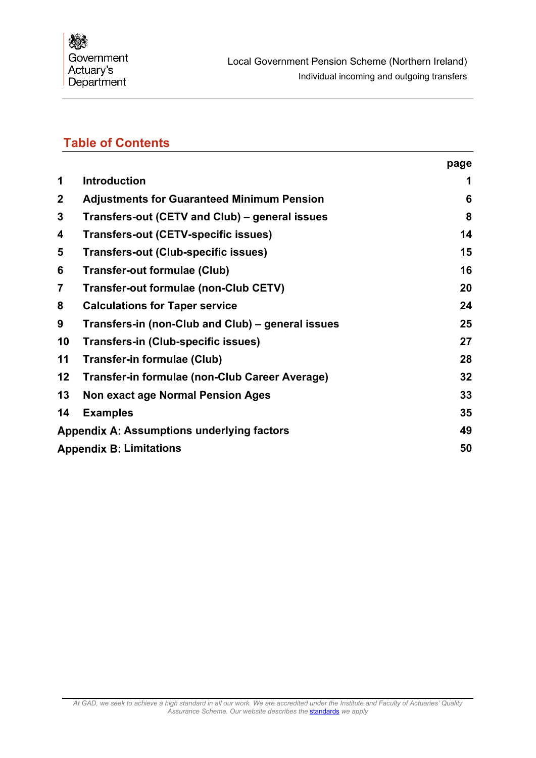## Table of Contents

| | | page |
|---|---|---|
| 1 | Introduction | 1 |
| 2 | Adjustments for Guaranteed Minimum Pension | 6 |
| 3 | Transfers-out (CETV and Club) – general issues | 8 |
| 4 | Transfers-out (CETV-specific issues) | 14 |
| 5 | Transfers-out (Club-specific issues) | 15 |
| 6 | Transfer-out formulae (Club) | 16 |
| 7 | Transfer-out formulae (non-Club CETV) | 20 |
| 8 | Calculations for Taper service | 24 |
| 9 | Transfers-in (non-Club and Club) – general issues | 25 |
| 10 | Transfers-in (Club-specific issues) | 27 |
| 11 | Transfer-in formulae (Club) | 28 |
| 12 | Transfer-in formulae (non-Club Career Average) | 32 |
| 13 | Non exact age Normal Pension Ages | 33 |
| 14 | Examples | 35 |
| Appendix A: | Assumptions underlying factors | 49 |
| Appendix B: | Limitations | 50 |

*At GAD, we seek to achieve a high standard in all our work. We are accredited under the Institute and Faculty of Actuaries' Quality Assurance Scheme. Our website describes the standards we apply*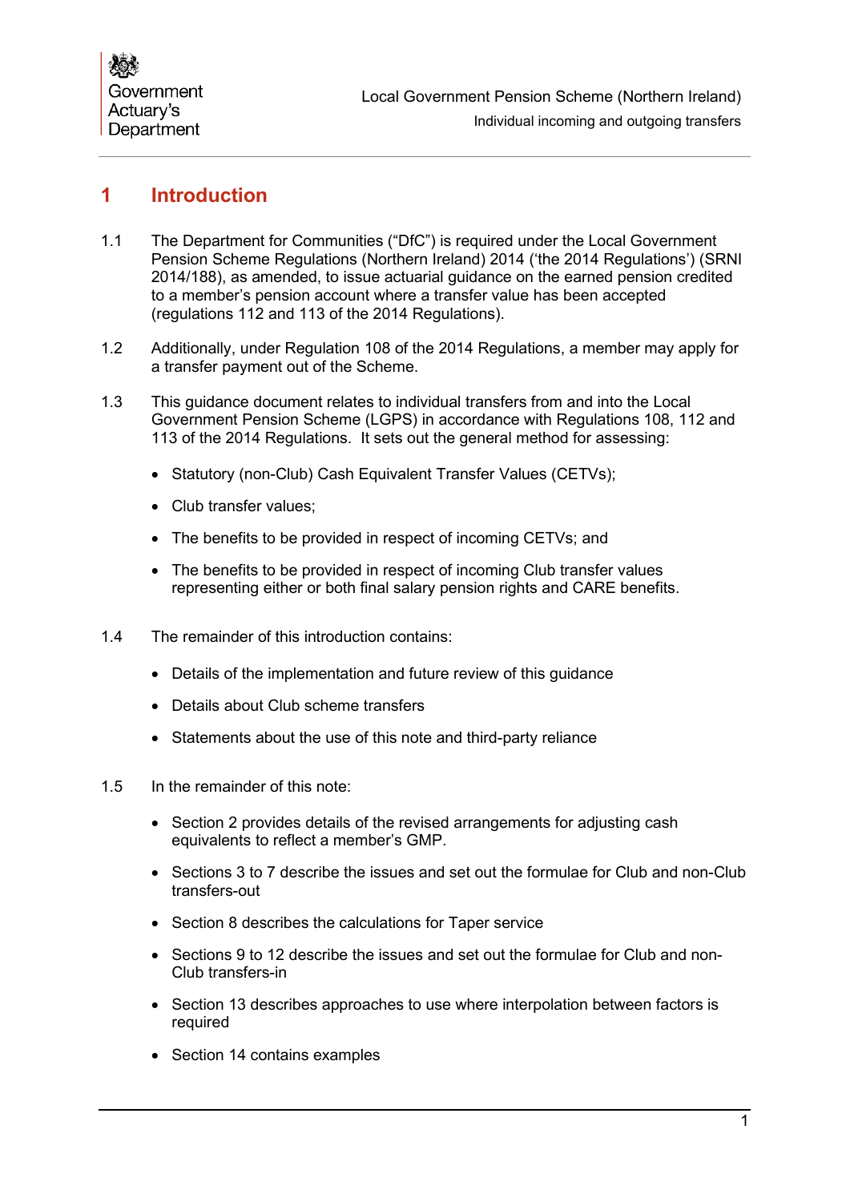# 1 Introduction

1.1 The Department for Communities ("DfC") is required under the Local Government Pension Scheme Regulations (Northern Ireland) 2014 ('the 2014 Regulations') (SRNI 2014/188), as amended, to issue actuarial guidance on the earned pension credited to a member's pension account where a transfer value has been accepted (regulations 112 and 113 of the 2014 Regulations).

1.2 Additionally, under Regulation 108 of the 2014 Regulations, a member may apply for a transfer payment out of the Scheme.

1.3 This guidance document relates to individual transfers from and into the Local Government Pension Scheme (LGPS) in accordance with Regulations 108, 112 and 113 of the 2014 Regulations. It sets out the general method for assessing:

- Statutory (non-Club) Cash Equivalent Transfer Values (CETVs);
- Club transfer values;
- The benefits to be provided in respect of incoming CETVs; and
- The benefits to be provided in respect of incoming Club transfer values representing either or both final salary pension rights and CARE benefits.

1.4 The remainder of this introduction contains:

- Details of the implementation and future review of this guidance
- Details about Club scheme transfers
- Statements about the use of this note and third-party reliance

1.5 In the remainder of this note:

- Section 2 provides details of the revised arrangements for adjusting cash equivalents to reflect a member's GMP.
- Sections 3 to 7 describe the issues and set out the formulae for Club and non-Club transfers-out
- Section 8 describes the calculations for Taper service
- Sections 9 to 12 describe the issues and set out the formulae for Club and non-Club transfers-in
- Section 13 describes approaches to use where interpolation between factors is required
- Section 14 contains examples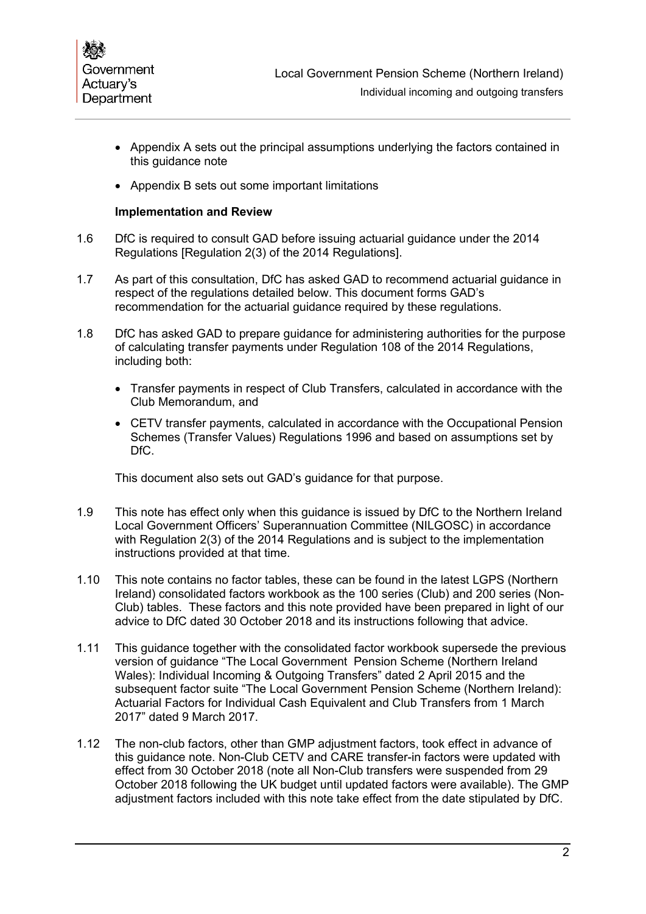- Appendix A sets out the principal assumptions underlying the factors contained in this guidance note
- Appendix B sets out some important limitations

**Implementation and Review**

1.6 DfC is required to consult GAD before issuing actuarial guidance under the 2014 Regulations [Regulation 2(3) of the 2014 Regulations].

1.7 As part of this consultation, DfC has asked GAD to recommend actuarial guidance in respect of the regulations detailed below. This document forms GAD's recommendation for the actuarial guidance required by these regulations.

1.8 DfC has asked GAD to prepare guidance for administering authorities for the purpose of calculating transfer payments under Regulation 108 of the 2014 Regulations, including both:

- Transfer payments in respect of Club Transfers, calculated in accordance with the Club Memorandum, and
- CETV transfer payments, calculated in accordance with the Occupational Pension Schemes (Transfer Values) Regulations 1996 and based on assumptions set by DfC.

This document also sets out GAD's guidance for that purpose.

1.9 This note has effect only when this guidance is issued by DfC to the Northern Ireland Local Government Officers' Superannuation Committee (NILGOSC) in accordance with Regulation 2(3) of the 2014 Regulations and is subject to the implementation instructions provided at that time.

1.10 This note contains no factor tables, these can be found in the latest LGPS (Northern Ireland) consolidated factors workbook as the 100 series (Club) and 200 series (Non-Club) tables. These factors and this note provided have been prepared in light of our advice to DfC dated 30 October 2018 and its instructions following that advice.

1.11 This guidance together with the consolidated factor workbook supersede the previous version of guidance "The Local Government Pension Scheme (Northern Ireland Wales): Individual Incoming & Outgoing Transfers" dated 2 April 2015 and the subsequent factor suite "The Local Government Pension Scheme (Northern Ireland): Actuarial Factors for Individual Cash Equivalent and Club Transfers from 1 March 2017" dated 9 March 2017.

1.12 The non-club factors, other than GMP adjustment factors, took effect in advance of this guidance note. Non-Club CETV and CARE transfer-in factors were updated with effect from 30 October 2018 (note all Non-Club transfers were suspended from 29 October 2018 following the UK budget until updated factors were available). The GMP adjustment factors included with this note take effect from the date stipulated by DfC.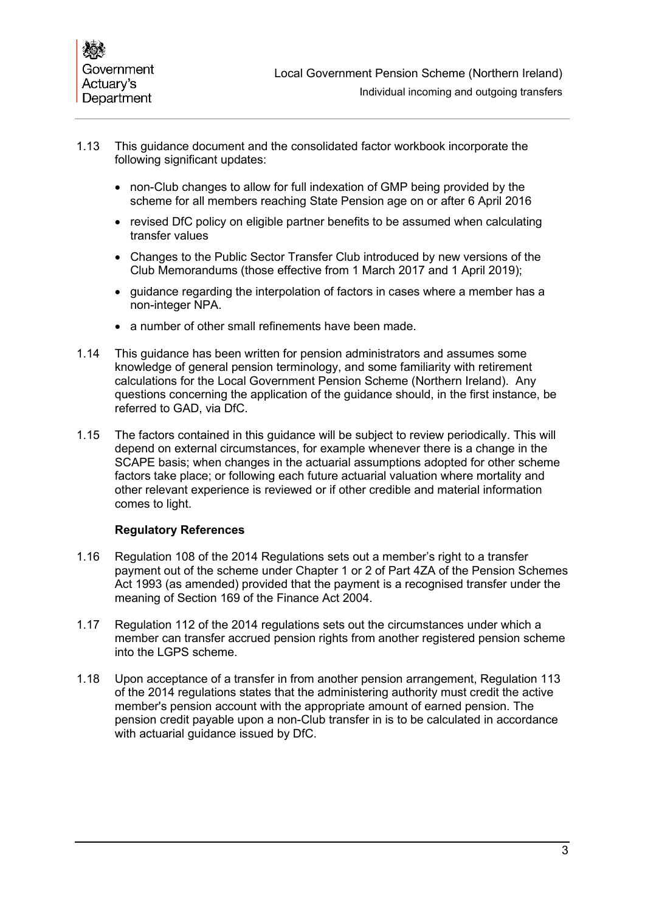1.13 This guidance document and the consolidated factor workbook incorporate the following significant updates:

- non-Club changes to allow for full indexation of GMP being provided by the scheme for all members reaching State Pension age on or after 6 April 2016
- revised DfC policy on eligible partner benefits to be assumed when calculating transfer values
- Changes to the Public Sector Transfer Club introduced by new versions of the Club Memorandums (those effective from 1 March 2017 and 1 April 2019);
- guidance regarding the interpolation of factors in cases where a member has a non-integer NPA.
- a number of other small refinements have been made.

1.14 This guidance has been written for pension administrators and assumes some knowledge of general pension terminology, and some familiarity with retirement calculations for the Local Government Pension Scheme (Northern Ireland). Any questions concerning the application of the guidance should, in the first instance, be referred to GAD, via DfC.

1.15 The factors contained in this guidance will be subject to review periodically. This will depend on external circumstances, for example whenever there is a change in the SCAPE basis; when changes in the actuarial assumptions adopted for other scheme factors take place; or following each future actuarial valuation where mortality and other relevant experience is reviewed or if other credible and material information comes to light.

**Regulatory References**

1.16 Regulation 108 of the 2014 Regulations sets out a member's right to a transfer payment out of the scheme under Chapter 1 or 2 of Part 4ZA of the Pension Schemes Act 1993 (as amended) provided that the payment is a recognised transfer under the meaning of Section 169 of the Finance Act 2004.

1.17 Regulation 112 of the 2014 regulations sets out the circumstances under which a member can transfer accrued pension rights from another registered pension scheme into the LGPS scheme.

1.18 Upon acceptance of a transfer in from another pension arrangement, Regulation 113 of the 2014 regulations states that the administering authority must credit the active member's pension account with the appropriate amount of earned pension. The pension credit payable upon a non-Club transfer in is to be calculated in accordance with actuarial guidance issued by DfC.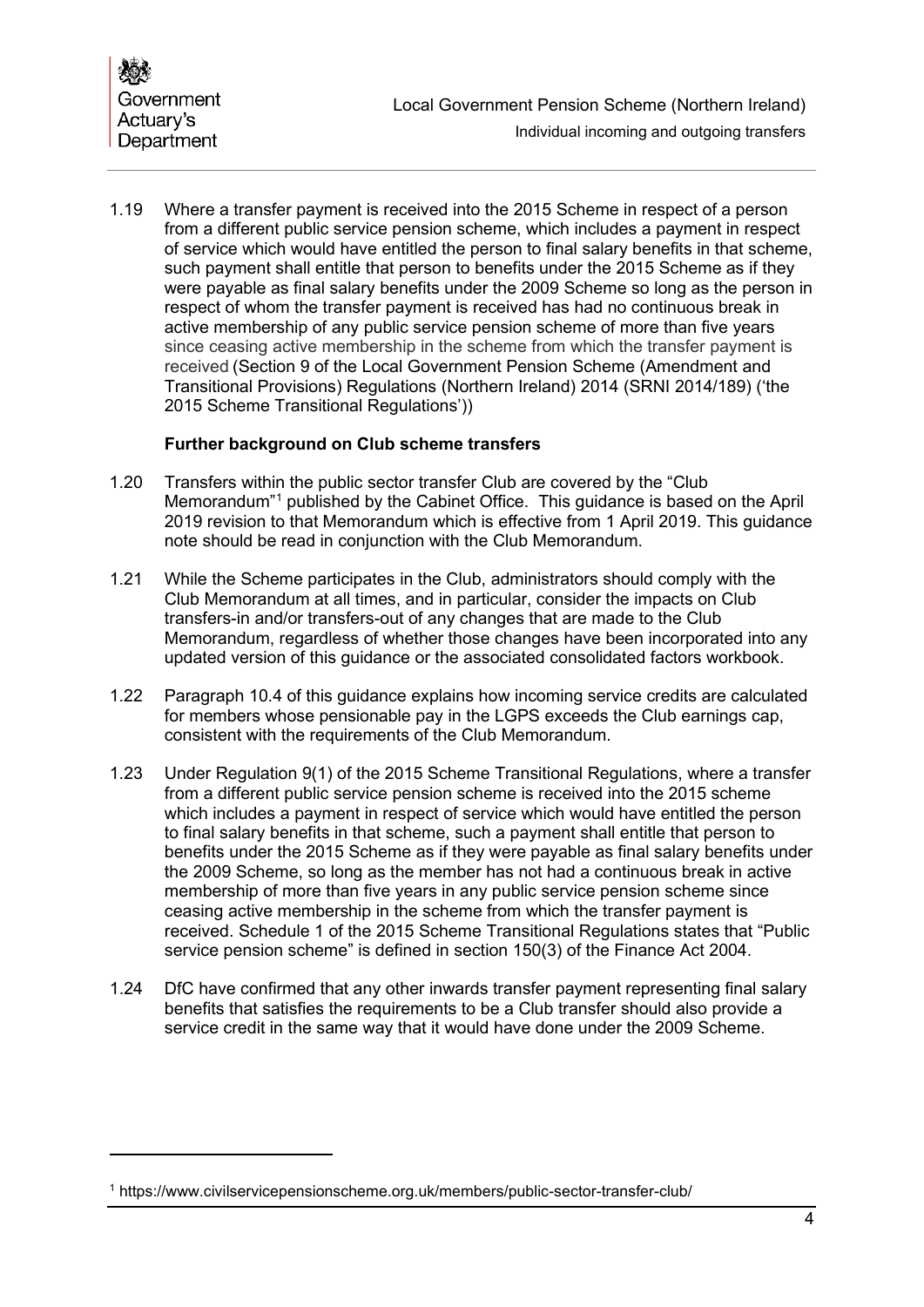1.19 Where a transfer payment is received into the 2015 Scheme in respect of a person from a different public service pension scheme, which includes a payment in respect of service which would have entitled the person to final salary benefits in that scheme, such payment shall entitle that person to benefits under the 2015 Scheme as if they were payable as final salary benefits under the 2009 Scheme so long as the person in respect of whom the transfer payment is received has had no continuous break in active membership of any public service pension scheme of more than five years since ceasing active membership in the scheme from which the transfer payment is received (Section 9 of the Local Government Pension Scheme (Amendment and Transitional Provisions) Regulations (Northern Ireland) 2014 (SRNI 2014/189) ('the 2015 Scheme Transitional Regulations'))

### Further background on Club scheme transfers

1.20 Transfers within the public sector transfer Club are covered by the "Club Memorandum"[1] published by the Cabinet Office. This guidance is based on the April 2019 revision to that Memorandum which is effective from 1 April 2019. This guidance note should be read in conjunction with the Club Memorandum.

1.21 While the Scheme participates in the Club, administrators should comply with the Club Memorandum at all times, and in particular, consider the impacts on Club transfers-in and/or transfers-out of any changes that are made to the Club Memorandum, regardless of whether those changes have been incorporated into any updated version of this guidance or the associated consolidated factors workbook.

1.22 Paragraph 10.4 of this guidance explains how incoming service credits are calculated for members whose pensionable pay in the LGPS exceeds the Club earnings cap, consistent with the requirements of the Club Memorandum.

1.23 Under Regulation 9(1) of the 2015 Scheme Transitional Regulations, where a transfer from a different public service pension scheme is received into the 2015 scheme which includes a payment in respect of service which would have entitled the person to final salary benefits in that scheme, such a payment shall entitle that person to benefits under the 2015 Scheme as if they were payable as final salary benefits under the 2009 Scheme, so long as the member has not had a continuous break in active membership of more than five years in any public service pension scheme since ceasing active membership in the scheme from which the transfer payment is received. Schedule 1 of the 2015 Scheme Transitional Regulations states that "Public service pension scheme" is defined in section 150(3) of the Finance Act 2004.

1.24 DfC have confirmed that any other inwards transfer payment representing final salary benefits that satisfies the requirements to be a Club transfer should also provide a service credit in the same way that it would have done under the 2009 Scheme.

[1] https://www.civilservicepensionscheme.org.uk/members/public-sector-transfer-club/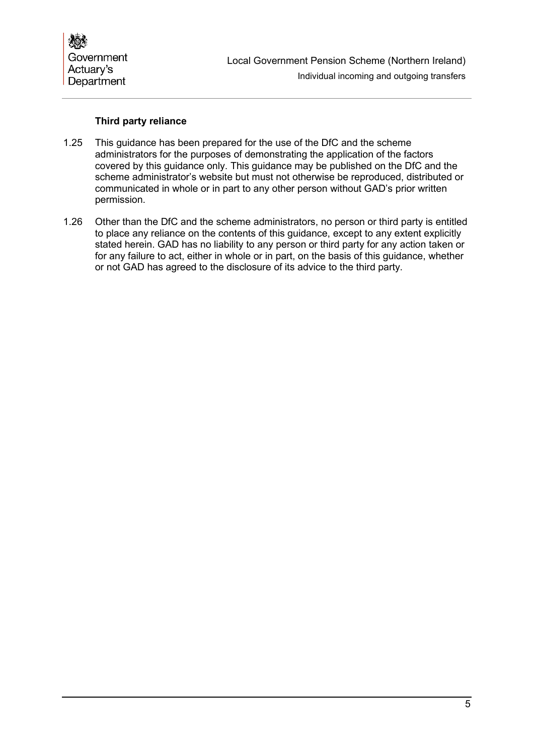### Third party reliance

1.25 This guidance has been prepared for the use of the DfC and the scheme administrators for the purposes of demonstrating the application of the factors covered by this guidance only. This guidance may be published on the DfC and the scheme administrator's website but must not otherwise be reproduced, distributed or communicated in whole or in part to any other person without GAD's prior written permission.

1.26 Other than the DfC and the scheme administrators, no person or third party is entitled to place any reliance on the contents of this guidance, except to any extent explicitly stated herein. GAD has no liability to any person or third party for any action taken or for any failure to act, either in whole or in part, on the basis of this guidance, whether or not GAD has agreed to the disclosure of its advice to the third party.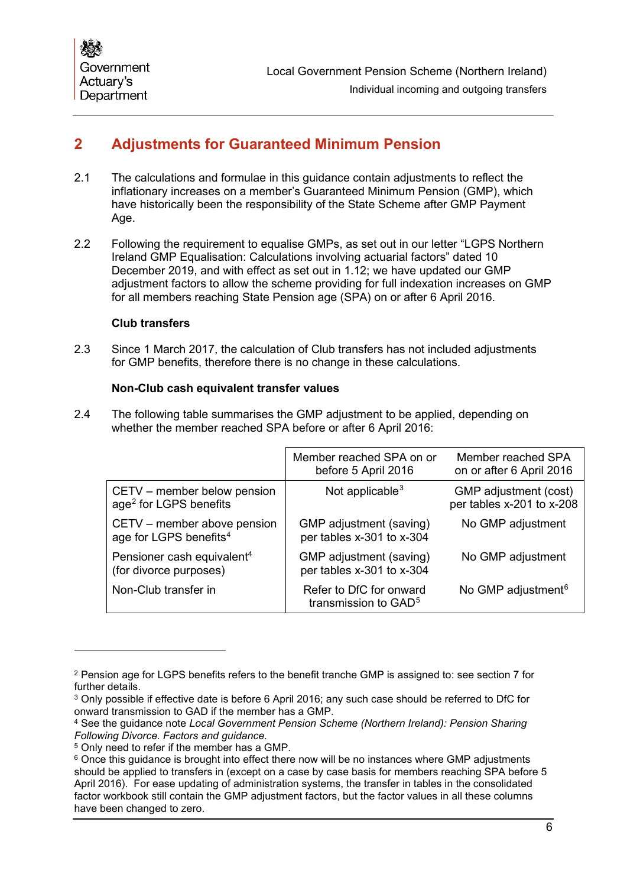## 2 Adjustments for Guaranteed Minimum Pension

2.1 The calculations and formulae in this guidance contain adjustments to reflect the inflationary increases on a member's Guaranteed Minimum Pension (GMP), which have historically been the responsibility of the State Scheme after GMP Payment Age.

2.2 Following the requirement to equalise GMPs, as set out in our letter "LGPS Northern Ireland GMP Equalisation: Calculations involving actuarial factors" dated 10 December 2019, and with effect as set out in 1.12; we have updated our GMP adjustment factors to allow the scheme providing for full indexation increases on GMP for all members reaching State Pension age (SPA) on or after 6 April 2016.

**Club transfers**

2.3 Since 1 March 2017, the calculation of Club transfers has not included adjustments for GMP benefits, therefore there is no change in these calculations.

**Non-Club cash equivalent transfer values**

2.4 The following table summarises the GMP adjustment to be applied, depending on whether the member reached SPA before or after 6 April 2016:

| | Member reached SPA on or before 5 April 2016 | Member reached SPA on or after 6 April 2016 |
|---|---|---|
| CETV – member below pension age[2] for LGPS benefits | Not applicable[3] | GMP adjustment (cost) per tables x-201 to x-208 |
| CETV – member above pension age for LGPS benefits[4] | GMP adjustment (saving) per tables x-301 to x-304 | No GMP adjustment |
| Pensioner cash equivalent[4] (for divorce purposes) | GMP adjustment (saving) per tables x-301 to x-304 | No GMP adjustment |
| Non-Club transfer in | Refer to DfC for onward transmission to GAD[5] | No GMP adjustment[6] |

---

[2] Pension age for LGPS benefits refers to the benefit tranche GMP is assigned to: see section 7 for further details.

[3] Only possible if effective date is before 6 April 2016; any such case should be referred to DfC for onward transmission to GAD if the member has a GMP.

[4] See the guidance note *Local Government Pension Scheme (Northern Ireland): Pension Sharing Following Divorce. Factors and guidance.*

[5] Only need to refer if the member has a GMP.

[6] Once this guidance is brought into effect there now will be no instances where GMP adjustments should be applied to transfers in (except on a case by case basis for members reaching SPA before 5 April 2016). For ease updating of administration systems, the transfer in tables in the consolidated factor workbook still contain the GMP adjustment factors, but the factor values in all these columns have been changed to zero.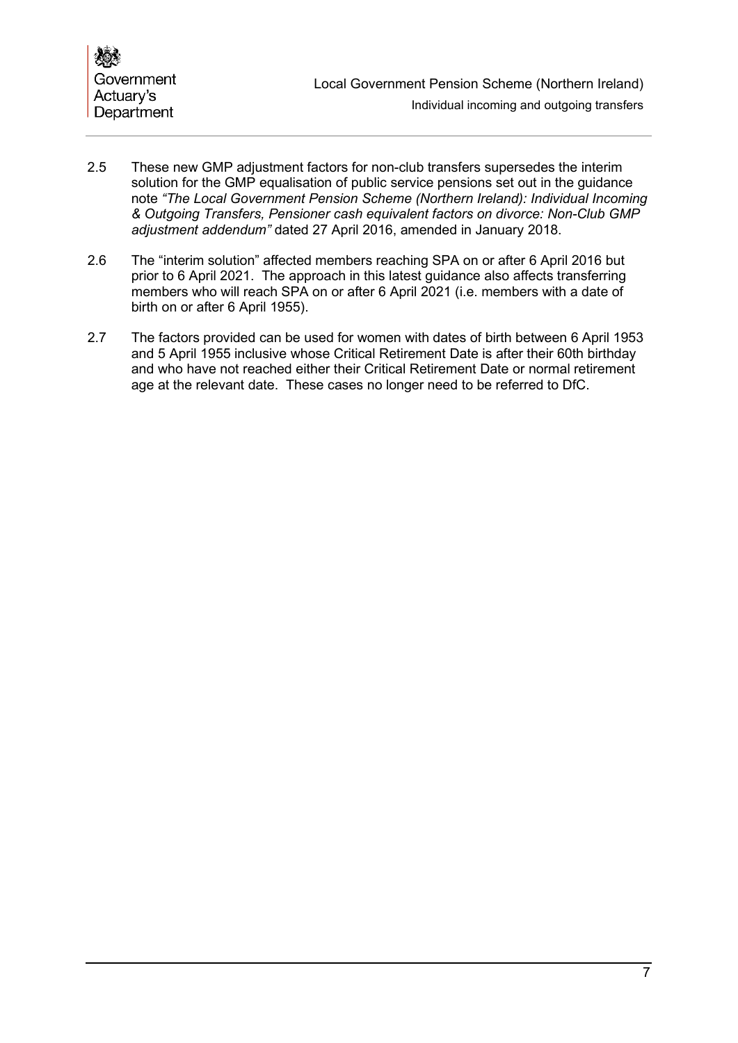2.5 These new GMP adjustment factors for non-club transfers supersedes the interim solution for the GMP equalisation of public service pensions set out in the guidance note *"The Local Government Pension Scheme (Northern Ireland): Individual Incoming & Outgoing Transfers, Pensioner cash equivalent factors on divorce: Non-Club GMP adjustment addendum"* dated 27 April 2016, amended in January 2018.

2.6 The "interim solution" affected members reaching SPA on or after 6 April 2016 but prior to 6 April 2021. The approach in this latest guidance also affects transferring members who will reach SPA on or after 6 April 2021 (i.e. members with a date of birth on or after 6 April 1955).

2.7 The factors provided can be used for women with dates of birth between 6 April 1953 and 5 April 1955 inclusive whose Critical Retirement Date is after their 60th birthday and who have not reached either their Critical Retirement Date or normal retirement age at the relevant date. These cases no longer need to be referred to DfC.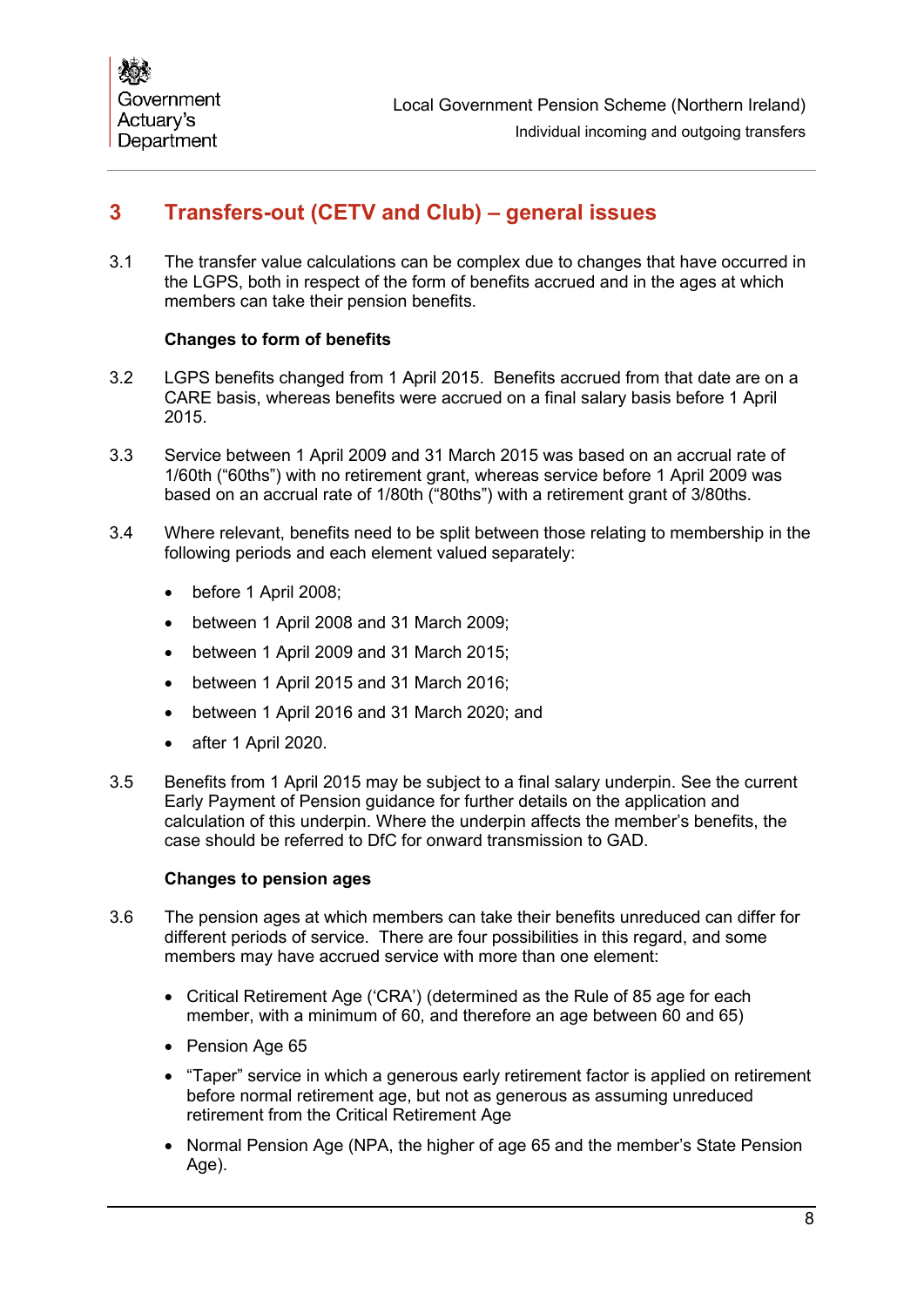## 3 Transfers-out (CETV and Club) – general issues

3.1 The transfer value calculations can be complex due to changes that have occurred in the LGPS, both in respect of the form of benefits accrued and in the ages at which members can take their pension benefits.

**Changes to form of benefits**

3.2 LGPS benefits changed from 1 April 2015. Benefits accrued from that date are on a CARE basis, whereas benefits were accrued on a final salary basis before 1 April 2015.

3.3 Service between 1 April 2009 and 31 March 2015 was based on an accrual rate of 1/60th ("60ths") with no retirement grant, whereas service before 1 April 2009 was based on an accrual rate of 1/80th ("80ths") with a retirement grant of 3/80ths.

3.4 Where relevant, benefits need to be split between those relating to membership in the following periods and each element valued separately:

- before 1 April 2008;
- between 1 April 2008 and 31 March 2009;
- between 1 April 2009 and 31 March 2015;
- between 1 April 2015 and 31 March 2016;
- between 1 April 2016 and 31 March 2020; and
- after 1 April 2020.

3.5 Benefits from 1 April 2015 may be subject to a final salary underpin. See the current Early Payment of Pension guidance for further details on the application and calculation of this underpin. Where the underpin affects the member's benefits, the case should be referred to DfC for onward transmission to GAD.

**Changes to pension ages**

3.6 The pension ages at which members can take their benefits unreduced can differ for different periods of service. There are four possibilities in this regard, and some members may have accrued service with more than one element:

- Critical Retirement Age ('CRA') (determined as the Rule of 85 age for each member, with a minimum of 60, and therefore an age between 60 and 65)
- Pension Age 65
- "Taper" service in which a generous early retirement factor is applied on retirement before normal retirement age, but not as generous as assuming unreduced retirement from the Critical Retirement Age
- Normal Pension Age (NPA, the higher of age 65 and the member's State Pension Age).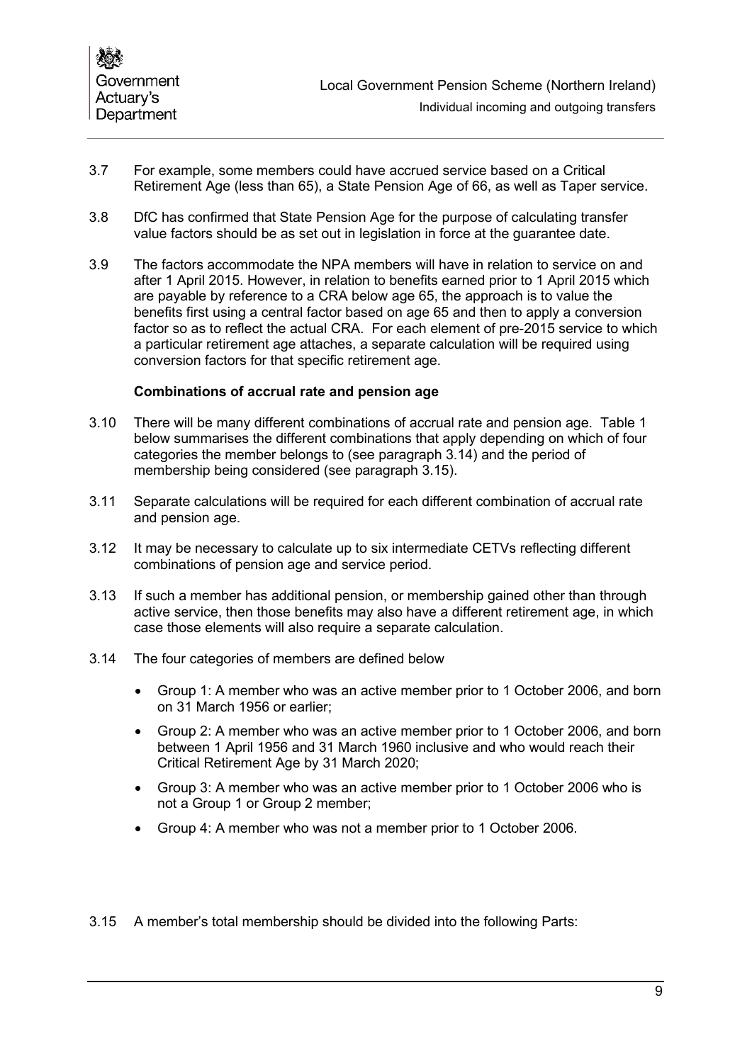3.7 For example, some members could have accrued service based on a Critical Retirement Age (less than 65), a State Pension Age of 66, as well as Taper service.

3.8 DfC has confirmed that State Pension Age for the purpose of calculating transfer value factors should be as set out in legislation in force at the guarantee date.

3.9 The factors accommodate the NPA members will have in relation to service on and after 1 April 2015. However, in relation to benefits earned prior to 1 April 2015 which are payable by reference to a CRA below age 65, the approach is to value the benefits first using a central factor based on age 65 and then to apply a conversion factor so as to reflect the actual CRA. For each element of pre-2015 service to which a particular retirement age attaches, a separate calculation will be required using conversion factors for that specific retirement age.

### Combinations of accrual rate and pension age

3.10 There will be many different combinations of accrual rate and pension age. Table 1 below summarises the different combinations that apply depending on which of four categories the member belongs to (see paragraph 3.14) and the period of membership being considered (see paragraph 3.15).

3.11 Separate calculations will be required for each different combination of accrual rate and pension age.

3.12 It may be necessary to calculate up to six intermediate CETVs reflecting different combinations of pension age and service period.

3.13 If such a member has additional pension, or membership gained other than through active service, then those benefits may also have a different retirement age, in which case those elements will also require a separate calculation.

3.14 The four categories of members are defined below

- Group 1: A member who was an active member prior to 1 October 2006, and born on 31 March 1956 or earlier;
- Group 2: A member who was an active member prior to 1 October 2006, and born between 1 April 1956 and 31 March 1960 inclusive and who would reach their Critical Retirement Age by 31 March 2020;
- Group 3: A member who was an active member prior to 1 October 2006 who is not a Group 1 or Group 2 member;
- Group 4: A member who was not a member prior to 1 October 2006.

3.15 A member's total membership should be divided into the following Parts: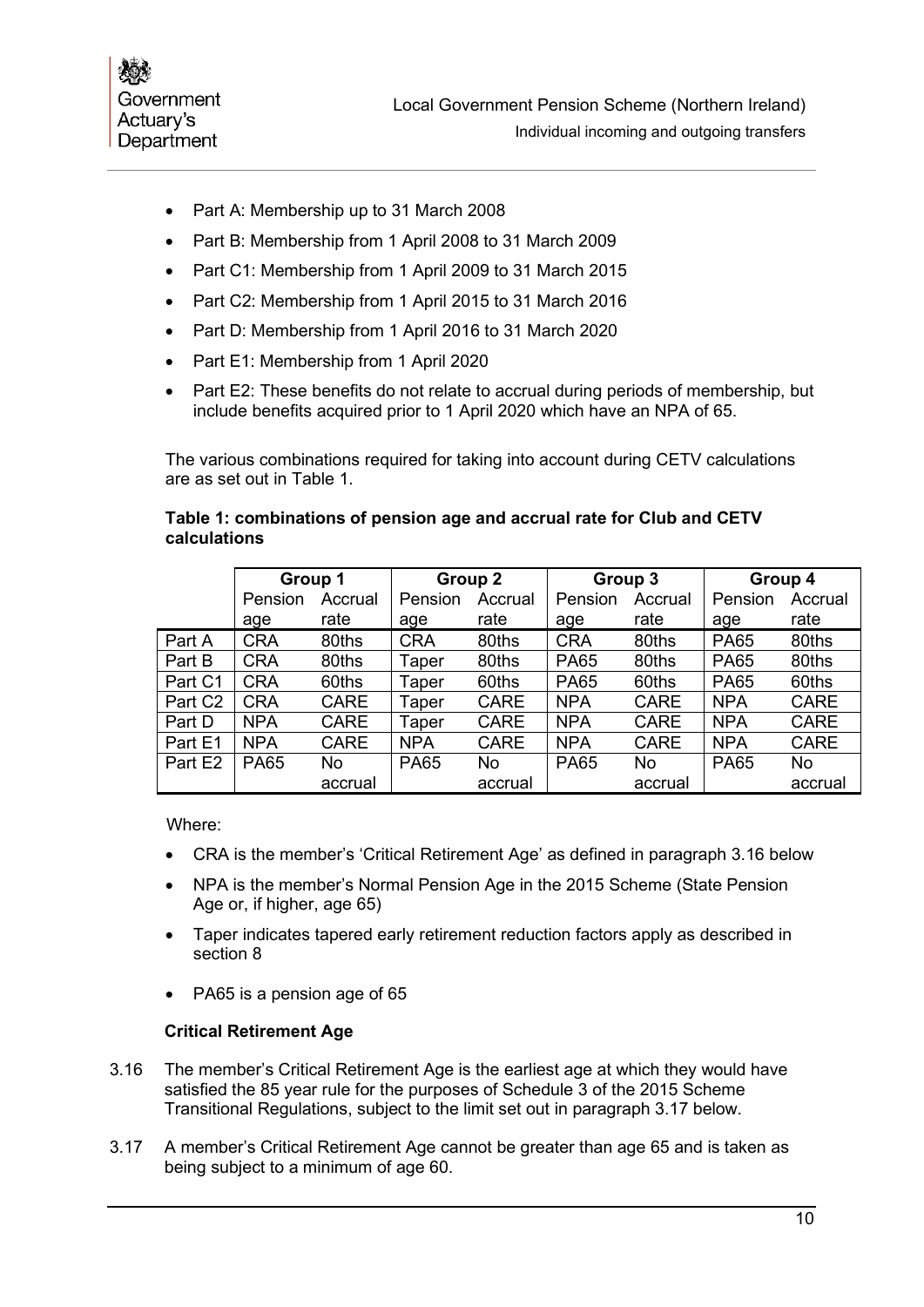- Part A: Membership up to 31 March 2008
- Part B: Membership from 1 April 2008 to 31 March 2009
- Part C1: Membership from 1 April 2009 to 31 March 2015
- Part C2: Membership from 1 April 2015 to 31 March 2016
- Part D: Membership from 1 April 2016 to 31 March 2020
- Part E1: Membership from 1 April 2020
- Part E2: These benefits do not relate to accrual during periods of membership, but include benefits acquired prior to 1 April 2020 which have an NPA of 65.

The various combinations required for taking into account during CETV calculations are as set out in Table 1.

**Table 1: combinations of pension age and accrual rate for Club and CETV calculations**

| | Group 1 | | Group 2 | | Group 3 | | Group 4 | |
|---|---|---|---|---|---|---|---|---|
| | Pension age | Accrual rate | Pension age | Accrual rate | Pension age | Accrual rate | Pension age | Accrual rate |
| Part A | CRA | 80ths | CRA | 80ths | CRA | 80ths | PA65 | 80ths |
| Part B | CRA | 80ths | Taper | 80ths | PA65 | 80ths | PA65 | 80ths |
| Part C1 | CRA | 60ths | Taper | 60ths | PA65 | 60ths | PA65 | 60ths |
| Part C2 | CRA | CARE | Taper | CARE | NPA | CARE | NPA | CARE |
| Part D | NPA | CARE | Taper | CARE | NPA | CARE | NPA | CARE |
| Part E1 | NPA | CARE | NPA | CARE | NPA | CARE | NPA | CARE |
| Part E2 | PA65 | No accrual | PA65 | No accrual | PA65 | No accrual | PA65 | No accrual |

Where:

- CRA is the member's 'Critical Retirement Age' as defined in paragraph 3.16 below
- NPA is the member's Normal Pension Age in the 2015 Scheme (State Pension Age or, if higher, age 65)
- Taper indicates tapered early retirement reduction factors apply as described in section 8
- PA65 is a pension age of 65

**Critical Retirement Age**

3.16 The member's Critical Retirement Age is the earliest age at which they would have satisfied the 85 year rule for the purposes of Schedule 3 of the 2015 Scheme Transitional Regulations, subject to the limit set out in paragraph 3.17 below.

3.17 A member's Critical Retirement Age cannot be greater than age 65 and is taken as being subject to a minimum of age 60.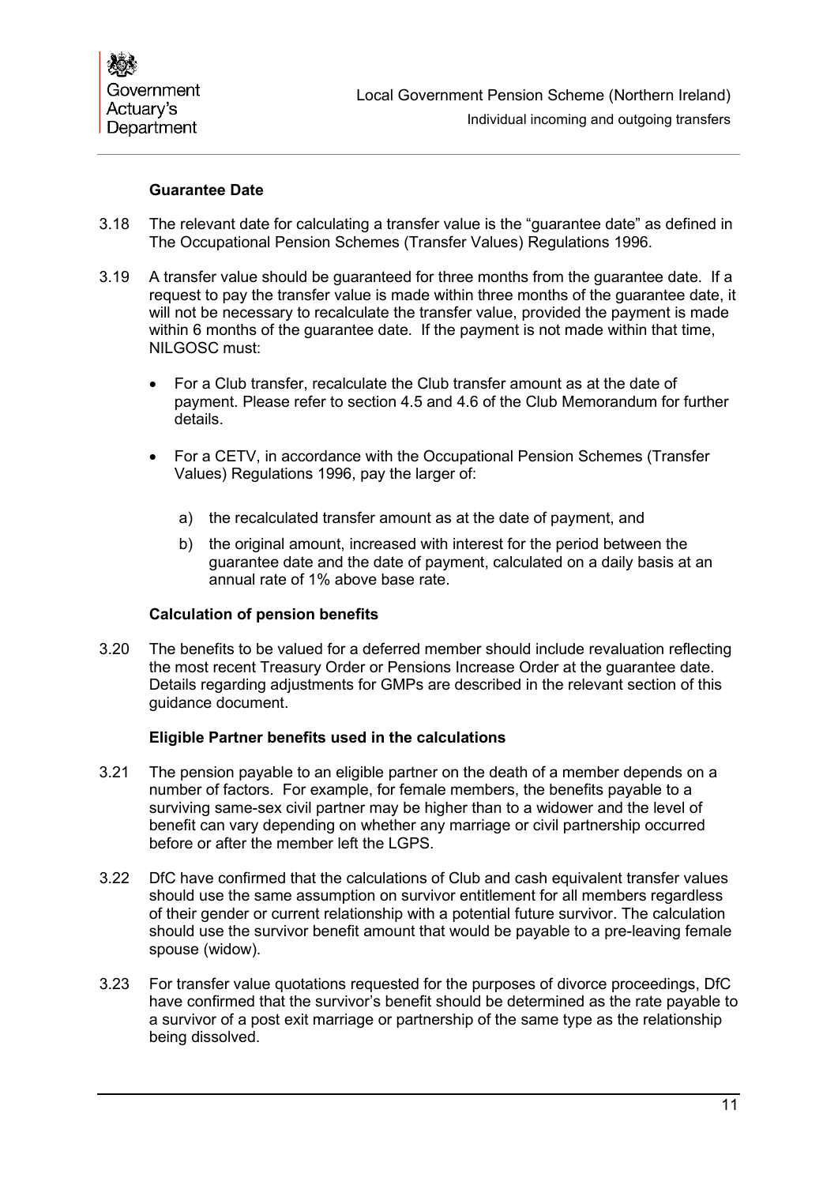### Guarantee Date

3.18 The relevant date for calculating a transfer value is the "guarantee date" as defined in The Occupational Pension Schemes (Transfer Values) Regulations 1996.

3.19 A transfer value should be guaranteed for three months from the guarantee date. If a request to pay the transfer value is made within three months of the guarantee date, it will not be necessary to recalculate the transfer value, provided the payment is made within 6 months of the guarantee date. If the payment is not made within that time, NILGOSC must:

- For a Club transfer, recalculate the Club transfer amount as at the date of payment. Please refer to section 4.5 and 4.6 of the Club Memorandum for further details.
- For a CETV, in accordance with the Occupational Pension Schemes (Transfer Values) Regulations 1996, pay the larger of:
  a) the recalculated transfer amount as at the date of payment, and
  b) the original amount, increased with interest for the period between the guarantee date and the date of payment, calculated on a daily basis at an annual rate of 1% above base rate.

### Calculation of pension benefits

3.20 The benefits to be valued for a deferred member should include revaluation reflecting the most recent Treasury Order or Pensions Increase Order at the guarantee date. Details regarding adjustments for GMPs are described in the relevant section of this guidance document.

### Eligible Partner benefits used in the calculations

3.21 The pension payable to an eligible partner on the death of a member depends on a number of factors. For example, for female members, the benefits payable to a surviving same-sex civil partner may be higher than to a widower and the level of benefit can vary depending on whether any marriage or civil partnership occurred before or after the member left the LGPS.

3.22 DfC have confirmed that the calculations of Club and cash equivalent transfer values should use the same assumption on survivor entitlement for all members regardless of their gender or current relationship with a potential future survivor. The calculation should use the survivor benefit amount that would be payable to a pre-leaving female spouse (widow).

3.23 For transfer value quotations requested for the purposes of divorce proceedings, DfC have confirmed that the survivor's benefit should be determined as the rate payable to a survivor of a post exit marriage or partnership of the same type as the relationship being dissolved.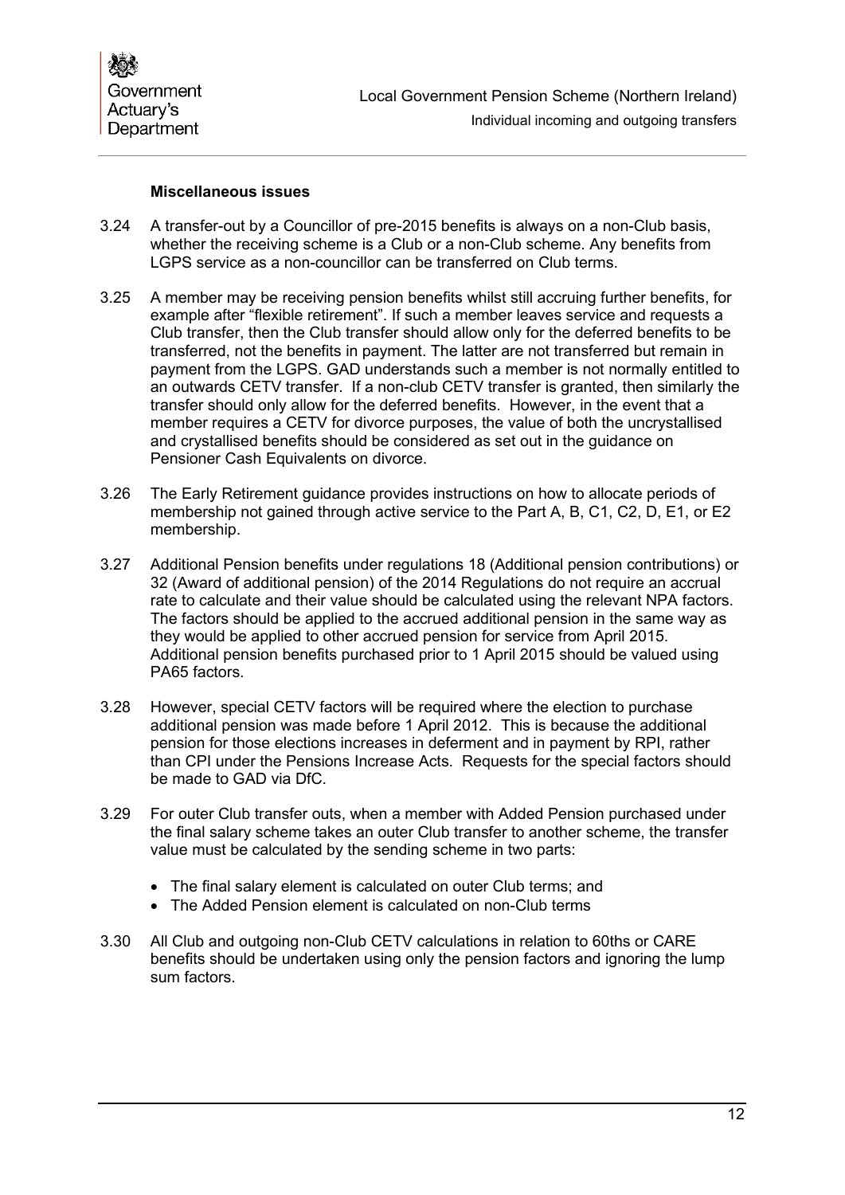### Miscellaneous issues

3.24 A transfer-out by a Councillor of pre-2015 benefits is always on a non-Club basis, whether the receiving scheme is a Club or a non-Club scheme. Any benefits from LGPS service as a non-councillor can be transferred on Club terms.

3.25 A member may be receiving pension benefits whilst still accruing further benefits, for example after "flexible retirement". If such a member leaves service and requests a Club transfer, then the Club transfer should allow only for the deferred benefits to be transferred, not the benefits in payment. The latter are not transferred but remain in payment from the LGPS. GAD understands such a member is not normally entitled to an outwards CETV transfer. If a non-club CETV transfer is granted, then similarly the transfer should only allow for the deferred benefits. However, in the event that a member requires a CETV for divorce purposes, the value of both the uncrystallised and crystallised benefits should be considered as set out in the guidance on Pensioner Cash Equivalents on divorce.

3.26 The Early Retirement guidance provides instructions on how to allocate periods of membership not gained through active service to the Part A, B, C1, C2, D, E1, or E2 membership.

3.27 Additional Pension benefits under regulations 18 (Additional pension contributions) or 32 (Award of additional pension) of the 2014 Regulations do not require an accrual rate to calculate and their value should be calculated using the relevant NPA factors. The factors should be applied to the accrued additional pension in the same way as they would be applied to other accrued pension for service from April 2015. Additional pension benefits purchased prior to 1 April 2015 should be valued using PA65 factors.

3.28 However, special CETV factors will be required where the election to purchase additional pension was made before 1 April 2012. This is because the additional pension for those elections increases in deferment and in payment by RPI, rather than CPI under the Pensions Increase Acts. Requests for the special factors should be made to GAD via DfC.

3.29 For outer Club transfer outs, when a member with Added Pension purchased under the final salary scheme takes an outer Club transfer to another scheme, the transfer value must be calculated by the sending scheme in two parts:

- The final salary element is calculated on outer Club terms; and
- The Added Pension element is calculated on non-Club terms

3.30 All Club and outgoing non-Club CETV calculations in relation to 60ths or CARE benefits should be undertaken using only the pension factors and ignoring the lump sum factors.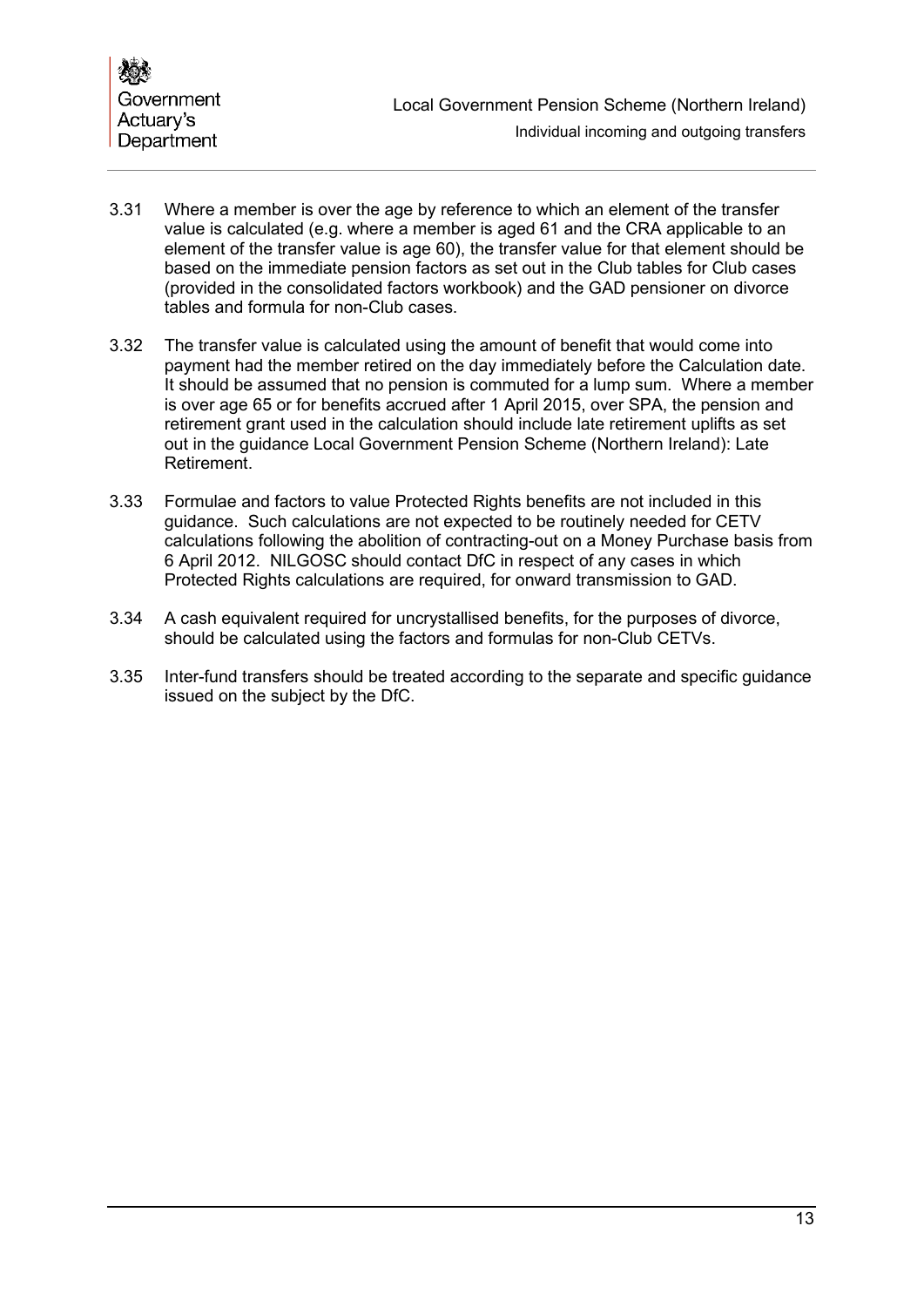3.31 Where a member is over the age by reference to which an element of the transfer value is calculated (e.g. where a member is aged 61 and the CRA applicable to an element of the transfer value is age 60), the transfer value for that element should be based on the immediate pension factors as set out in the Club tables for Club cases (provided in the consolidated factors workbook) and the GAD pensioner on divorce tables and formula for non-Club cases.

3.32 The transfer value is calculated using the amount of benefit that would come into payment had the member retired on the day immediately before the Calculation date. It should be assumed that no pension is commuted for a lump sum. Where a member is over age 65 or for benefits accrued after 1 April 2015, over SPA, the pension and retirement grant used in the calculation should include late retirement uplifts as set out in the guidance Local Government Pension Scheme (Northern Ireland): Late Retirement.

3.33 Formulae and factors to value Protected Rights benefits are not included in this guidance. Such calculations are not expected to be routinely needed for CETV calculations following the abolition of contracting-out on a Money Purchase basis from 6 April 2012. NILGOSC should contact DfC in respect of any cases in which Protected Rights calculations are required, for onward transmission to GAD.

3.34 A cash equivalent required for uncrystallised benefits, for the purposes of divorce, should be calculated using the factors and formulas for non-Club CETVs.

3.35 Inter-fund transfers should be treated according to the separate and specific guidance issued on the subject by the DfC.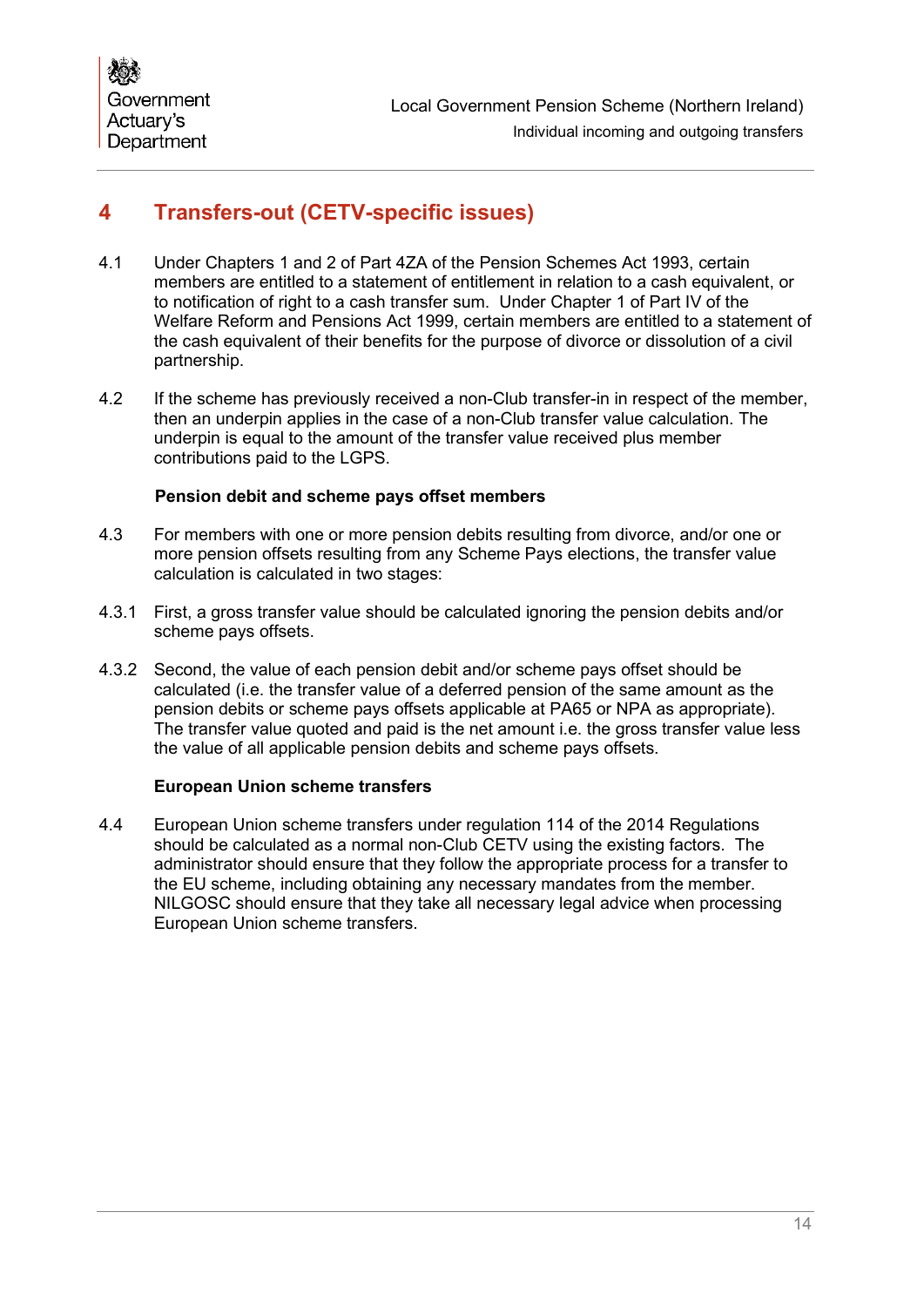# 4 Transfers-out (CETV-specific issues)

4.1 Under Chapters 1 and 2 of Part 4ZA of the Pension Schemes Act 1993, certain members are entitled to a statement of entitlement in relation to a cash equivalent, or to notification of right to a cash transfer sum. Under Chapter 1 of Part IV of the Welfare Reform and Pensions Act 1999, certain members are entitled to a statement of the cash equivalent of their benefits for the purpose of divorce or dissolution of a civil partnership.

4.2 If the scheme has previously received a non-Club transfer-in in respect of the member, then an underpin applies in the case of a non-Club transfer value calculation. The underpin is equal to the amount of the transfer value received plus member contributions paid to the LGPS.

**Pension debit and scheme pays offset members**

4.3 For members with one or more pension debits resulting from divorce, and/or one or more pension offsets resulting from any Scheme Pays elections, the transfer value calculation is calculated in two stages:

4.3.1 First, a gross transfer value should be calculated ignoring the pension debits and/or scheme pays offsets.

4.3.2 Second, the value of each pension debit and/or scheme pays offset should be calculated (i.e. the transfer value of a deferred pension of the same amount as the pension debits or scheme pays offsets applicable at PA65 or NPA as appropriate). The transfer value quoted and paid is the net amount i.e. the gross transfer value less the value of all applicable pension debits and scheme pays offsets.

**European Union scheme transfers**

4.4 European Union scheme transfers under regulation 114 of the 2014 Regulations should be calculated as a normal non-Club CETV using the existing factors. The administrator should ensure that they follow the appropriate process for a transfer to the EU scheme, including obtaining any necessary mandates from the member. NILGOSC should ensure that they take all necessary legal advice when processing European Union scheme transfers.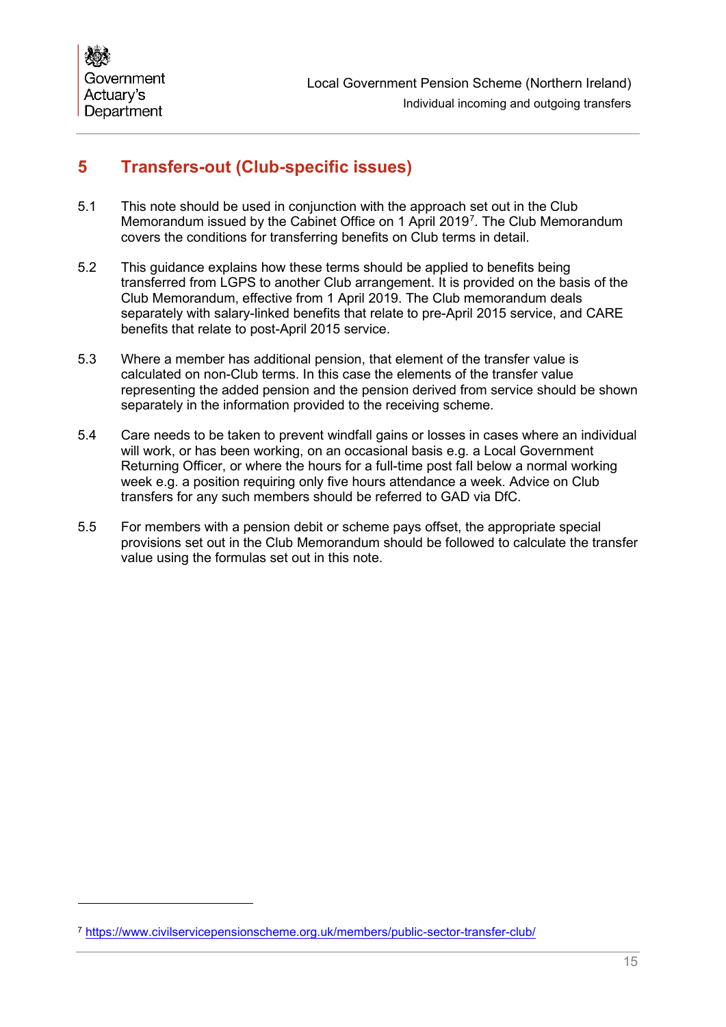# 5 Transfers-out (Club-specific issues)

5.1 This note should be used in conjunction with the approach set out in the Club Memorandum issued by the Cabinet Office on 1 April 2019[7]. The Club Memorandum covers the conditions for transferring benefits on Club terms in detail.

5.2 This guidance explains how these terms should be applied to benefits being transferred from LGPS to another Club arrangement. It is provided on the basis of the Club Memorandum, effective from 1 April 2019. The Club memorandum deals separately with salary-linked benefits that relate to pre-April 2015 service, and CARE benefits that relate to post-April 2015 service.

5.3 Where a member has additional pension, that element of the transfer value is calculated on non-Club terms. In this case the elements of the transfer value representing the added pension and the pension derived from service should be shown separately in the information provided to the receiving scheme.

5.4 Care needs to be taken to prevent windfall gains or losses in cases where an individual will work, or has been working, on an occasional basis e.g. a Local Government Returning Officer, or where the hours for a full-time post fall below a normal working week e.g. a position requiring only five hours attendance a week. Advice on Club transfers for any such members should be referred to GAD via DfC.

5.5 For members with a pension debit or scheme pays offset, the appropriate special provisions set out in the Club Memorandum should be followed to calculate the transfer value using the formulas set out in this note.

[7] https://www.civilservicepensionscheme.org.uk/members/public-sector-transfer-club/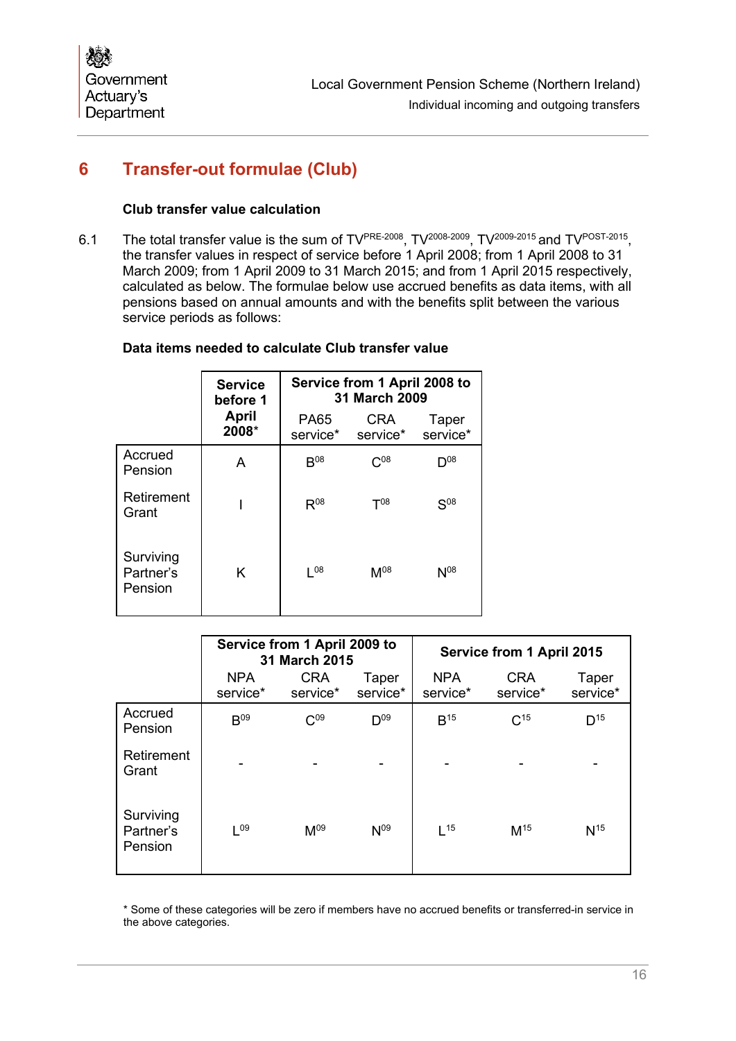# 6 Transfer-out formulae (Club)

### Club transfer value calculation

6.1 The total transfer value is the sum of $TV^{PRE\text{-}2008}$, $TV^{2008\text{-}2009}$, $TV^{2009\text{-}2015}$ and $TV^{POST\text{-}2015}$, the transfer values in respect of service before 1 April 2008; from 1 April 2008 to 31 March 2009; from 1 April 2009 to 31 March 2015; and from 1 April 2015 respectively, calculated as below. The formulae below use accrued benefits as data items, with all pensions based on annual amounts and with the benefits split between the various service periods as follows:

### Data items needed to calculate Club transfer value

| | Service before 1 April 2008* | Service from 1 April 2008 to 31 March 2009 | | |
|---|---|---|---|---|
| | | PA65 service* | CRA service* | Taper service* |
| Accrued Pension | A | $B^{08}$ | $C^{08}$ | $D^{08}$ |
| Retirement Grant | I | $R^{08}$ | $T^{08}$ | $S^{08}$ |
| Surviving Partner's Pension | K | $L^{08}$ | $M^{08}$ | $N^{08}$ |

| | Service from 1 April 2009 to 31 March 2015 | | | Service from 1 April 2015 | | |
|---|---|---|---|---|---|---|
| | NPA service* | CRA service* | Taper service* | NPA service* | CRA service* | Taper service* |
| Accrued Pension | $B^{09}$ | $C^{09}$ | $D^{09}$ | $B^{15}$ | $C^{15}$ | $D^{15}$ |
| Retirement Grant | - | - | - | - | - | - |
| Surviving Partner's Pension | $L^{09}$ | $M^{09}$ | $N^{09}$ | $L^{15}$ | $M^{15}$ | $N^{15}$ |

\* Some of these categories will be zero if members have no accrued benefits or transferred-in service in the above categories.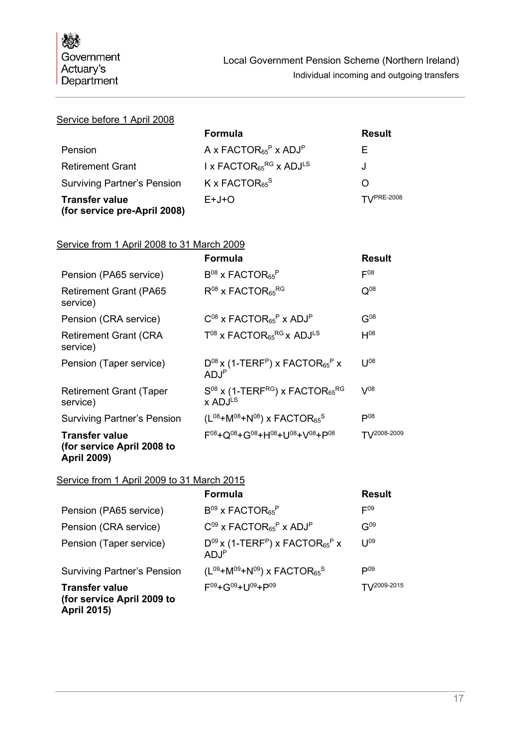Service before 1 April 2008

| | Formula | Result |
|---|---|---|
| Pension | $A \times FACTOR_{65}^{P} \times ADJ^{P}$ | E |
| Retirement Grant | $I \times FACTOR_{65}^{RG} \times ADJ^{LS}$ | J |
| Surviving Partner's Pension | $K \times FACTOR_{65}^{S}$ | O |
| **Transfer value (for service pre-April 2008)** | E+J+O | $TV^{PRE\text{-}2008}$ |

Service from 1 April 2008 to 31 March 2009

| | Formula | Result |
|---|---|---|
| Pension (PA65 service) | $B^{08} \times FACTOR_{65}^{P}$ | $F^{08}$ |
| Retirement Grant (PA65 service) | $R^{08} \times FACTOR_{65}^{RG}$ | $Q^{08}$ |
| Pension (CRA service) | $C^{08} \times FACTOR_{65}^{P} \times ADJ^{P}$ | $G^{08}$ |
| Retirement Grant (CRA service) | $T^{08} \times FACTOR_{65}^{RG} \times ADJ^{LS}$ | $H^{08}$ |
| Pension (Taper service) | $D^{08} \times (1\text{-}TERF^{P}) \times FACTOR_{65}^{P} \times ADJ^{P}$ | $U^{08}$ |
| Retirement Grant (Taper service) | $S^{08} \times (1\text{-}TERF^{RG}) \times FACTOR_{65}^{RG} \times ADJ^{LS}$ | $V^{08}$ |
| Surviving Partner's Pension | $(L^{08}+M^{08}+N^{08}) \times FACTOR_{65}^{S}$ | $P^{08}$ |
| **Transfer value (for service April 2008 to April 2009)** | $F^{08}+Q^{08}+G^{08}+H^{08}+U^{08}+V^{08}+P^{08}$ | $TV^{2008\text{-}2009}$ |

Service from 1 April 2009 to 31 March 2015

| | Formula | Result |
|---|---|---|
| Pension (PA65 service) | $B^{09} \times FACTOR_{65}^{P}$ | $F^{09}$ |
| Pension (CRA service) | $C^{09} \times FACTOR_{65}^{P} \times ADJ^{P}$ | $G^{09}$ |
| Pension (Taper service) | $D^{09} \times (1\text{-}TERF^{P}) \times FACTOR_{65}^{P} \times ADJ^{P}$ | $U^{09}$ |
| Surviving Partner's Pension | $(L^{09}+M^{09}+N^{09}) \times FACTOR_{65}^{S}$ | $P^{09}$ |
| **Transfer value (for service April 2009 to April 2015)** | $F^{09}+G^{09}+U^{09}+P^{09}$ | $TV^{2009\text{-}2015}$ |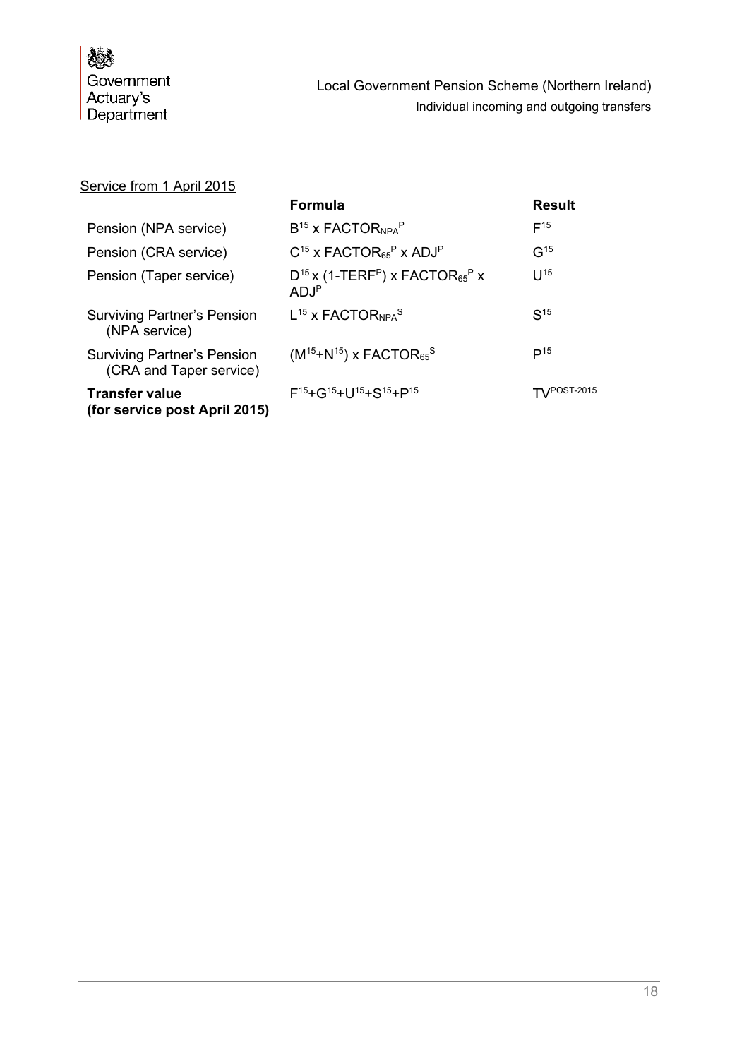Service from 1 April 2015

| | Formula | Result |
|---|---|---|
| Pension (NPA service) | $B^{15} \times FACTOR_{NPA}^{P}$ | $F^{15}$ |
| Pension (CRA service) | $C^{15} \times FACTOR_{65}^{P} \times ADJ^{P}$ | $G^{15}$ |
| Pension (Taper service) | $D^{15} \times (1\text{-}TERF^{P}) \times FACTOR_{65}^{P} \times ADJ^{P}$ | $U^{15}$ |
| Surviving Partner's Pension (NPA service) | $L^{15} \times FACTOR_{NPA}^{S}$ | $S^{15}$ |
| Surviving Partner's Pension (CRA and Taper service) | $(M^{15}+N^{15}) \times FACTOR_{65}^{S}$ | $P^{15}$ |
| **Transfer value (for service post April 2015)** | $F^{15}+G^{15}+U^{15}+S^{15}+P^{15}$ | $TV^{POST\text{-}2015}$ |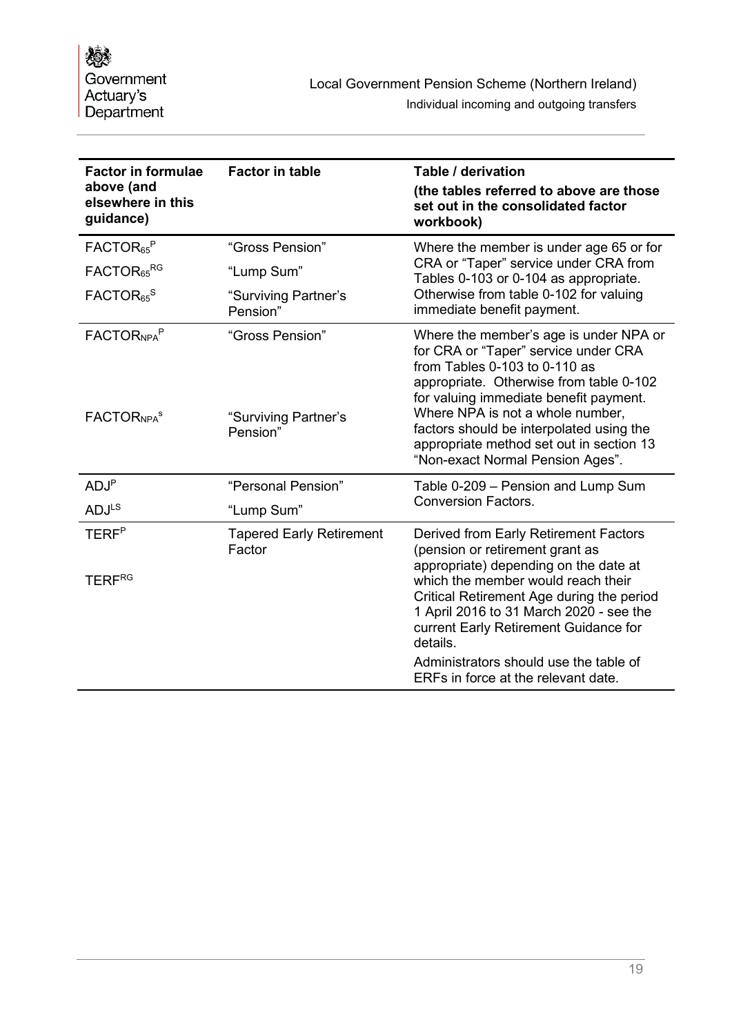| Factor in formulae above (and elsewhere in this guidance) | Factor in table | Table / derivation (the tables referred to above are those set out in the consolidated factor workbook) |
|---|---|---|
| $FACTOR_{65}^{P}$<br>$FACTOR_{65}^{RG}$<br>$FACTOR_{65}^{S}$ | "Gross Pension"<br>"Lump Sum"<br>"Surviving Partner's Pension" | Where the member is under age 65 or for CRA or "Taper" service under CRA from Tables 0-103 or 0-104 as appropriate. Otherwise from table 0-102 for valuing immediate benefit payment. |
| $FACTOR_{NPA}^{P}$<br>$FACTOR_{NPA}^{s}$ | "Gross Pension"<br>"Surviving Partner's Pension" | Where the member's age is under NPA or for CRA or "Taper" service under CRA from Tables 0-103 to 0-110 as appropriate. Otherwise from table 0-102 for valuing immediate benefit payment. Where NPA is not a whole number, factors should be interpolated using the appropriate method set out in section 13 "Non-exact Normal Pension Ages". |
| $ADJ^{P}$<br>$ADJ^{LS}$ | "Personal Pension"<br>"Lump Sum" | Table 0-209 – Pension and Lump Sum Conversion Factors. |
| $TERF^{P}$<br>$TERF^{RG}$ | Tapered Early Retirement Factor | Derived from Early Retirement Factors (pension or retirement grant as appropriate) depending on the date at which the member would reach their Critical Retirement Age during the period 1 April 2016 to 31 March 2020 - see the current Early Retirement Guidance for details.<br>Administrators should use the table of ERFs in force at the relevant date. |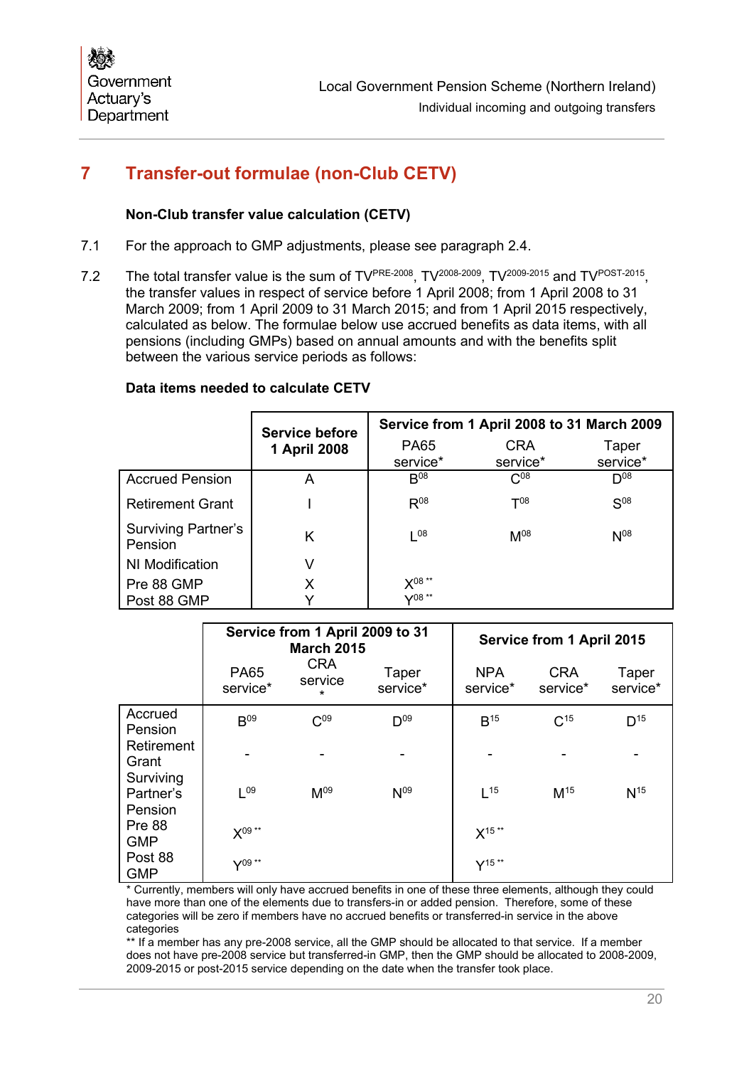# 7 Transfer-out formulae (non-Club CETV)

### Non-Club transfer value calculation (CETV)

7.1 For the approach to GMP adjustments, please see paragraph 2.4.

7.2 The total transfer value is the sum of $TV^{PRE\text{-}2008}$, $TV^{2008\text{-}2009}$, $TV^{2009\text{-}2015}$ and $TV^{POST\text{-}2015}$, the transfer values in respect of service before 1 April 2008; from 1 April 2008 to 31 March 2009; from 1 April 2009 to 31 March 2015; and from 1 April 2015 respectively, calculated as below. The formulae below use accrued benefits as data items, with all pensions (including GMPs) based on annual amounts and with the benefits split between the various service periods as follows:

### Data items needed to calculate CETV

| | Service before 1 April 2008 | Service from 1 April 2008 to 31 March 2009 | | |
|---|---|---|---|---|
| | | PA65 service* | CRA service* | Taper service* |
| Accrued Pension | A | $B^{08}$ | $C^{08}$ | $D^{08}$ |
| Retirement Grant | I | $R^{08}$ | $T^{08}$ | $S^{08}$ |
| Surviving Partner's Pension | K | $L^{08}$ | $M^{08}$ | $N^{08}$ |
| NI Modification | V | | | |
| Pre 88 GMP | X | $X^{08}$ ** | | |
| Post 88 GMP | Y | $Y^{08}$ ** | | |

| | Service from 1 April 2009 to 31 March 2015 | | | Service from 1 April 2015 | | |
|---|---|---|---|---|---|---|
| | PA65 service* | CRA service* | Taper service* | NPA service* | CRA service* | Taper service* |
| Accrued Pension | $B^{09}$ | $C^{09}$ | $D^{09}$ | $B^{15}$ | $C^{15}$ | $D^{15}$ |
| Retirement Grant | - | - | - | - | - | - |
| Surviving Partner's Pension | $L^{09}$ | $M^{09}$ | $N^{09}$ | $L^{15}$ | $M^{15}$ | $N^{15}$ |
| Pre 88 GMP | $X^{09}$ ** | | | $X^{15}$ ** | | |
| Post 88 GMP | $Y^{09}$ ** | | | $Y^{15}$ ** | | |

\* Currently, members will only have accrued benefits in one of these three elements, although they could have more than one of the elements due to transfers-in or added pension. Therefore, some of these categories will be zero if members have no accrued benefits or transferred-in service in the above categories

\*\* If a member has any pre-2008 service, all the GMP should be allocated to that service. If a member does not have pre-2008 service but transferred-in GMP, then the GMP should be allocated to 2008-2009, 2009-2015 or post-2015 service depending on the date when the transfer took place.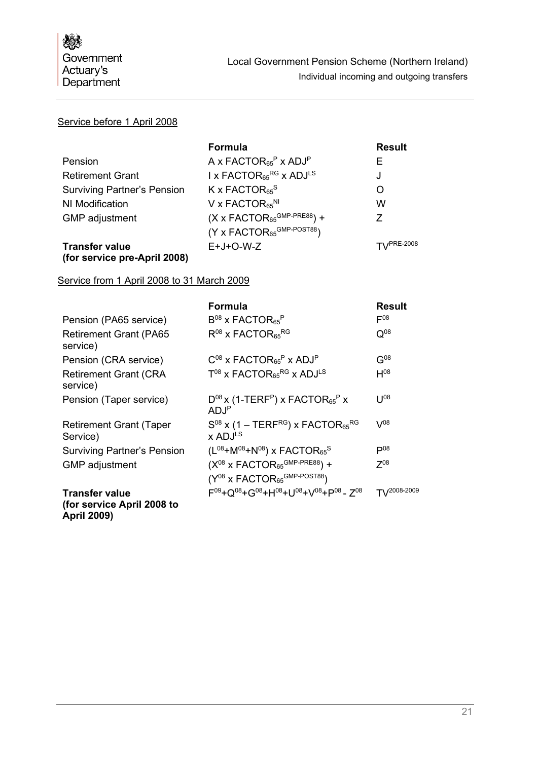Service before 1 April 2008

| | Formula | Result |
|---|---|---|
| Pension | $A \times FACTOR_{65}^{P} \times ADJ^{P}$ | E |
| Retirement Grant | $I \times FACTOR_{65}^{RG} \times ADJ^{LS}$ | J |
| Surviving Partner's Pension | $K \times FACTOR_{65}^{S}$ | O |
| NI Modification | $V \times FACTOR_{65}^{NI}$ | W |
| GMP adjustment | $(X \times FACTOR_{65}^{GMP\text{-}PRE88}) + (Y \times FACTOR_{65}^{GMP\text{-}POST88})$ | Z |
| **Transfer value (for service pre-April 2008)** | $E+J+O-W-Z$ | $TV^{PRE\text{-}2008}$ |

Service from 1 April 2008 to 31 March 2009

| | Formula | Result |
|---|---|---|
| Pension (PA65 service) | $B^{08} \times FACTOR_{65}^{P}$ | $F^{08}$ |
| Retirement Grant (PA65 service) | $R^{08} \times FACTOR_{65}^{RG}$ | $Q^{08}$ |
| Pension (CRA service) | $C^{08} \times FACTOR_{65}^{P} \times ADJ^{P}$ | $G^{08}$ |
| Retirement Grant (CRA service) | $T^{08} \times FACTOR_{65}^{RG} \times ADJ^{LS}$ | $H^{08}$ |
| Pension (Taper service) | $D^{08} \times (1\text{-}TERF^{P}) \times FACTOR_{65}^{P} \times ADJ^{P}$ | $U^{08}$ |
| Retirement Grant (Taper Service) | $S^{08} \times (1 - TERF^{RG}) \times FACTOR_{65}^{RG} \times ADJ^{LS}$ | $V^{08}$ |
| Surviving Partner's Pension | $(L^{08}+M^{08}+N^{08}) \times FACTOR_{65}^{S}$ | $P^{08}$ |
| GMP adjustment | $(X^{08} \times FACTOR_{65}^{GMP\text{-}PRE88}) + (Y^{08} \times FACTOR_{65}^{GMP\text{-}POST88})$ | $Z^{08}$ |
| **Transfer value (for service April 2008 to April 2009)** | $F^{09}+Q^{08}+G^{08}+H^{08}+U^{08}+V^{08}+P^{08} - Z^{08}$ | $TV^{2008\text{-}2009}$ |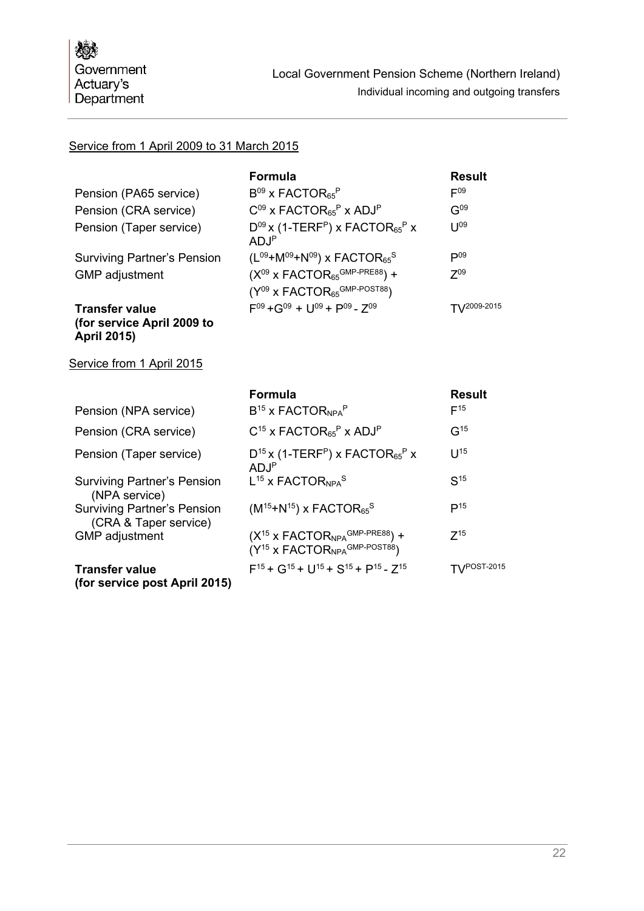Service from 1 April 2009 to 31 March 2015

| | Formula | Result |
|---|---|---|
| Pension (PA65 service) | $B^{09} \times FACTOR_{65}^{P}$ | $F^{09}$ |
| Pension (CRA service) | $C^{09} \times FACTOR_{65}^{P} \times ADJ^{P}$ | $G^{09}$ |
| Pension (Taper service) | $D^{09} \times (1\text{-}TERF^{P}) \times FACTOR_{65}^{P} \times ADJ^{P}$ | $U^{09}$ |
| Surviving Partner's Pension | $(L^{09}+M^{09}+N^{09}) \times FACTOR_{65}^{S}$ | $P^{09}$ |
| GMP adjustment | $(X^{09} \times FACTOR_{65}^{GMP\text{-}PRE88}) + (Y^{09} \times FACTOR_{65}^{GMP\text{-}POST88})$ | $Z^{09}$ |
| **Transfer value (for service April 2009 to April 2015)** | $F^{09} + G^{09} + U^{09} + P^{09} - Z^{09}$ | $TV^{2009\text{-}2015}$ |

Service from 1 April 2015

| | Formula | Result |
|---|---|---|
| Pension (NPA service) | $B^{15} \times FACTOR_{NPA}^{P}$ | $F^{15}$ |
| Pension (CRA service) | $C^{15} \times FACTOR_{65}^{P} \times ADJ^{P}$ | $G^{15}$ |
| Pension (Taper service) | $D^{15} \times (1\text{-}TERF^{P}) \times FACTOR_{65}^{P} \times ADJ^{P}$ | $U^{15}$ |
| Surviving Partner's Pension (NPA service) | $L^{15} \times FACTOR_{NPA}^{S}$ | $S^{15}$ |
| Surviving Partner's Pension (CRA & Taper service) | $(M^{15}+N^{15}) \times FACTOR_{65}^{S}$ | $P^{15}$ |
| GMP adjustment | $(X^{15} \times FACTOR_{NPA}^{GMP\text{-}PRE88}) + (Y^{15} \times FACTOR_{NPA}^{GMP\text{-}POST88})$ | $Z^{15}$ |
| **Transfer value (for service post April 2015)** | $F^{15} + G^{15} + U^{15} + S^{15} + P^{15} - Z^{15}$ | $TV^{POST\text{-}2015}$ |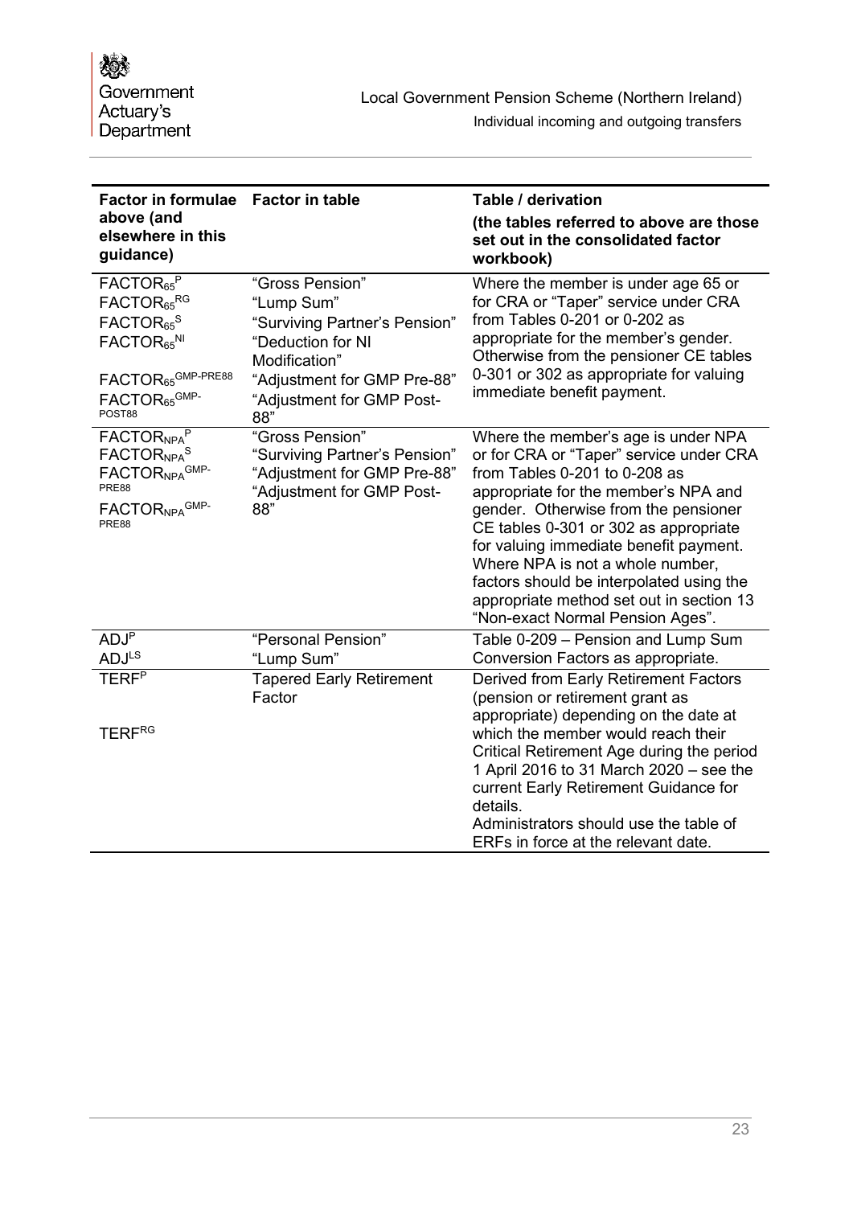| Factor in formulae above (and elsewhere in this guidance) | Factor in table | Table / derivation (the tables referred to above are those set out in the consolidated factor workbook) |
|---|---|---|
| $FACTOR_{65}^{P}$<br>$FACTOR_{65}^{RG}$<br>$FACTOR_{65}^{S}$<br>$FACTOR_{65}^{NI}$<br>$FACTOR_{65}^{GMP\text{-}PRE88}$<br>$FACTOR_{65}^{GMP\text{-}POST88}$ | "Gross Pension"<br>"Lump Sum"<br>"Surviving Partner's Pension"<br>"Deduction for NI Modification"<br>"Adjustment for GMP Pre-88"<br>"Adjustment for GMP Post-88" | Where the member is under age 65 or for CRA or "Taper" service under CRA from Tables 0-201 or 0-202 as appropriate for the member's gender. Otherwise from the pensioner CE tables 0-301 or 302 as appropriate for valuing immediate benefit payment. |
| $FACTOR_{NPA}^{P}$<br>$FACTOR_{NPA}^{S}$<br>$FACTOR_{NPA}^{GMP\text{-}PRE88}$<br>$FACTOR_{NPA}^{GMP\text{-}PRE88}$ | "Gross Pension"<br>"Surviving Partner's Pension"<br>"Adjustment for GMP Pre-88"<br>"Adjustment for GMP Post-88" | Where the member's age is under NPA or for CRA or "Taper" service under CRA from Tables 0-201 to 0-208 as appropriate for the member's NPA and gender. Otherwise from the pensioner CE tables 0-301 or 302 as appropriate for valuing immediate benefit payment. Where NPA is not a whole number, factors should be interpolated using the appropriate method set out in section 13 "Non-exact Normal Pension Ages". |
| $ADJ^{P}$<br>$ADJ^{LS}$ | "Personal Pension"<br>"Lump Sum" | Table 0-209 – Pension and Lump Sum Conversion Factors as appropriate. |
| $TERF^{P}$<br><br>$TERF^{RG}$ | Tapered Early Retirement Factor | Derived from Early Retirement Factors (pension or retirement grant as appropriate) depending on the date at which the member would reach their Critical Retirement Age during the period 1 April 2016 to 31 March 2020 – see the current Early Retirement Guidance for details.<br>Administrators should use the table of ERFs in force at the relevant date. |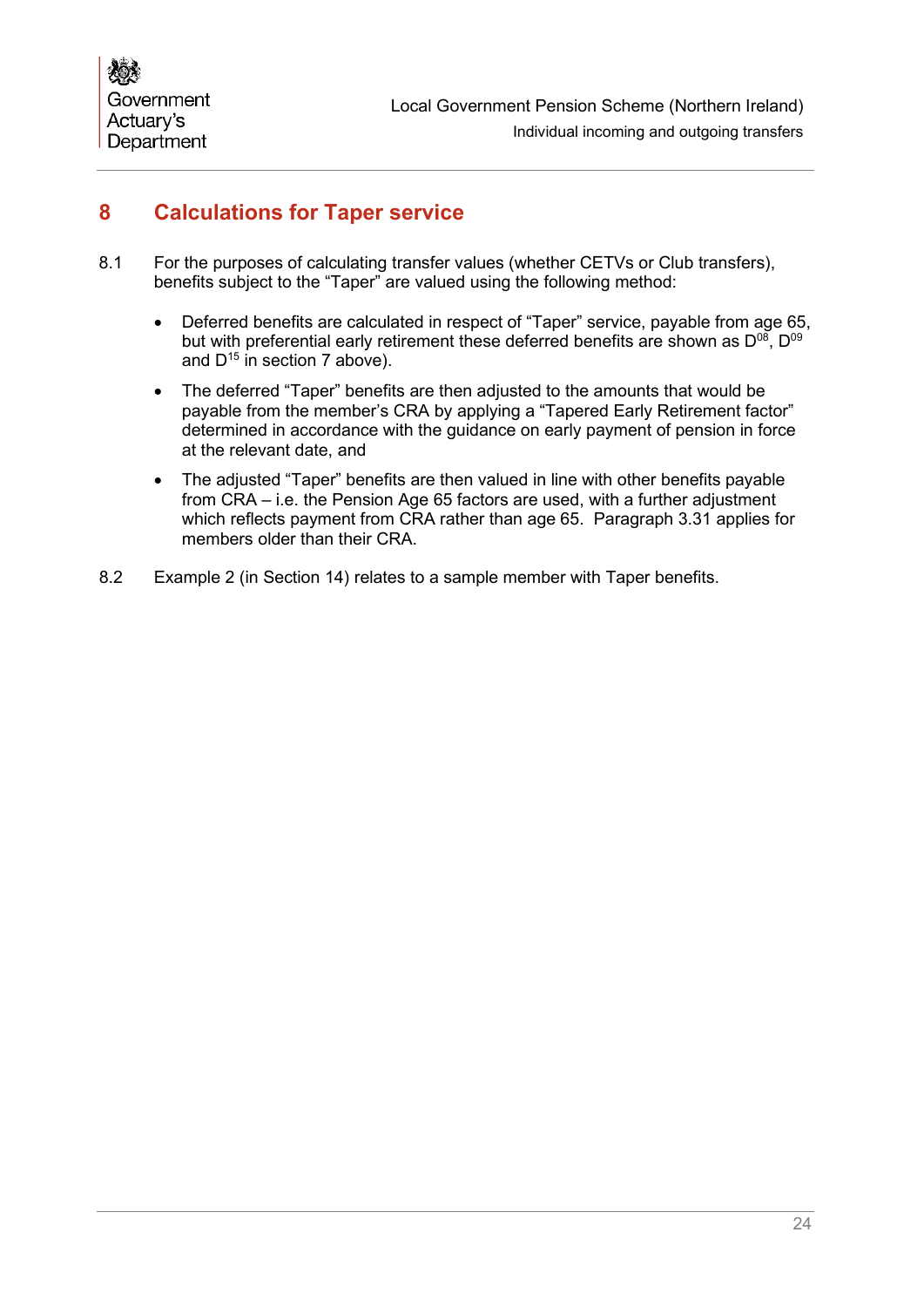# 8 Calculations for Taper service

8.1 For the purposes of calculating transfer values (whether CETVs or Club transfers), benefits subject to the "Taper" are valued using the following method:

- Deferred benefits are calculated in respect of "Taper" service, payable from age 65, but with preferential early retirement these deferred benefits are shown as $D^{08}$, $D^{09}$ and $D^{15}$ in section 7 above).
- The deferred "Taper" benefits are then adjusted to the amounts that would be payable from the member's CRA by applying a "Tapered Early Retirement factor" determined in accordance with the guidance on early payment of pension in force at the relevant date, and
- The adjusted "Taper" benefits are then valued in line with other benefits payable from CRA – i.e. the Pension Age 65 factors are used, with a further adjustment which reflects payment from CRA rather than age 65. Paragraph 3.31 applies for members older than their CRA.

8.2 Example 2 (in Section 14) relates to a sample member with Taper benefits.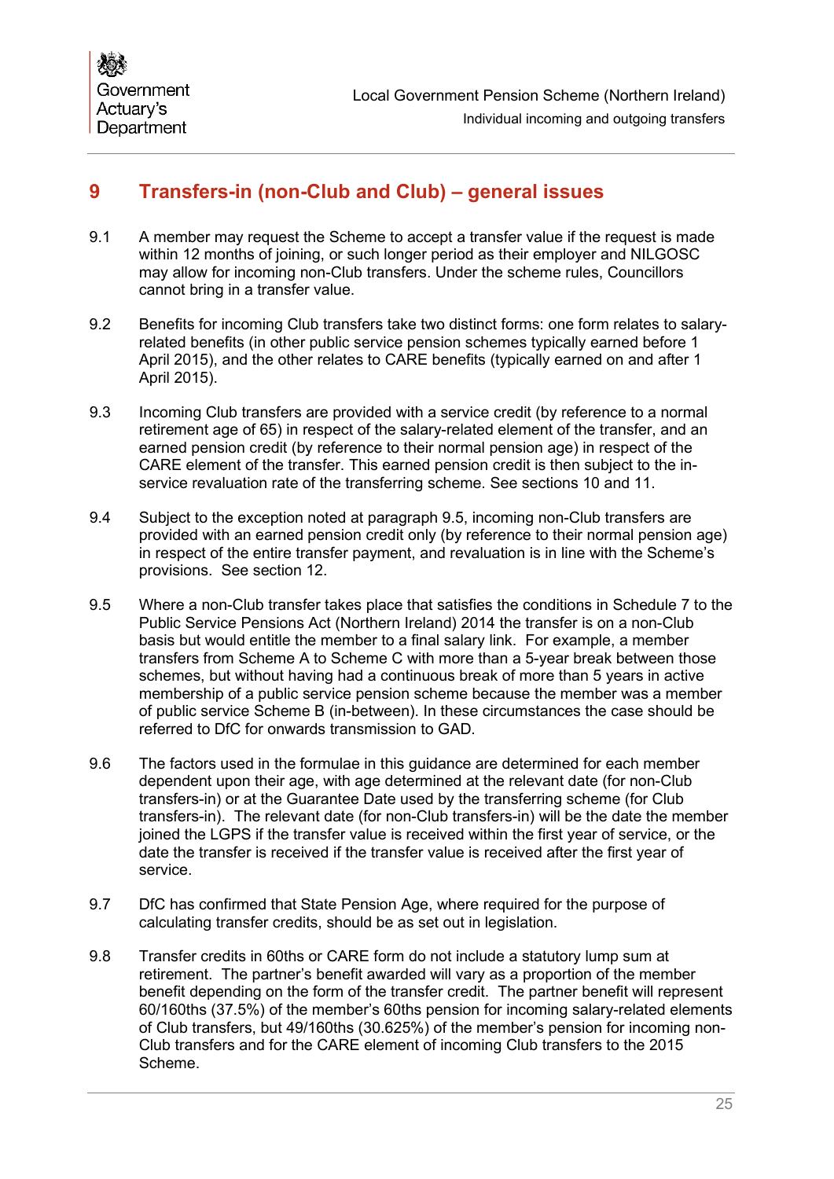# 9 Transfers-in (non-Club and Club) – general issues

9.1 A member may request the Scheme to accept a transfer value if the request is made within 12 months of joining, or such longer period as their employer and NILGOSC may allow for incoming non-Club transfers. Under the scheme rules, Councillors cannot bring in a transfer value.

9.2 Benefits for incoming Club transfers take two distinct forms: one form relates to salary-related benefits (in other public service pension schemes typically earned before 1 April 2015), and the other relates to CARE benefits (typically earned on and after 1 April 2015).

9.3 Incoming Club transfers are provided with a service credit (by reference to a normal retirement age of 65) in respect of the salary-related element of the transfer, and an earned pension credit (by reference to their normal pension age) in respect of the CARE element of the transfer. This earned pension credit is then subject to the in-service revaluation rate of the transferring scheme. See sections 10 and 11.

9.4 Subject to the exception noted at paragraph 9.5, incoming non-Club transfers are provided with an earned pension credit only (by reference to their normal pension age) in respect of the entire transfer payment, and revaluation is in line with the Scheme's provisions. See section 12.

9.5 Where a non-Club transfer takes place that satisfies the conditions in Schedule 7 to the Public Service Pensions Act (Northern Ireland) 2014 the transfer is on a non-Club basis but would entitle the member to a final salary link. For example, a member transfers from Scheme A to Scheme C with more than a 5-year break between those schemes, but without having had a continuous break of more than 5 years in active membership of a public service pension scheme because the member was a member of public service Scheme B (in-between). In these circumstances the case should be referred to DfC for onwards transmission to GAD.

9.6 The factors used in the formulae in this guidance are determined for each member dependent upon their age, with age determined at the relevant date (for non-Club transfers-in) or at the Guarantee Date used by the transferring scheme (for Club transfers-in). The relevant date (for non-Club transfers-in) will be the date the member joined the LGPS if the transfer value is received within the first year of service, or the date the transfer is received if the transfer value is received after the first year of service.

9.7 DfC has confirmed that State Pension Age, where required for the purpose of calculating transfer credits, should be as set out in legislation.

9.8 Transfer credits in 60ths or CARE form do not include a statutory lump sum at retirement. The partner's benefit awarded will vary as a proportion of the member benefit depending on the form of the transfer credit. The partner benefit will represent 60/160ths (37.5%) of the member's 60ths pension for incoming salary-related elements of Club transfers, but 49/160ths (30.625%) of the member's pension for incoming non-Club transfers and for the CARE element of incoming Club transfers to the 2015 Scheme.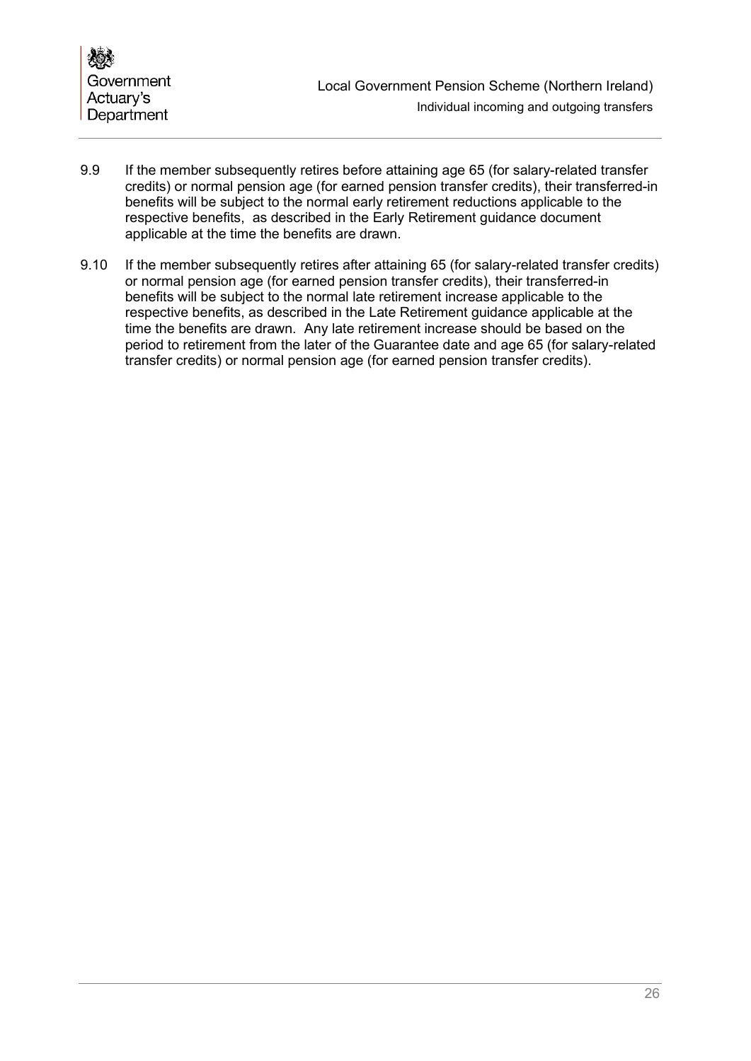9.9 If the member subsequently retires before attaining age 65 (for salary-related transfer credits) or normal pension age (for earned pension transfer credits), their transferred-in benefits will be subject to the normal early retirement reductions applicable to the respective benefits, as described in the Early Retirement guidance document applicable at the time the benefits are drawn.

9.10 If the member subsequently retires after attaining 65 (for salary-related transfer credits) or normal pension age (for earned pension transfer credits), their transferred-in benefits will be subject to the normal late retirement increase applicable to the respective benefits, as described in the Late Retirement guidance applicable at the time the benefits are drawn. Any late retirement increase should be based on the period to retirement from the later of the Guarantee date and age 65 (for salary-related transfer credits) or normal pension age (for earned pension transfer credits).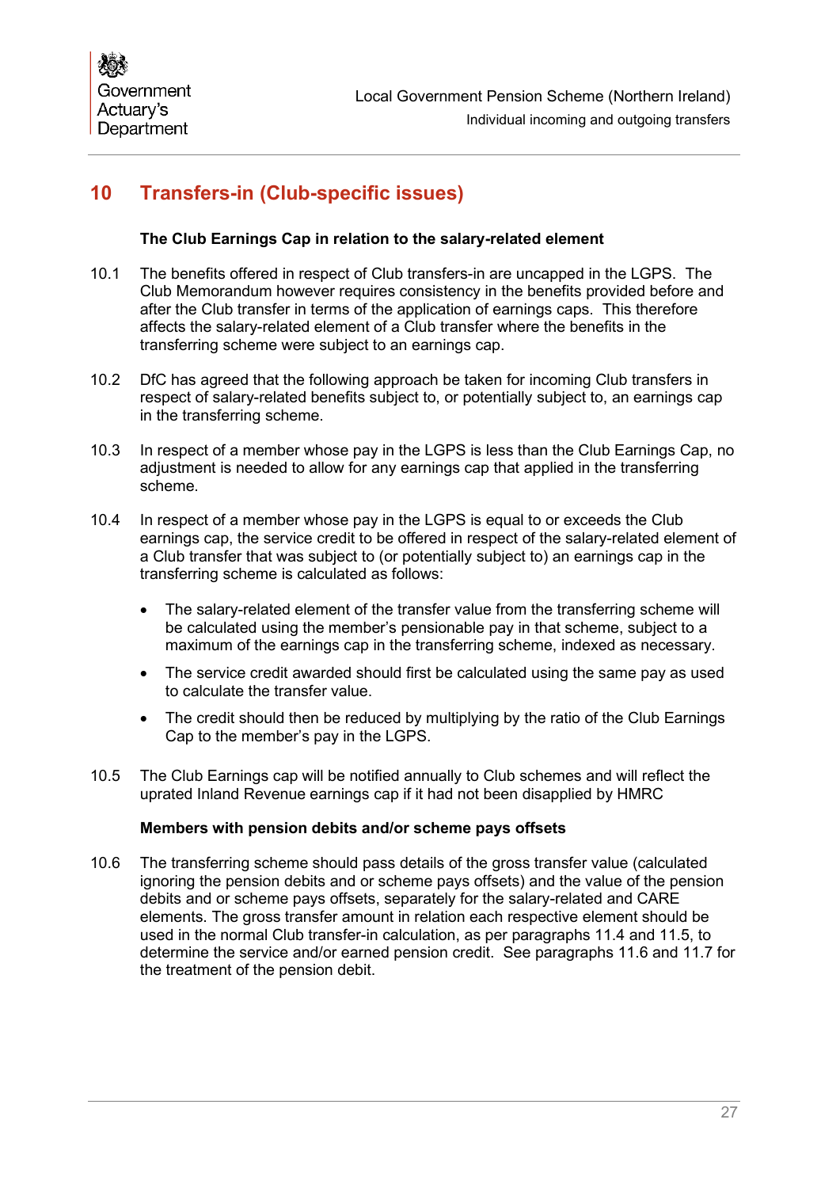## 10 Transfers-in (Club-specific issues)

**The Club Earnings Cap in relation to the salary-related element**

10.1 The benefits offered in respect of Club transfers-in are uncapped in the LGPS. The Club Memorandum however requires consistency in the benefits provided before and after the Club transfer in terms of the application of earnings caps. This therefore affects the salary-related element of a Club transfer where the benefits in the transferring scheme were subject to an earnings cap.

10.2 DfC has agreed that the following approach be taken for incoming Club transfers in respect of salary-related benefits subject to, or potentially subject to, an earnings cap in the transferring scheme.

10.3 In respect of a member whose pay in the LGPS is less than the Club Earnings Cap, no adjustment is needed to allow for any earnings cap that applied in the transferring scheme.

10.4 In respect of a member whose pay in the LGPS is equal to or exceeds the Club earnings cap, the service credit to be offered in respect of the salary-related element of a Club transfer that was subject to (or potentially subject to) an earnings cap in the transferring scheme is calculated as follows:

- The salary-related element of the transfer value from the transferring scheme will be calculated using the member's pensionable pay in that scheme, subject to a maximum of the earnings cap in the transferring scheme, indexed as necessary.
- The service credit awarded should first be calculated using the same pay as used to calculate the transfer value.
- The credit should then be reduced by multiplying by the ratio of the Club Earnings Cap to the member's pay in the LGPS.

10.5 The Club Earnings cap will be notified annually to Club schemes and will reflect the uprated Inland Revenue earnings cap if it had not been disapplied by HMRC

**Members with pension debits and/or scheme pays offsets**

10.6 The transferring scheme should pass details of the gross transfer value (calculated ignoring the pension debits and or scheme pays offsets) and the value of the pension debits and or scheme pays offsets, separately for the salary-related and CARE elements. The gross transfer amount in relation each respective element should be used in the normal Club transfer-in calculation, as per paragraphs 11.4 and 11.5, to determine the service and/or earned pension credit. See paragraphs 11.6 and 11.7 for the treatment of the pension debit.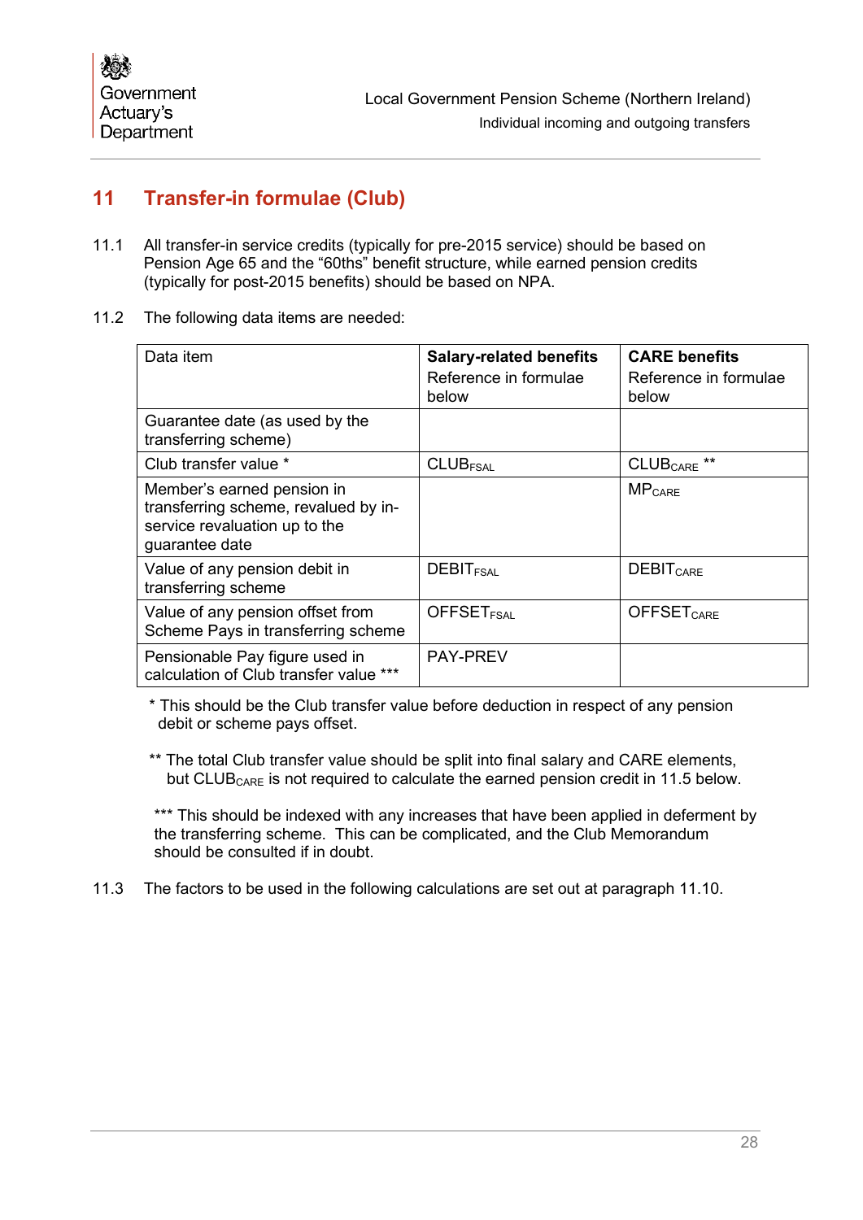## 11 Transfer-in formulae (Club)

11.1 All transfer-in service credits (typically for pre-2015 service) should be based on Pension Age 65 and the “60ths” benefit structure, while earned pension credits (typically for post-2015 benefits) should be based on NPA.

11.2 The following data items are needed:

| Data item | **Salary-related benefits** Reference in formulae below | **CARE benefits** Reference in formulae below |
|---|---|---|
| Guarantee date (as used by the transferring scheme) | | |
| Club transfer value * | $CLUB_{FSAL}$ | $CLUB_{CARE}$ ** |
| Member’s earned pension in transferring scheme, revalued by in-service revaluation up to the guarantee date | | $MP_{CARE}$ |
| Value of any pension debit in transferring scheme | $DEBIT_{FSAL}$ | $DEBIT_{CARE}$ |
| Value of any pension offset from Scheme Pays in transferring scheme | $OFFSET_{FSAL}$ | $OFFSET_{CARE}$ |
| Pensionable Pay figure used in calculation of Club transfer value *** | PAY-PREV | |

* This should be the Club transfer value before deduction in respect of any pension debit or scheme pays offset.

** The total Club transfer value should be split into final salary and CARE elements, but $CLUB_{CARE}$ is not required to calculate the earned pension credit in 11.5 below.

*** This should be indexed with any increases that have been applied in deferment by the transferring scheme. This can be complicated, and the Club Memorandum should be consulted if in doubt.

11.3 The factors to be used in the following calculations are set out at paragraph 11.10.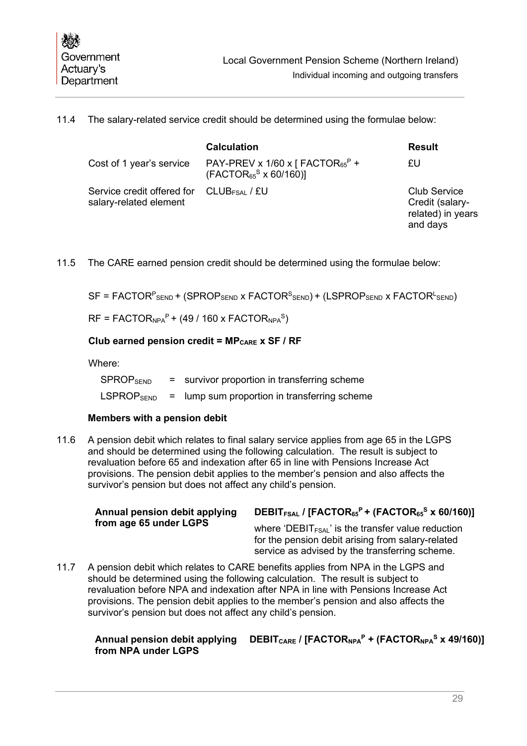11.4 The salary-related service credit should be determined using the formulae below:

| | Calculation | Result |
|---|---|---|
| Cost of 1 year's service | PAY-PREV x 1/60 x [ $FACTOR_{65}^{P}$ + ($FACTOR_{65}^{S}$ x 60/160)] | £U |
| Service credit offered for salary-related element | $CLUB_{FSAL}$ / £U | Club Service Credit (salary-related) in years and days |

11.5 The CARE earned pension credit should be determined using the formulae below:

$$SF = FACTOR^{P}_{SEND} + (SPROP_{SEND} \times FACTOR^{S}_{SEND}) + (LSPROP_{SEND} \times FACTOR^{L}_{SEND})$$

$$RF = FACTOR_{NPA}^{P} + (49 / 160 \times FACTOR_{NPA}^{S})$$

**Club earned pension credit = $MP_{CARE}$ x SF / RF**

Where:

| | | |
|---|---|---|
| $SPROP_{SEND}$ | = | survivor proportion in transferring scheme |
| $LSPROP_{SEND}$ | = | lump sum proportion in transferring scheme |

**Members with a pension debit**

11.6 A pension debit which relates to final salary service applies from age 65 in the LGPS and should be determined using the following calculation. The result is subject to revaluation before 65 and indexation after 65 in line with Pensions Increase Act provisions. The pension debit applies to the member's pension and also affects the survivor's pension but does not affect any child's pension.

| | |
|---|---|
| **Annual pension debit applying from age 65 under LGPS** | **$DEBIT_{FSAL}$ / [$FACTOR_{65}^{P}$ + ($FACTOR_{65}^{S}$ x 60/160)]** where '$DEBIT_{FSAL}$' is the transfer value reduction for the pension debit arising from salary-related service as advised by the transferring scheme. |

11.7 A pension debit which relates to CARE benefits applies from NPA in the LGPS and should be determined using the following calculation. The result is subject to revaluation before NPA and indexation after NPA in line with Pensions Increase Act provisions. The pension debit applies to the member's pension and also affects the survivor's pension but does not affect any child's pension.

| | |
|---|---|
| **Annual pension debit applying from NPA under LGPS** | **$DEBIT_{CARE}$ / [$FACTOR_{NPA}^{P}$ + ($FACTOR_{NPA}^{S}$ x 49/160)]** |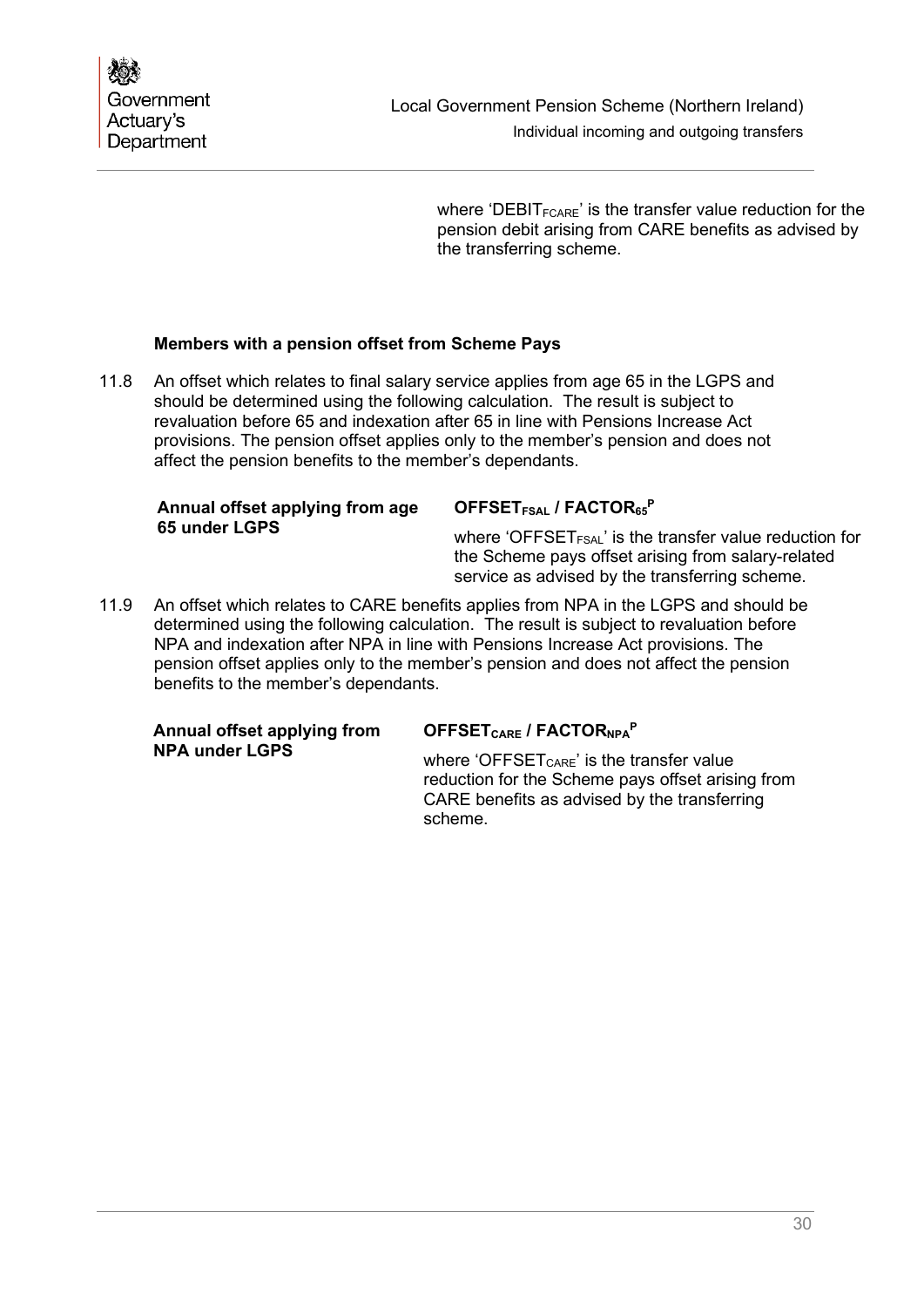where '$DEBIT_{FCARE}$' is the transfer value reduction for the pension debit arising from CARE benefits as advised by the transferring scheme.

**Members with a pension offset from Scheme Pays**

11.8 An offset which relates to final salary service applies from age 65 in the LGPS and should be determined using the following calculation. The result is subject to revaluation before 65 and indexation after 65 in line with Pensions Increase Act provisions. The pension offset applies only to the member's pension and does not affect the pension benefits to the member's dependants.

| | |
|---|---|
| **Annual offset applying from age 65 under LGPS** | **$OFFSET_{FSAL}$ / $FACTOR_{65}^{P}$** <br> where '$OFFSET_{FSAL}$' is the transfer value reduction for the Scheme pays offset arising from salary-related service as advised by the transferring scheme. |

11.9 An offset which relates to CARE benefits applies from NPA in the LGPS and should be determined using the following calculation. The result is subject to revaluation before NPA and indexation after NPA in line with Pensions Increase Act provisions. The pension offset applies only to the member's pension and does not affect the pension benefits to the member's dependants.

| | |
|---|---|
| **Annual offset applying from NPA under LGPS** | **$OFFSET_{CARE}$ / $FACTOR_{NPA}^{P}$** <br> where '$OFFSET_{CARE}$' is the transfer value reduction for the Scheme pays offset arising from CARE benefits as advised by the transferring scheme. |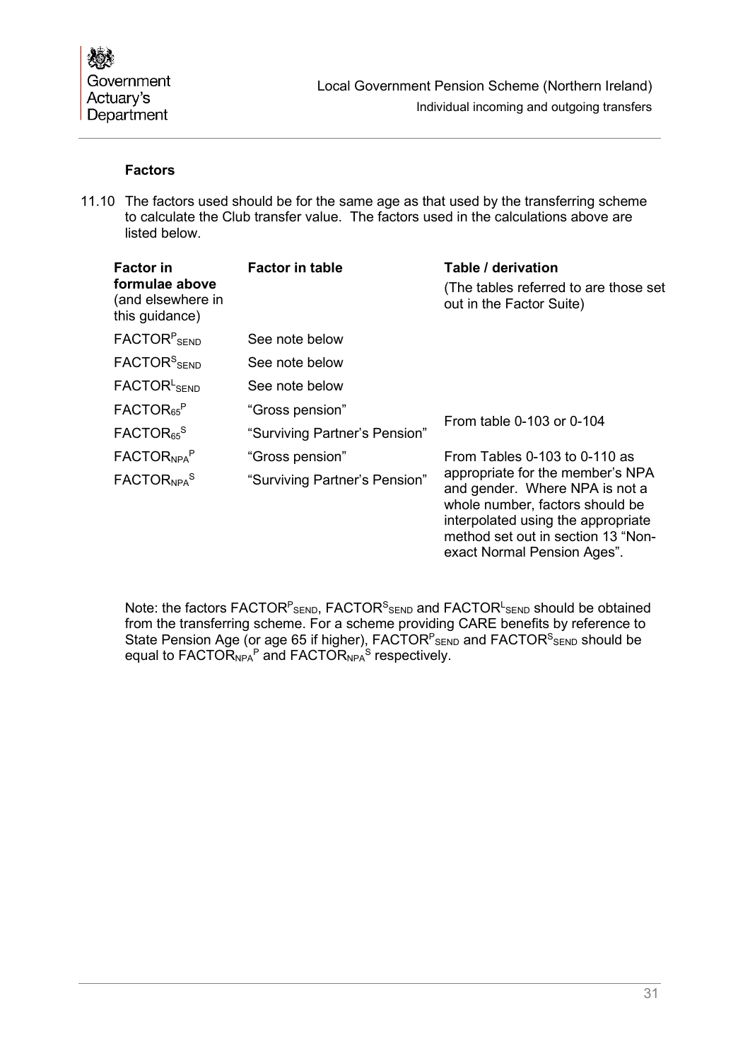### Factors

11.10 The factors used should be for the same age as that used by the transferring scheme to calculate the Club transfer value. The factors used in the calculations above are listed below.

| **Factor in formulae above** (and elsewhere in this guidance) | **Factor in table** | **Table / derivation** (The tables referred to are those set out in the Factor Suite) |
|---|---|---|
| $FACTOR^{P}_{SEND}$ | See note below | |
| $FACTOR^{S}_{SEND}$ | See note below | |
| $FACTOR^{L}_{SEND}$ | See note below | |
| $FACTOR_{65}{}^{P}$ | "Gross pension" | From table 0-103 or 0-104 |
| $FACTOR_{65}{}^{S}$ | "Surviving Partner's Pension" | |
| $FACTOR_{NPA}{}^{P}$ | "Gross pension" | From Tables 0-103 to 0-110 as appropriate for the member's NPA and gender. Where NPA is not a whole number, factors should be interpolated using the appropriate method set out in section 13 "Non-exact Normal Pension Ages". |
| $FACTOR_{NPA}{}^{S}$ | "Surviving Partner's Pension" | |

Note: the factors $FACTOR^{P}_{SEND}$, $FACTOR^{S}_{SEND}$ and $FACTOR^{L}_{SEND}$ should be obtained from the transferring scheme. For a scheme providing CARE benefits by reference to State Pension Age (or age 65 if higher), $FACTOR^{P}_{SEND}$ and $FACTOR^{S}_{SEND}$ should be equal to $FACTOR_{NPA}{}^{P}$ and $FACTOR_{NPA}{}^{S}$ respectively.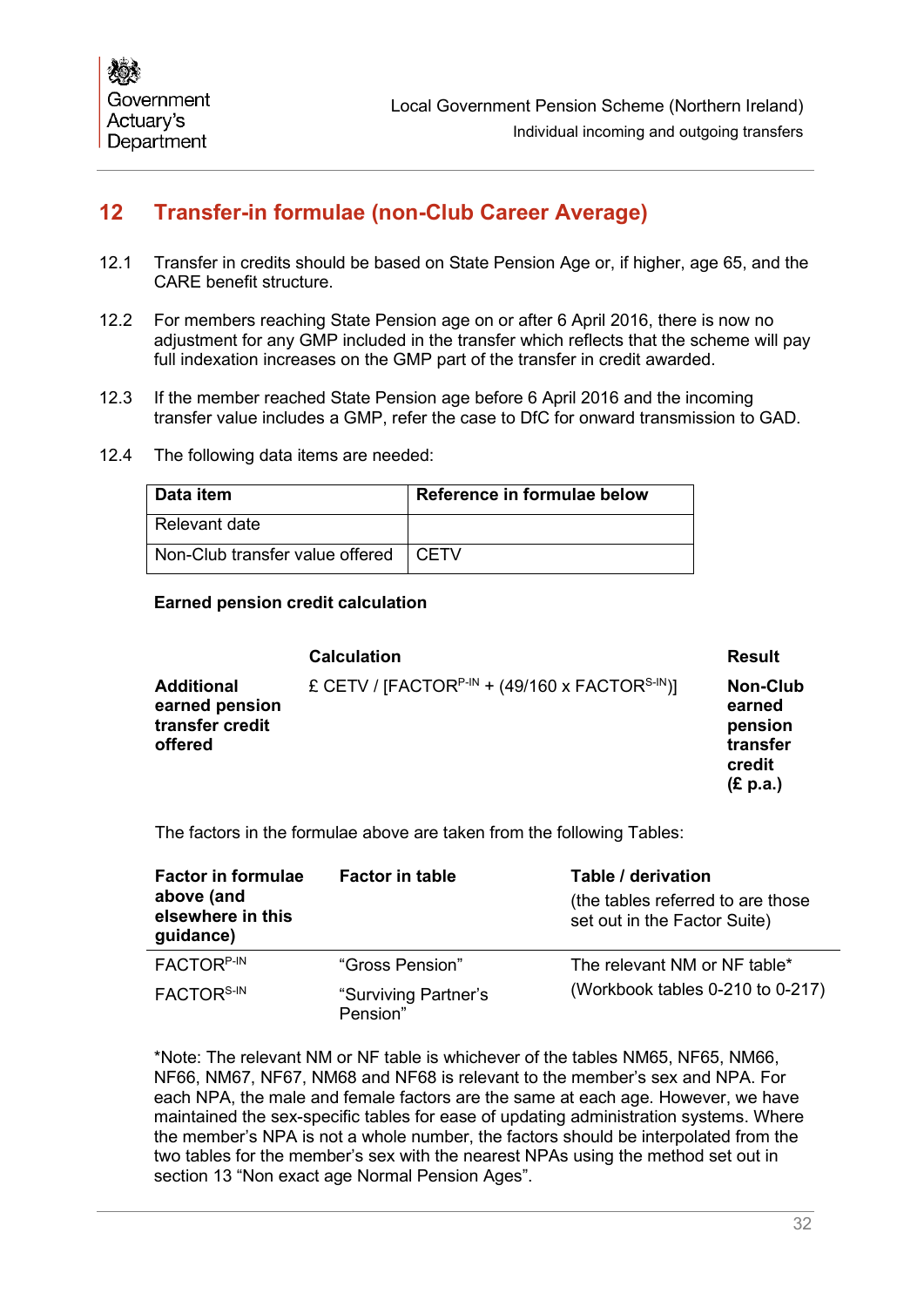## 12 Transfer-in formulae (non-Club Career Average)

12.1 Transfer in credits should be based on State Pension Age or, if higher, age 65, and the CARE benefit structure.

12.2 For members reaching State Pension age on or after 6 April 2016, there is now no adjustment for any GMP included in the transfer which reflects that the scheme will pay full indexation increases on the GMP part of the transfer in credit awarded.

12.3 If the member reached State Pension age before 6 April 2016 and the incoming transfer value includes a GMP, refer the case to DfC for onward transmission to GAD.

12.4 The following data items are needed:

| Data item | Reference in formulae below |
|---|---|
| Relevant date | |
| Non-Club transfer value offered | CETV |

**Earned pension credit calculation**

| | Calculation | Result |
|---|---|---|
| **Additional earned pension transfer credit offered** | £ CETV / [$FACTOR^{P\text{-}IN}$ + (49/160 x $FACTOR^{S\text{-}IN}$)] | **Non-Club earned pension transfer credit (£ p.a.)** |

The factors in the formulae above are taken from the following Tables:

| Factor in formulae above (and elsewhere in this guidance) | Factor in table | Table / derivation (the tables referred to are those set out in the Factor Suite) |
|---|---|---|
| $FACTOR^{P\text{-}IN}$ | "Gross Pension" | The relevant NM or NF table* |
| $FACTOR^{S\text{-}IN}$ | "Surviving Partner's Pension" | (Workbook tables 0-210 to 0-217) |

*Note: The relevant NM or NF table is whichever of the tables NM65, NF65, NM66, NF66, NM67, NF67, NM68 and NF68 is relevant to the member's sex and NPA. For each NPA, the male and female factors are the same at each age. However, we have maintained the sex-specific tables for ease of updating administration systems. Where the member's NPA is not a whole number, the factors should be interpolated from the two tables for the member's sex with the nearest NPAs using the method set out in section 13 "Non exact age Normal Pension Ages".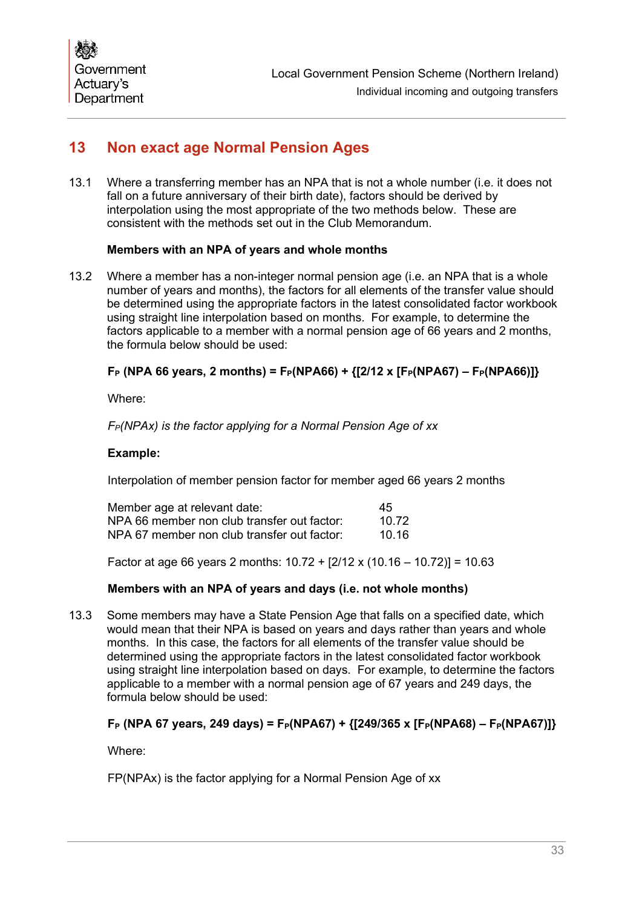# 13 Non exact age Normal Pension Ages

13.1 Where a transferring member has an NPA that is not a whole number (i.e. it does not fall on a future anniversary of their birth date), factors should be derived by interpolation using the most appropriate of the two methods below. These are consistent with the methods set out in the Club Memorandum.

**Members with an NPA of years and whole months**

13.2 Where a member has a non-integer normal pension age (i.e. an NPA that is a whole number of years and months), the factors for all elements of the transfer value should be determined using the appropriate factors in the latest consolidated factor workbook using straight line interpolation based on months. For example, to determine the factors applicable to a member with a normal pension age of 66 years and 2 months, the formula below should be used:

$$\mathbf{F_P \text{ (NPA 66 years, 2 months)} = F_P(NPA66) + \{[2/12 \times [F_P(NPA67) - F_P(NPA66)]\}}$$

Where:

*$F_P(NPAx)$ is the factor applying for a Normal Pension Age of xx*

**Example:**

Interpolation of member pension factor for member aged 66 years 2 months

| | |
|---|---|
| Member age at relevant date: | 45 |
| NPA 66 member non club transfer out factor: | 10.72 |
| NPA 67 member non club transfer out factor: | 10.16 |

Factor at age 66 years 2 months: 10.72 + [2/12 x (10.16 – 10.72)] = 10.63

**Members with an NPA of years and days (i.e. not whole months)**

13.3 Some members may have a State Pension Age that falls on a specified date, which would mean that their NPA is based on years and days rather than years and whole months. In this case, the factors for all elements of the transfer value should be determined using the appropriate factors in the latest consolidated factor workbook using straight line interpolation based on days. For example, to determine the factors applicable to a member with a normal pension age of 67 years and 249 days, the formula below should be used:

$$\mathbf{F_P \text{ (NPA 67 years, 249 days)} = F_P(NPA67) + \{[249/365 \times [F_P(NPA68) - F_P(NPA67)]\}}$$

Where:

FP(NPAx) is the factor applying for a Normal Pension Age of xx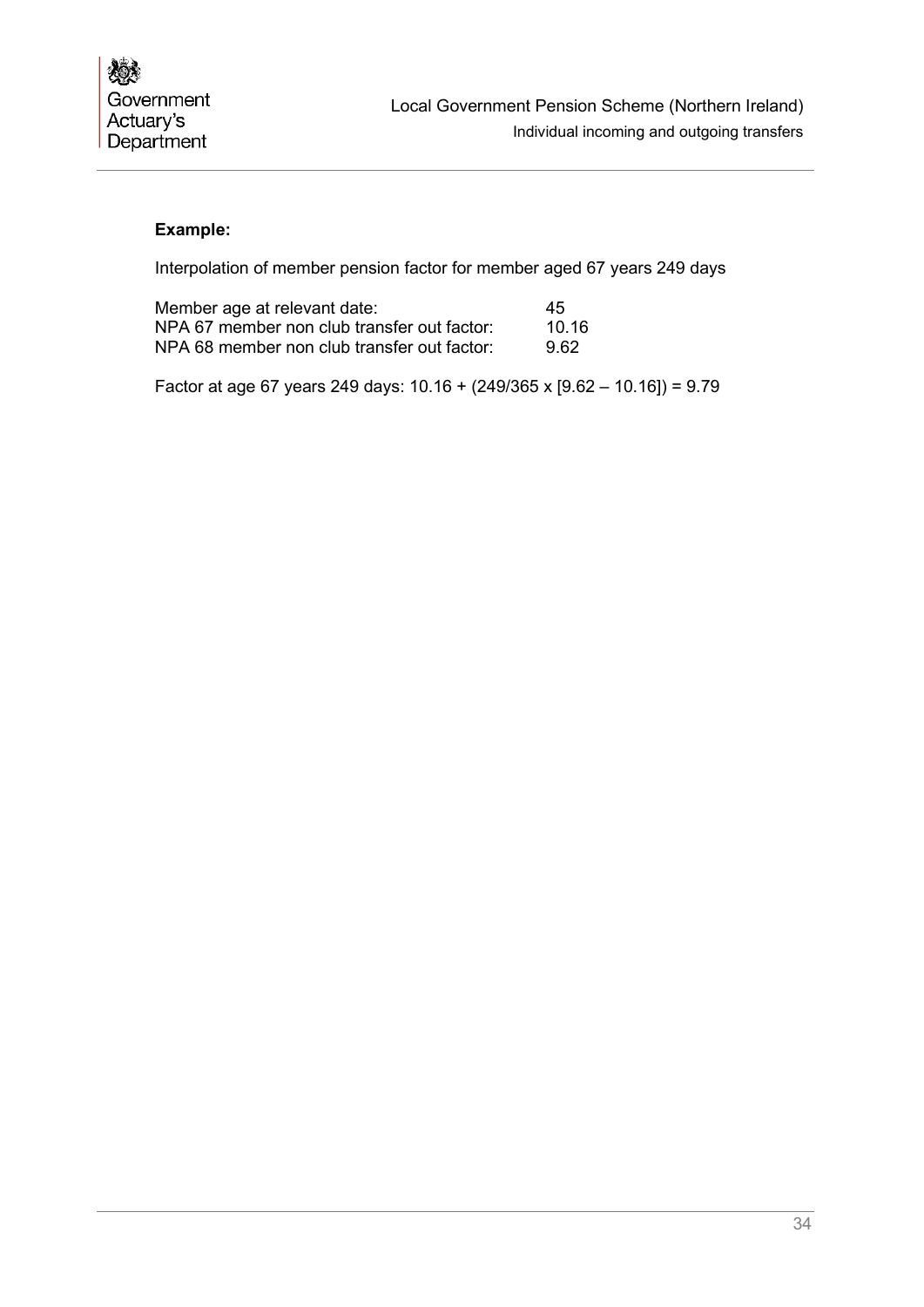**Example:**

Interpolation of member pension factor for member aged 67 years 249 days

| | |
|---|---|
| Member age at relevant date: | 45 |
| NPA 67 member non club transfer out factor: | 10.16 |
| NPA 68 member non club transfer out factor: | 9.62 |

Factor at age 67 years 249 days: 10.16 + (249/365 x [9.62 – 10.16]) = 9.79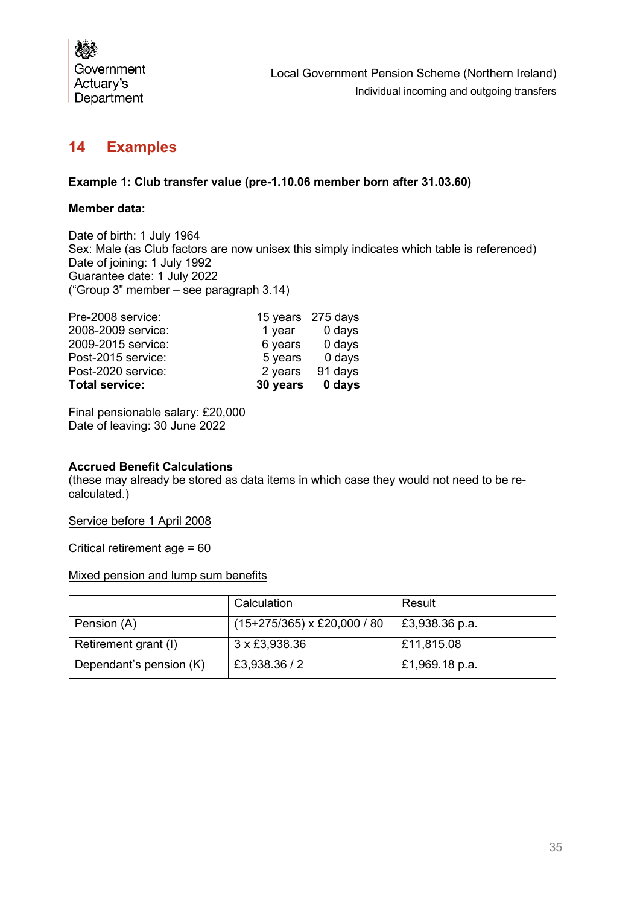## 14 Examples

**Example 1: Club transfer value (pre-1.10.06 member born after 31.03.60)**

**Member data:**

Date of birth: 1 July 1964
Sex: Male (as Club factors are now unisex this simply indicates which table is referenced)
Date of joining: 1 July 1992
Guarantee date: 1 July 2022
("Group 3" member – see paragraph 3.14)

| | | |
|---|---|---|
| Pre-2008 service: | 15 years | 275 days |
| 2008-2009 service: | 1 year | 0 days |
| 2009-2015 service: | 6 years | 0 days |
| Post-2015 service: | 5 years | 0 days |
| Post-2020 service: | 2 years | 91 days |
| **Total service:** | **30 years** | **0 days** |

Final pensionable salary: £20,000
Date of leaving: 30 June 2022

**Accrued Benefit Calculations**
(these may already be stored as data items in which case they would not need to be re-calculated.)

<u>Service before 1 April 2008</u>

Critical retirement age = 60

<u>Mixed pension and lump sum benefits</u>

| | Calculation | Result |
|---|---|---|
| Pension (A) | (15+275/365) x £20,000 / 80 | £3,938.36 p.a. |
| Retirement grant (I) | 3 x £3,938.36 | £11,815.08 |
| Dependant's pension (K) | £3,938.36 / 2 | £1,969.18 p.a. |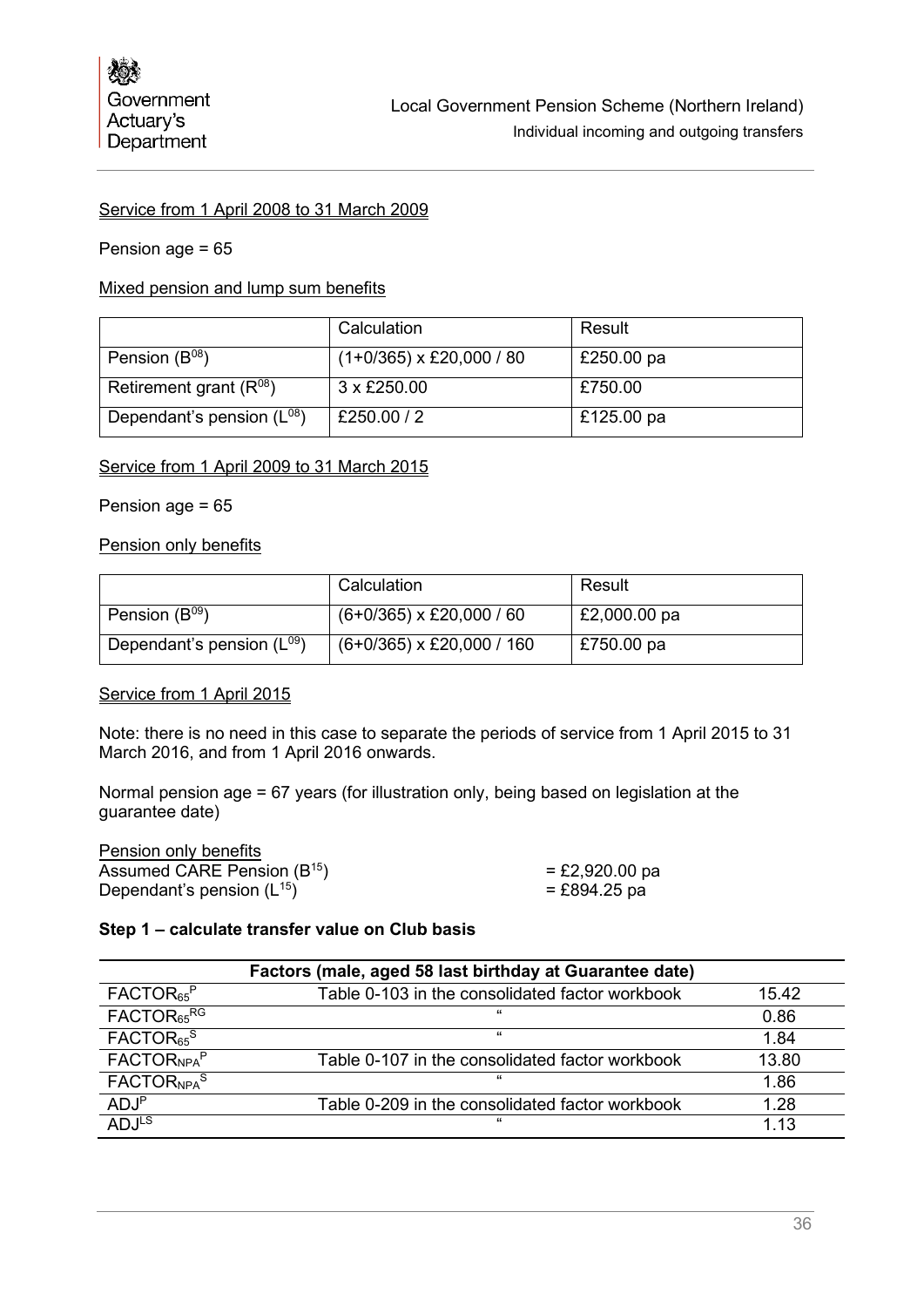Service from 1 April 2008 to 31 March 2009

Pension age = 65

Mixed pension and lump sum benefits

| | Calculation | Result |
|---|---|---|
| Pension ($B^{08}$) | (1+0/365) x £20,000 / 80 | £250.00 pa |
| Retirement grant ($R^{08}$) | 3 x £250.00 | £750.00 |
| Dependant's pension ($L^{08}$) | £250.00 / 2 | £125.00 pa |

Service from 1 April 2009 to 31 March 2015

Pension age = 65

Pension only benefits

| | Calculation | Result |
|---|---|---|
| Pension ($B^{09}$) | (6+0/365) x £20,000 / 60 | £2,000.00 pa |
| Dependant's pension ($L^{09}$) | (6+0/365) x £20,000 / 160 | £750.00 pa |

Service from 1 April 2015

Note: there is no need in this case to separate the periods of service from 1 April 2015 to 31 March 2016, and from 1 April 2016 onwards.

Normal pension age = 67 years (for illustration only, being based on legislation at the guarantee date)

Pension only benefits
Assumed CARE Pension ($B^{15}$) = £2,920.00 pa
Dependant's pension ($L^{15}$) = £894.25 pa

**Step 1 – calculate transfer value on Club basis**

| Factors (male, aged 58 last birthday at Guarantee date) | | |
|---|---|---|
| $FACTOR_{65}^{P}$ | Table 0-103 in the consolidated factor workbook | 15.42 |
| $FACTOR_{65}^{RG}$ | " | 0.86 |
| $FACTOR_{65}^{S}$ | " | 1.84 |
| $FACTOR_{NPA}^{P}$ | Table 0-107 in the consolidated factor workbook | 13.80 |
| $FACTOR_{NPA}^{S}$ | " | 1.86 |
| $ADJ^{P}$ | Table 0-209 in the consolidated factor workbook | 1.28 |
| $ADJ^{LS}$ | " | 1.13 |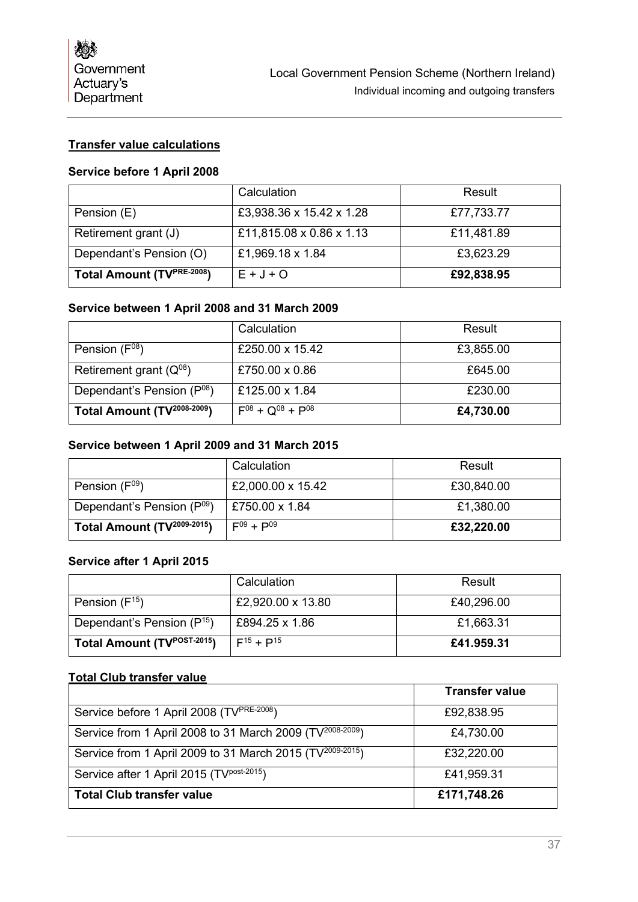**Transfer value calculations**

**Service before 1 April 2008**

| | Calculation | Result |
|---|---|---|
| Pension (E) | £3,938.36 x 15.42 x 1.28 | £77,733.77 |
| Retirement grant (J) | £11,815.08 x 0.86 x 1.13 | £11,481.89 |
| Dependant's Pension (O) | £1,969.18 x 1.84 | £3,623.29 |
| **Total Amount ($TV^{PRE-2008}$)** | E + J + O | **£92,838.95** |

**Service between 1 April 2008 and 31 March 2009**

| | Calculation | Result |
|---|---|---|
| Pension ($F^{08}$) | £250.00 x 15.42 | £3,855.00 |
| Retirement grant ($Q^{08}$) | £750.00 x 0.86 | £645.00 |
| Dependant's Pension ($P^{08}$) | £125.00 x 1.84 | £230.00 |
| **Total Amount ($TV^{2008-2009}$)** | $F^{08} + Q^{08} + P^{08}$ | **£4,730.00** |

**Service between 1 April 2009 and 31 March 2015**

| | Calculation | Result |
|---|---|---|
| Pension ($F^{09}$) | £2,000.00 x 15.42 | £30,840.00 |
| Dependant's Pension ($P^{09}$) | £750.00 x 1.84 | £1,380.00 |
| **Total Amount ($TV^{2009-2015}$)** | $F^{09} + P^{09}$ | **£32,220.00** |

**Service after 1 April 2015**

| | Calculation | Result |
|---|---|---|
| Pension ($F^{15}$) | £2,920.00 x 13.80 | £40,296.00 |
| Dependant's Pension ($P^{15}$) | £894.25 x 1.86 | £1,663.31 |
| **Total Amount ($TV^{POST-2015}$)** | $F^{15} + P^{15}$ | **£41.959.31** |

**Total Club transfer value**

| | **Transfer value** |
|---|---|
| Service before 1 April 2008 ($TV^{PRE-2008}$) | £92,838.95 |
| Service from 1 April 2008 to 31 March 2009 ($TV^{2008-2009}$) | £4,730.00 |
| Service from 1 April 2009 to 31 March 2015 ($TV^{2009-2015}$) | £32,220.00 |
| Service after 1 April 2015 ($TV^{post-2015}$) | £41,959.31 |
| **Total Club transfer value** | **£171,748.26** |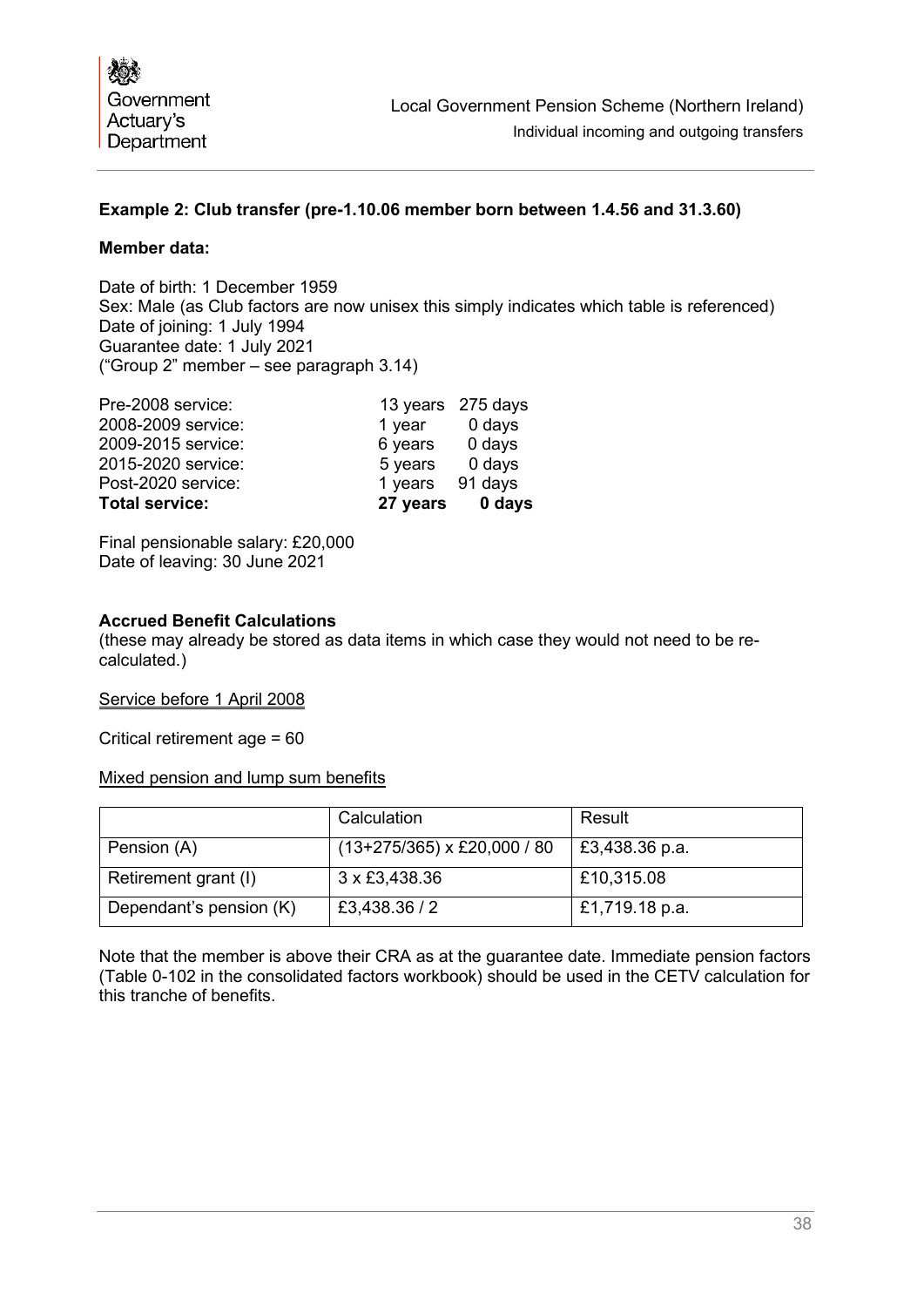**Example 2: Club transfer (pre-1.10.06 member born between 1.4.56 and 31.3.60)**

**Member data:**

Date of birth: 1 December 1959
Sex: Male (as Club factors are now unisex this simply indicates which table is referenced)
Date of joining: 1 July 1994
Guarantee date: 1 July 2021
("Group 2" member – see paragraph 3.14)

| | | |
|---|---|---|
| Pre-2008 service: | 13 years | 275 days |
| 2008-2009 service: | 1 year | 0 days |
| 2009-2015 service: | 6 years | 0 days |
| 2015-2020 service: | 5 years | 0 days |
| Post-2020 service: | 1 years | 91 days |
| **Total service:** | **27 years** | **0 days** |

Final pensionable salary: £20,000
Date of leaving: 30 June 2021

**Accrued Benefit Calculations**
(these may already be stored as data items in which case they would not need to be re-calculated.)

<u>Service before 1 April 2008</u>

Critical retirement age = 60

<u>Mixed pension and lump sum benefits</u>

| | Calculation | Result |
|---|---|---|
| Pension (A) | (13+275/365) x £20,000 / 80 | £3,438.36 p.a. |
| Retirement grant (I) | 3 x £3,438.36 | £10,315.08 |
| Dependant's pension (K) | £3,438.36 / 2 | £1,719.18 p.a. |

Note that the member is above their CRA as at the guarantee date. Immediate pension factors (Table 0-102 in the consolidated factors workbook) should be used in the CETV calculation for this tranche of benefits.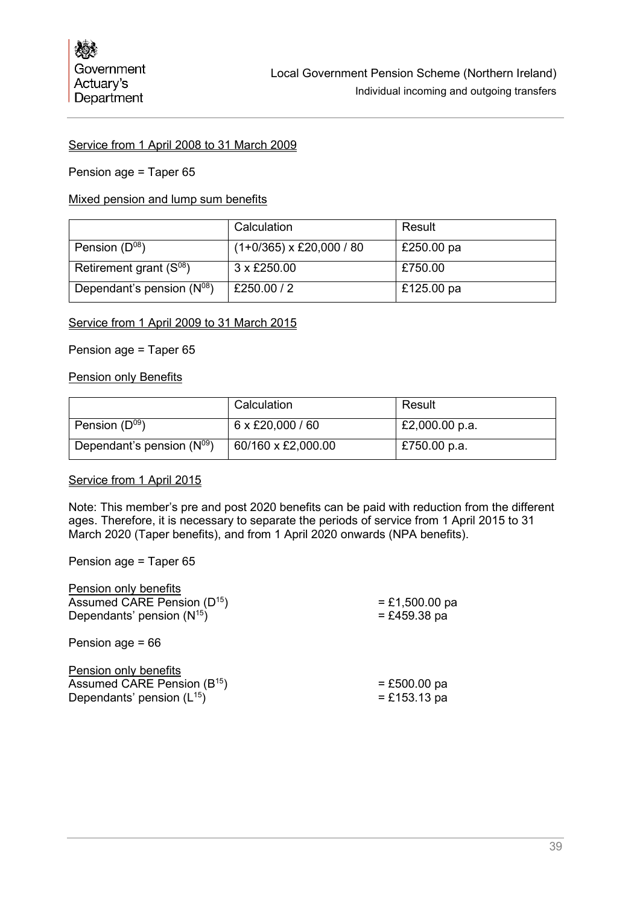Service from 1 April 2008 to 31 March 2009

Pension age = Taper 65

Mixed pension and lump sum benefits

| | Calculation | Result |
|---|---|---|
| Pension ($D^{08}$) | (1+0/365) x £20,000 / 80 | £250.00 pa |
| Retirement grant ($S^{08}$) | 3 x £250.00 | £750.00 |
| Dependant's pension ($N^{08}$) | £250.00 / 2 | £125.00 pa |

Service from 1 April 2009 to 31 March 2015

Pension age = Taper 65

Pension only Benefits

| | Calculation | Result |
|---|---|---|
| Pension ($D^{09}$) | 6 x £20,000 / 60 | £2,000.00 p.a. |
| Dependant's pension ($N^{09}$) | 60/160 x £2,000.00 | £750.00 p.a. |

Service from 1 April 2015

Note: This member's pre and post 2020 benefits can be paid with reduction from the different ages. Therefore, it is necessary to separate the periods of service from 1 April 2015 to 31 March 2020 (Taper benefits), and from 1 April 2020 onwards (NPA benefits).

Pension age = Taper 65

Pension only benefits
Assumed CARE Pension ($D^{15}$) = £1,500.00 pa
Dependants' pension ($N^{15}$) = £459.38 pa

Pension age = 66

Pension only benefits
Assumed CARE Pension ($B^{15}$) = £500.00 pa
Dependants' pension ($L^{15}$) = £153.13 pa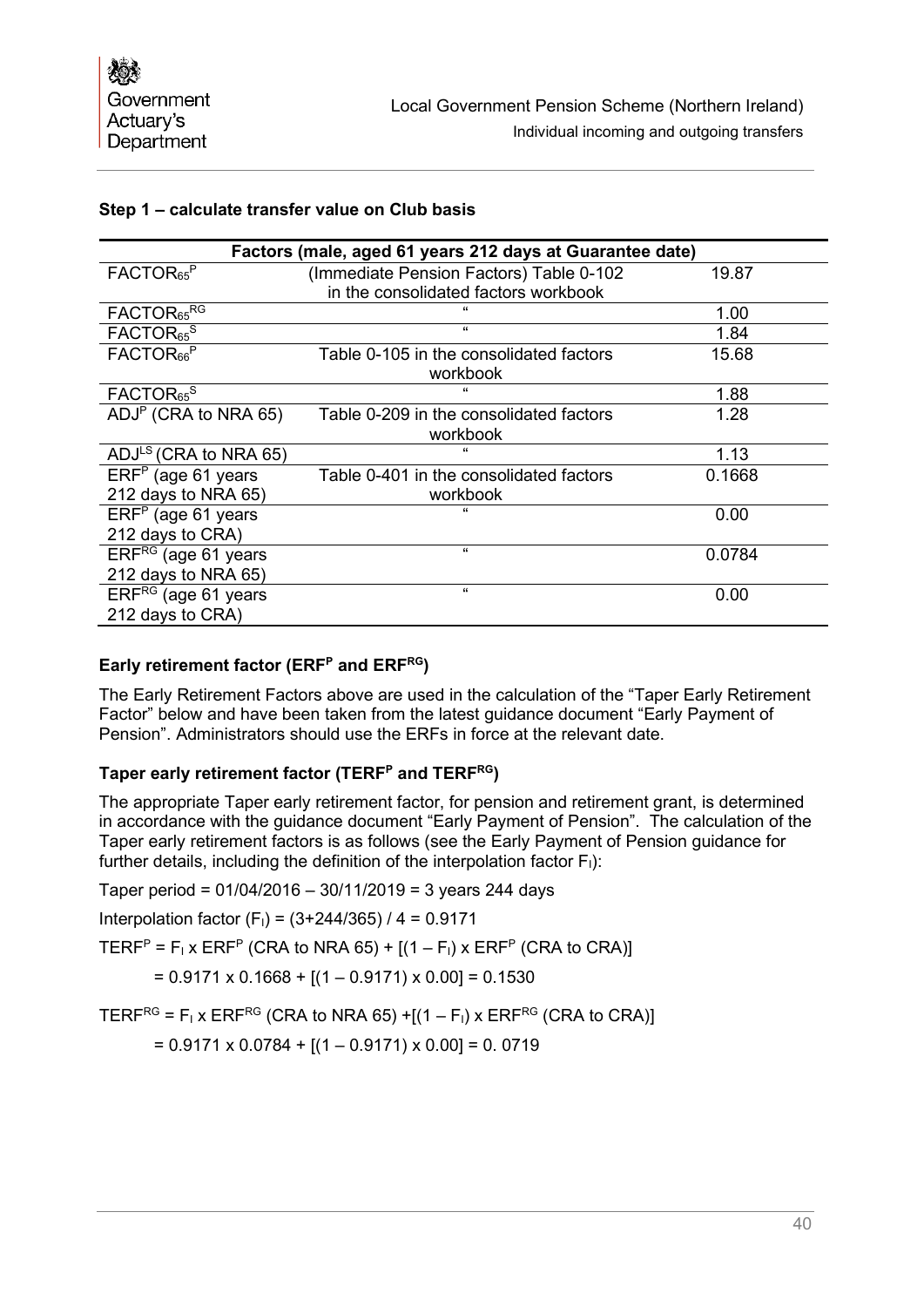**Step 1 – calculate transfer value on Club basis**

| Factors (male, aged 61 years 212 days at Guarantee date) | | |
|---|---|---|
| $FACTOR_{65}^{P}$ | (Immediate Pension Factors) Table 0-102 in the consolidated factors workbook | 19.87 |
| $FACTOR_{65}^{RG}$ | " | 1.00 |
| $FACTOR_{65}^{S}$ | " | 1.84 |
| $FACTOR_{66}^{P}$ | Table 0-105 in the consolidated factors workbook | 15.68 |
| $FACTOR_{65}^{S}$ | " | 1.88 |
| $ADJ^{P}$ (CRA to NRA 65) | Table 0-209 in the consolidated factors workbook | 1.28 |
| $ADJ^{LS}$ (CRA to NRA 65) | " | 1.13 |
| $ERF^{P}$ (age 61 years 212 days to NRA 65) | Table 0-401 in the consolidated factors workbook | 0.1668 |
| $ERF^{P}$ (age 61 years 212 days to CRA) | " | 0.00 |
| $ERF^{RG}$ (age 61 years 212 days to NRA 65) | " | 0.0784 |
| $ERF^{RG}$ (age 61 years 212 days to CRA) | " | 0.00 |

### Early retirement factor ($ERF^{P}$ and $ERF^{RG}$)

The Early Retirement Factors above are used in the calculation of the "Taper Early Retirement Factor" below and have been taken from the latest guidance document "Early Payment of Pension". Administrators should use the ERFs in force at the relevant date.

### Taper early retirement factor ($TERF^{P}$ and $TERF^{RG}$)

The appropriate Taper early retirement factor, for pension and retirement grant, is determined in accordance with the guidance document "Early Payment of Pension". The calculation of the Taper early retirement factors is as follows (see the Early Payment of Pension guidance for further details, including the definition of the interpolation factor $F_I$):

Taper period = 01/04/2016 – 30/11/2019 = 3 years 244 days

Interpolation factor ($F_I$) = (3+244/365) / 4 = 0.9171

$TERF^{P} = F_I \times ERF^{P}$ (CRA to NRA 65) + [(1 – $F_I$) x $ERF^{P}$ (CRA to CRA)]

= 0.9171 x 0.1668 + [(1 – 0.9171) x 0.00] = 0.1530

$TERF^{RG} = F_I \times ERF^{RG}$ (CRA to NRA 65) +[(1 – $F_I$) x $ERF^{RG}$ (CRA to CRA)]

= 0.9171 x 0.0784 + [(1 – 0.9171) x 0.00] = 0. 0719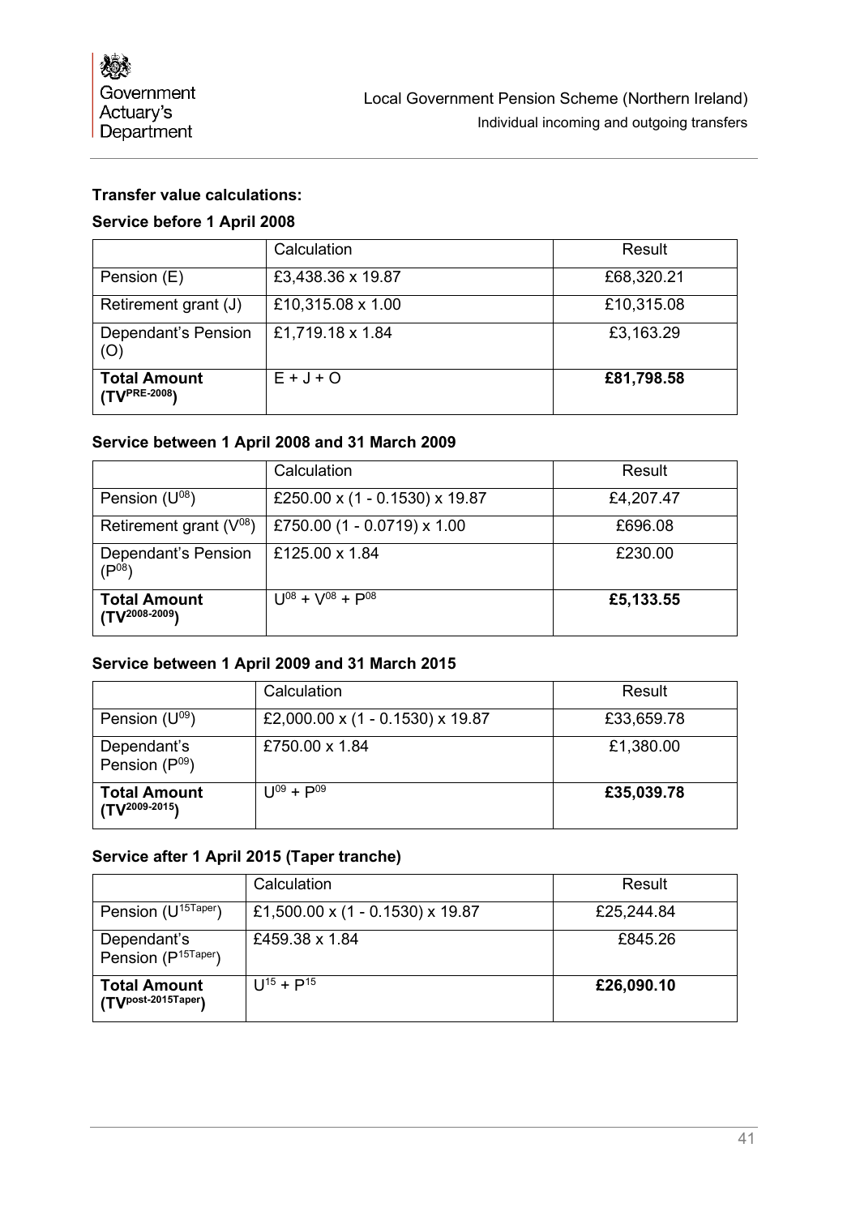**Transfer value calculations:**

**Service before 1 April 2008**

| | Calculation | Result |
|---|---|---|
| Pension (E) | £3,438.36 x 19.87 | £68,320.21 |
| Retirement grant (J) | £10,315.08 x 1.00 | £10,315.08 |
| Dependant's Pension (O) | £1,719.18 x 1.84 | £3,163.29 |
| **Total Amount ($TV^{PRE-2008}$)** | E + J + O | **£81,798.58** |

**Service between 1 April 2008 and 31 March 2009**

| | Calculation | Result |
|---|---|---|
| Pension ($U^{08}$) | £250.00 x (1 - 0.1530) x 19.87 | £4,207.47 |
| Retirement grant ($V^{08}$) | £750.00 (1 - 0.0719) x 1.00 | £696.08 |
| Dependant's Pension ($P^{08}$) | £125.00 x 1.84 | £230.00 |
| **Total Amount ($TV^{2008-2009}$)** | $U^{08} + V^{08} + P^{08}$ | **£5,133.55** |

**Service between 1 April 2009 and 31 March 2015**

| | Calculation | Result |
|---|---|---|
| Pension ($U^{09}$) | £2,000.00 x (1 - 0.1530) x 19.87 | £33,659.78 |
| Dependant's Pension ($P^{09}$) | £750.00 x 1.84 | £1,380.00 |
| **Total Amount ($TV^{2009-2015}$)** | $U^{09} + P^{09}$ | **£35,039.78** |

**Service after 1 April 2015 (Taper tranche)**

| | Calculation | Result |
|---|---|---|
| Pension ($U^{15Taper}$) | £1,500.00 x (1 - 0.1530) x 19.87 | £25,244.84 |
| Dependant's Pension ($P^{15Taper}$) | £459.38 x 1.84 | £845.26 |
| **Total Amount ($TV^{post-2015Taper}$)** | $U^{15} + P^{15}$ | **£26,090.10** |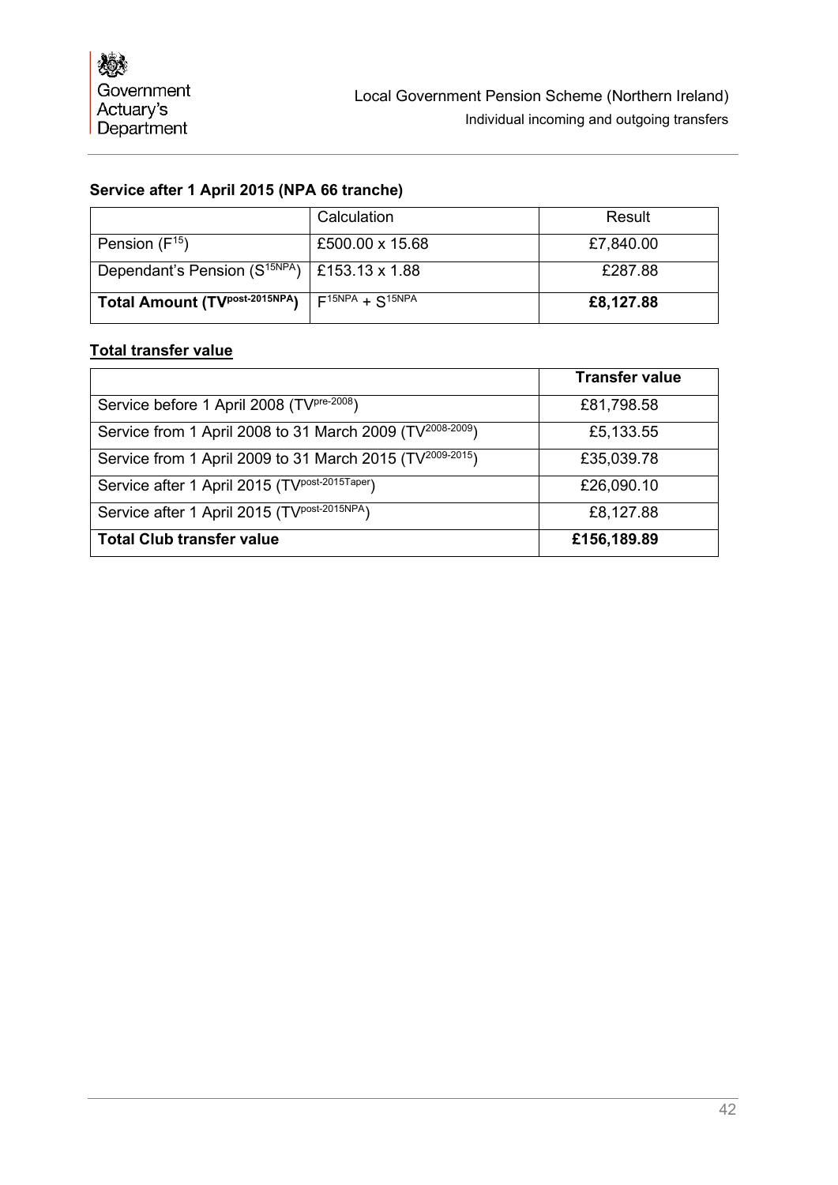### Service after 1 April 2015 (NPA 66 tranche)

| | Calculation | Result |
|---|---|---|
| Pension ($F^{15}$) | £500.00 x 15.68 | £7,840.00 |
| Dependant's Pension ($S^{15NPA}$) | £153.13 x 1.88 | £287.88 |
| **Total Amount ($TV^{post\text{-}2015NPA}$)** | $F^{15NPA} + S^{15NPA}$ | **£8,127.88** |

### Total transfer value

| | **Transfer value** |
|---|---|
| Service before 1 April 2008 ($TV^{pre\text{-}2008}$) | £81,798.58 |
| Service from 1 April 2008 to 31 March 2009 ($TV^{2008\text{-}2009}$) | £5,133.55 |
| Service from 1 April 2009 to 31 March 2015 ($TV^{2009\text{-}2015}$) | £35,039.78 |
| Service after 1 April 2015 ($TV^{post\text{-}2015Taper}$) | £26,090.10 |
| Service after 1 April 2015 ($TV^{post\text{-}2015NPA}$) | £8,127.88 |
| **Total Club transfer value** | **£156,189.89** |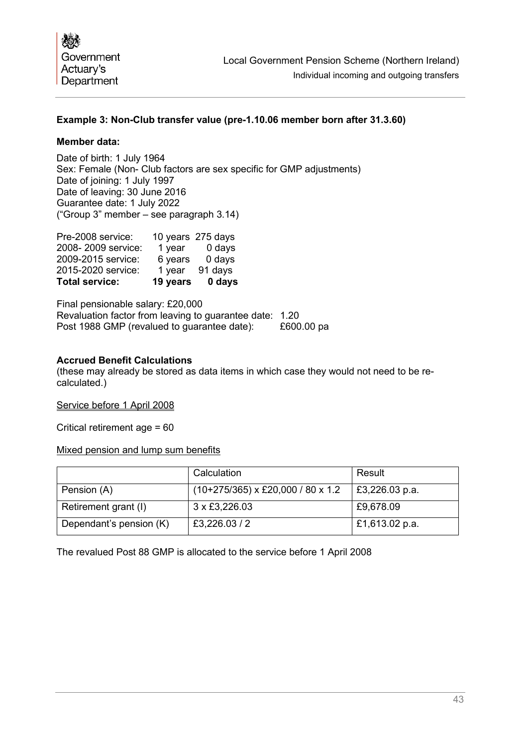**Example 3: Non-Club transfer value (pre-1.10.06 member born after 31.3.60)**

**Member data:**

Date of birth: 1 July 1964
Sex: Female (Non- Club factors are sex specific for GMP adjustments)
Date of joining: 1 July 1997
Date of leaving: 30 June 2016
Guarantee date: 1 July 2022
("Group 3" member – see paragraph 3.14)

| | | |
|---|---|---|
| Pre-2008 service: | 10 years | 275 days |
| 2008- 2009 service: | 1 year | 0 days |
| 2009-2015 service: | 6 years | 0 days |
| 2015-2020 service: | 1 year | 91 days |
| **Total service:** | **19 years** | **0 days** |

Final pensionable salary: £20,000
Revaluation factor from leaving to guarantee date: 1.20
Post 1988 GMP (revalued to guarantee date): £600.00 pa

**Accrued Benefit Calculations**
(these may already be stored as data items in which case they would not need to be re-calculated.)

Service before 1 April 2008

Critical retirement age = 60

Mixed pension and lump sum benefits

| | Calculation | Result |
|---|---|---|
| Pension (A) | (10+275/365) x £20,000 / 80 x 1.2 | £3,226.03 p.a. |
| Retirement grant (I) | 3 x £3,226.03 | £9,678.09 |
| Dependant's pension (K) | £3,226.03 / 2 | £1,613.02 p.a. |

The revalued Post 88 GMP is allocated to the service before 1 April 2008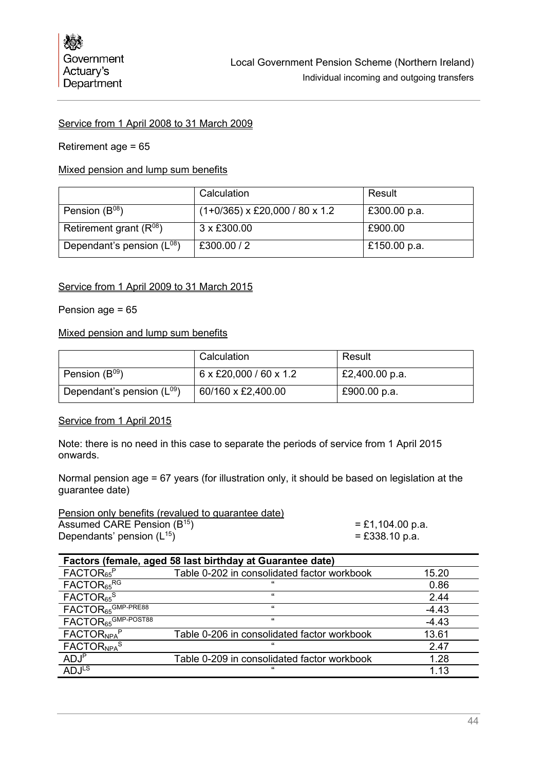Service from 1 April 2008 to 31 March 2009

Retirement age = 65

Mixed pension and lump sum benefits

| | Calculation | Result |
|---|---|---|
| Pension ($B^{08}$) | (1+0/365) x £20,000 / 80 x 1.2 | £300.00 p.a. |
| Retirement grant ($R^{08}$) | 3 x £300.00 | £900.00 |
| Dependant's pension ($L^{08}$) | £300.00 / 2 | £150.00 p.a. |

Service from 1 April 2009 to 31 March 2015

Pension age = 65

Mixed pension and lump sum benefits

| | Calculation | Result |
|---|---|---|
| Pension ($B^{09}$) | 6 x £20,000 / 60 x 1.2 | £2,400.00 p.a. |
| Dependant's pension ($L^{09}$) | 60/160 x £2,400.00 | £900.00 p.a. |

Service from 1 April 2015

Note: there is no need in this case to separate the periods of service from 1 April 2015 onwards.

Normal pension age = 67 years (for illustration only, it should be based on legislation at the guarantee date)

Pension only benefits (revalued to guarantee date)

Assumed CARE Pension ($B^{15}$) = £1,104.00 p.a.

Dependants' pension ($L^{15}$) = £338.10 p.a.

| Factors (female, aged 58 last birthday at Guarantee date) | | |
|---|---|---|
| $FACTOR_{65}^{P}$ | Table 0-202 in consolidated factor workbook | 15.20 |
| $FACTOR_{65}^{RG}$ | " | 0.86 |
| $FACTOR_{65}^{S}$ | " | 2.44 |
| $FACTOR_{65}^{GMP-PRE88}$ | " | -4.43 |
| $FACTOR_{65}^{GMP-POST88}$ | " | -4.43 |
| $FACTOR_{NPA}^{P}$ | Table 0-206 in consolidated factor workbook | 13.61 |
| $FACTOR_{NPA}^{S}$ | " | 2.47 |
| $ADJ^{P}$ | Table 0-209 in consolidated factor workbook | 1.28 |
| $ADJ^{LS}$ | " | 1.13 |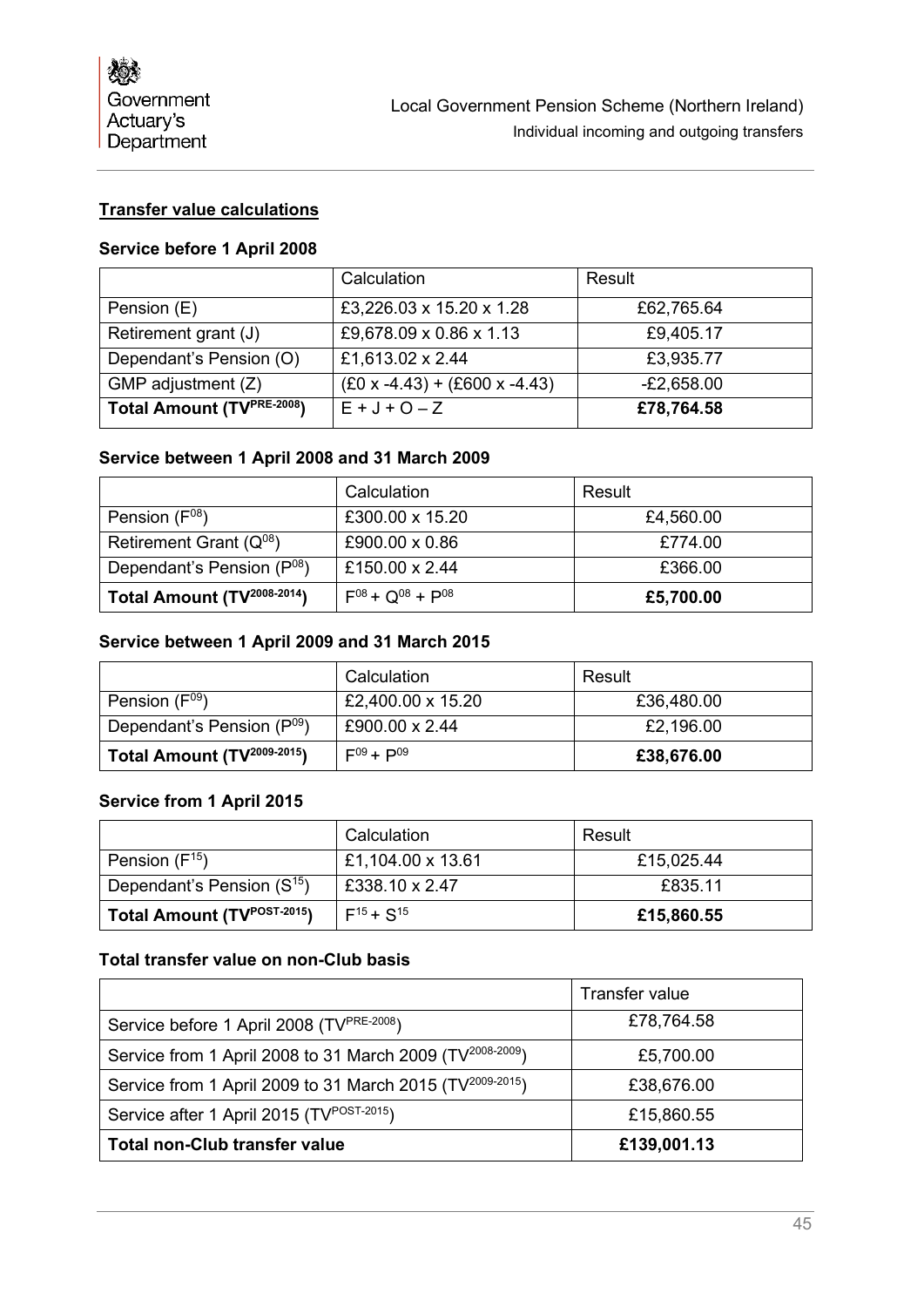## Transfer value calculations

### Service before 1 April 2008

| | Calculation | Result |
|---|---|---|
| Pension (E) | £3,226.03 x 15.20 x 1.28 | £62,765.64 |
| Retirement grant (J) | £9,678.09 x 0.86 x 1.13 | £9,405.17 |
| Dependant's Pension (O) | £1,613.02 x 2.44 | £3,935.77 |
| GMP adjustment (Z) | (£0 x -4.43) + (£600 x -4.43) | -£2,658.00 |
| **Total Amount ($TV^{PRE-2008}$)** | E + J + O – Z | **£78,764.58** |

### Service between 1 April 2008 and 31 March 2009

| | Calculation | Result |
|---|---|---|
| Pension ($F^{08}$) | £300.00 x 15.20 | £4,560.00 |
| Retirement Grant ($Q^{08}$) | £900.00 x 0.86 | £774.00 |
| Dependant's Pension ($P^{08}$) | £150.00 x 2.44 | £366.00 |
| **Total Amount ($TV^{2008-2014}$)** | $F^{08} + Q^{08} + P^{08}$ | **£5,700.00** |

### Service between 1 April 2009 and 31 March 2015

| | Calculation | Result |
|---|---|---|
| Pension ($F^{09}$) | £2,400.00 x 15.20 | £36,480.00 |
| Dependant's Pension ($P^{09}$) | £900.00 x 2.44 | £2,196.00 |
| **Total Amount ($TV^{2009-2015}$)** | $F^{09} + P^{09}$ | **£38,676.00** |

### Service from 1 April 2015

| | Calculation | Result |
|---|---|---|
| Pension ($F^{15}$) | £1,104.00 x 13.61 | £15,025.44 |
| Dependant's Pension ($S^{15}$) | £338.10 x 2.47 | £835.11 |
| **Total Amount ($TV^{POST-2015}$)** | $F^{15} + S^{15}$ | **£15,860.55** |

### Total transfer value on non-Club basis

| | Transfer value |
|---|---|
| Service before 1 April 2008 ($TV^{PRE-2008}$) | £78,764.58 |
| Service from 1 April 2008 to 31 March 2009 ($TV^{2008-2009}$) | £5,700.00 |
| Service from 1 April 2009 to 31 March 2015 ($TV^{2009-2015}$) | £38,676.00 |
| Service after 1 April 2015 ($TV^{POST-2015}$) | £15,860.55 |
| **Total non-Club transfer value** | **£139,001.13** |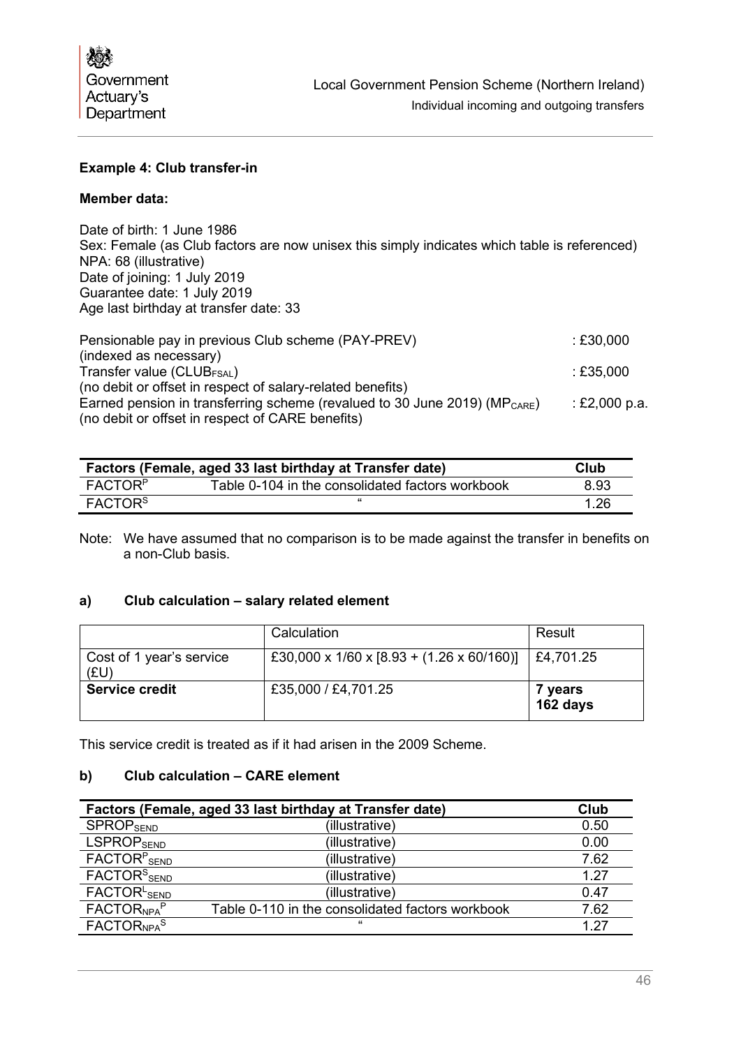**Example 4: Club transfer-in**

**Member data:**

Date of birth: 1 June 1986
Sex: Female (as Club factors are now unisex this simply indicates which table is referenced)
NPA: 68 (illustrative)
Date of joining: 1 July 2019
Guarantee date: 1 July 2019
Age last birthday at transfer date: 33

| | |
|---|---|
| Pensionable pay in previous Club scheme (PAY-PREV) (indexed as necessary) | : £30,000 |
| Transfer value ($CLUB_{FSAL}$) (no debit or offset in respect of salary-related benefits) | : £35,000 |
| Earned pension in transferring scheme (revalued to 30 June 2019) ($MP_{CARE}$) (no debit or offset in respect of CARE benefits) | : £2,000 p.a. |

| Factors (Female, aged 33 last birthday at Transfer date) | | Club |
|---|---|---|
| $FACTOR^P$ | Table 0-104 in the consolidated factors workbook | 8.93 |
| $FACTOR^S$ | " | 1.26 |

Note: We have assumed that no comparison is to be made against the transfer in benefits on a non-Club basis.

### a) Club calculation – salary related element

| | Calculation | Result |
|---|---|---|
| Cost of 1 year's service (£U) | £30,000 x 1/60 x [8.93 + (1.26 x 60/160)] | £4,701.25 |
| **Service credit** | £35,000 / £4,701.25 | **7 years 162 days** |

This service credit is treated as if it had arisen in the 2009 Scheme.

### b) Club calculation – CARE element

| Factors (Female, aged 33 last birthday at Transfer date) | | Club |
|---|---|---|
| $SPROP_{SEND}$ | (illustrative) | 0.50 |
| $LSPROP_{SEND}$ | (illustrative) | 0.00 |
| $FACTOR^P_{SEND}$ | (illustrative) | 7.62 |
| $FACTOR^S_{SEND}$ | (illustrative) | 1.27 |
| $FACTOR^L_{SEND}$ | (illustrative) | 0.47 |
| $FACTOR_{NPA}{}^P$ | Table 0-110 in the consolidated factors workbook | 7.62 |
| $FACTOR_{NPA}{}^S$ | " | 1.27 |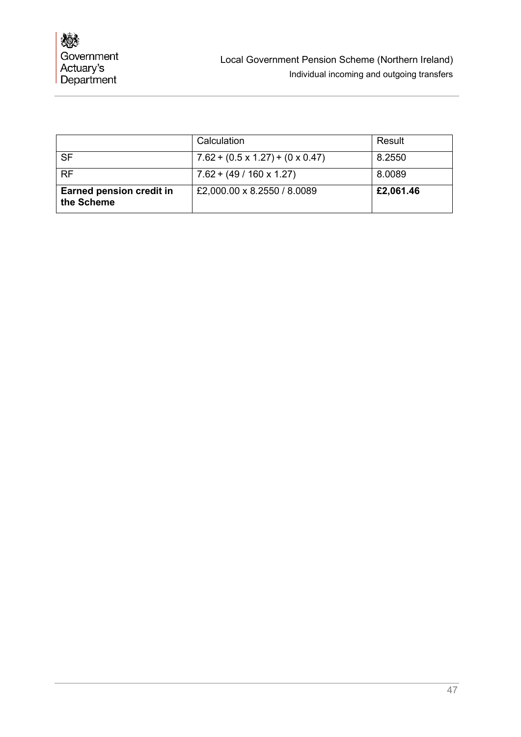| | Calculation | Result |
|---|---|---|
| SF | 7.62 + (0.5 x 1.27) + (0 x 0.47) | 8.2550 |
| RF | 7.62 + (49 / 160 x 1.27) | 8.0089 |
| **Earned pension credit in the Scheme** | £2,000.00 x 8.2550 / 8.0089 | **£2,061.46** |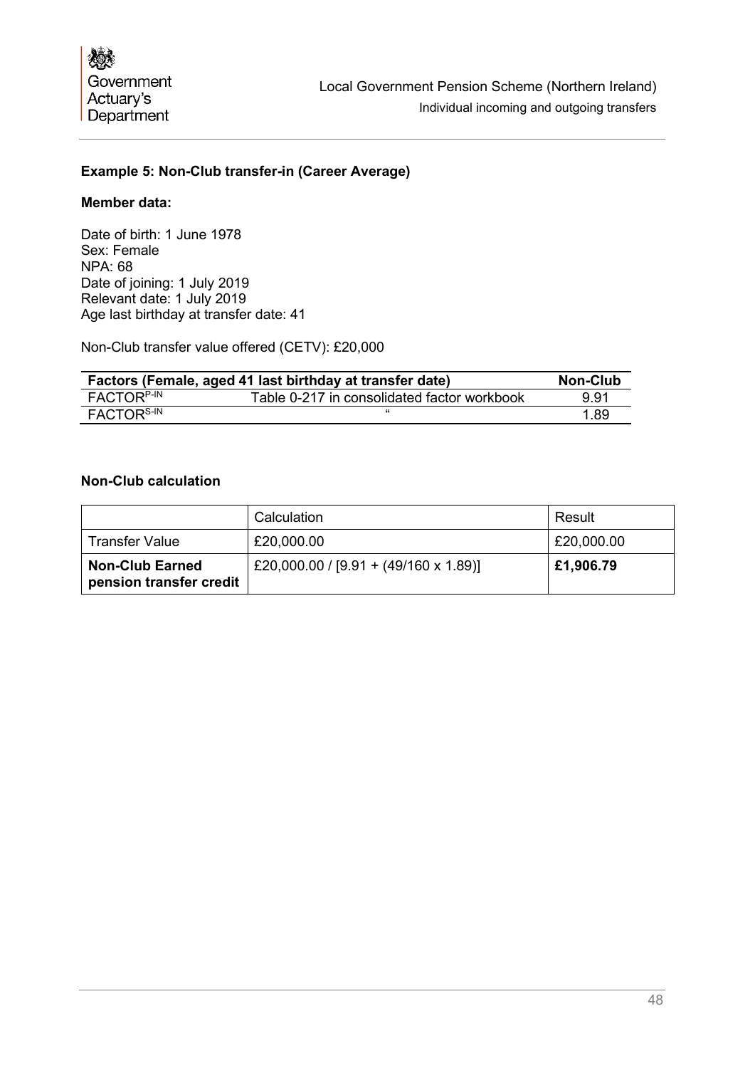**Example 5: Non-Club transfer-in (Career Average)**

**Member data:**

Date of birth: 1 June 1978
Sex: Female
NPA: 68
Date of joining: 1 July 2019
Relevant date: 1 July 2019
Age last birthday at transfer date: 41

Non-Club transfer value offered (CETV): £20,000

| Factors (Female, aged 41 last birthday at transfer date) | | Non-Club |
|---|---|---|
| $FACTOR^{P\text{-}IN}$ | Table 0-217 in consolidated factor workbook | 9.91 |
| $FACTOR^{S\text{-}IN}$ | " | 1.89 |

**Non-Club calculation**

| | Calculation | Result |
|---|---|---|
| Transfer Value | £20,000.00 | £20,000.00 |
| **Non-Club Earned pension transfer credit** | £20,000.00 / [9.91 + (49/160 x 1.89)] | **£1,906.79** |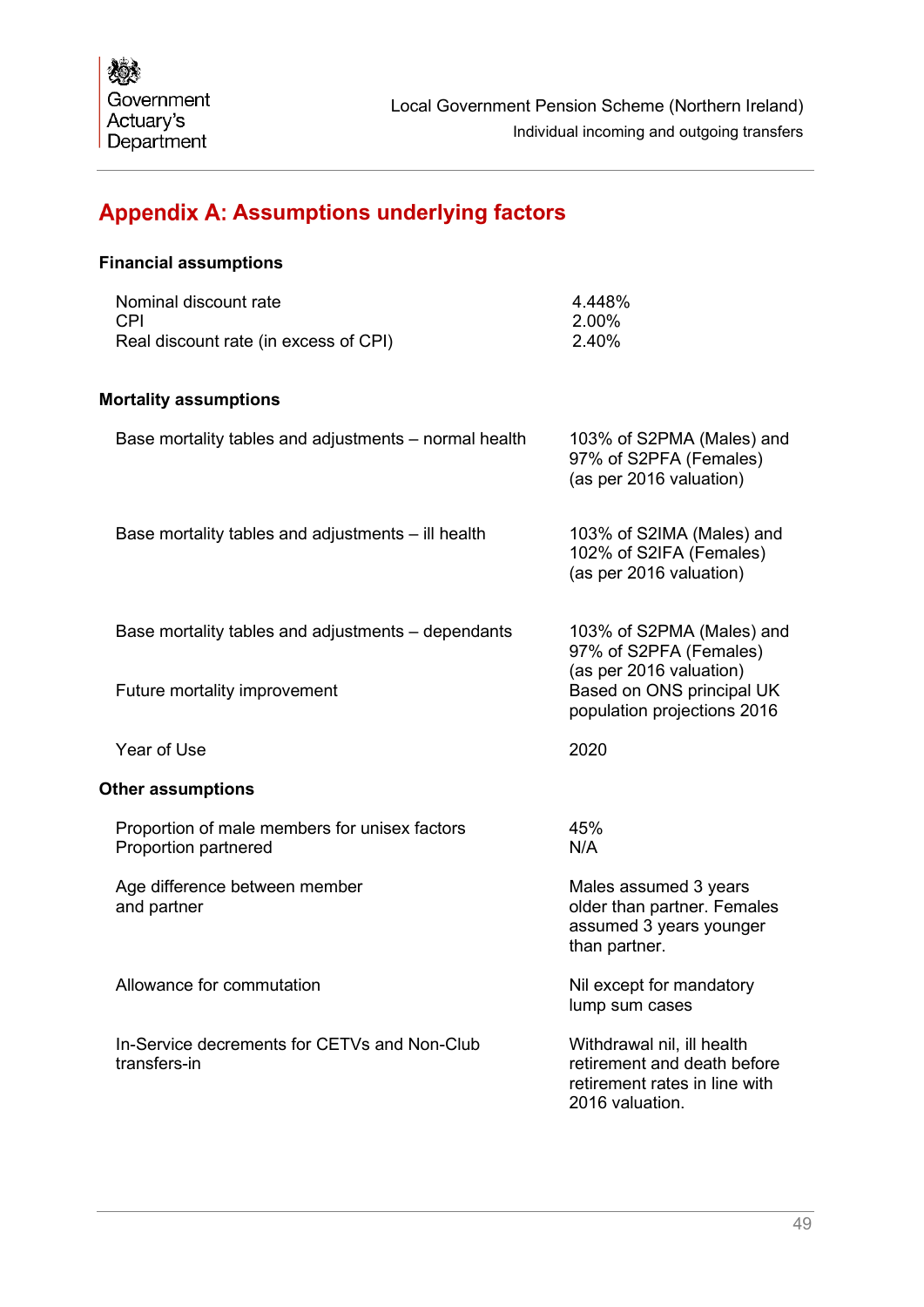## Appendix A: Assumptions underlying factors

### Financial assumptions

| | |
|---|---|
| Nominal discount rate | 4.448% |
| CPI | 2.00% |
| Real discount rate (in excess of CPI) | 2.40% |

### Mortality assumptions

| | |
|---|---|
| Base mortality tables and adjustments – normal health | 103% of S2PMA (Males) and 97% of S2PFA (Females) (as per 2016 valuation) |
| Base mortality tables and adjustments – ill health | 103% of S2IMA (Males) and 102% of S2IFA (Females) (as per 2016 valuation) |
| Base mortality tables and adjustments – dependants | 103% of S2PMA (Males) and 97% of S2PFA (Females) (as per 2016 valuation) |
| Future mortality improvement | Based on ONS principal UK population projections 2016 |
| Year of Use | 2020 |

### Other assumptions

| | |
|---|---|
| Proportion of male members for unisex factors | 45% |
| Proportion partnered | N/A |
| Age difference between member and partner | Males assumed 3 years older than partner. Females assumed 3 years younger than partner. |
| Allowance for commutation | Nil except for mandatory lump sum cases |
| In-Service decrements for CETVs and Non-Club transfers-in | Withdrawal nil, ill health retirement and death before retirement rates in line with 2016 valuation. |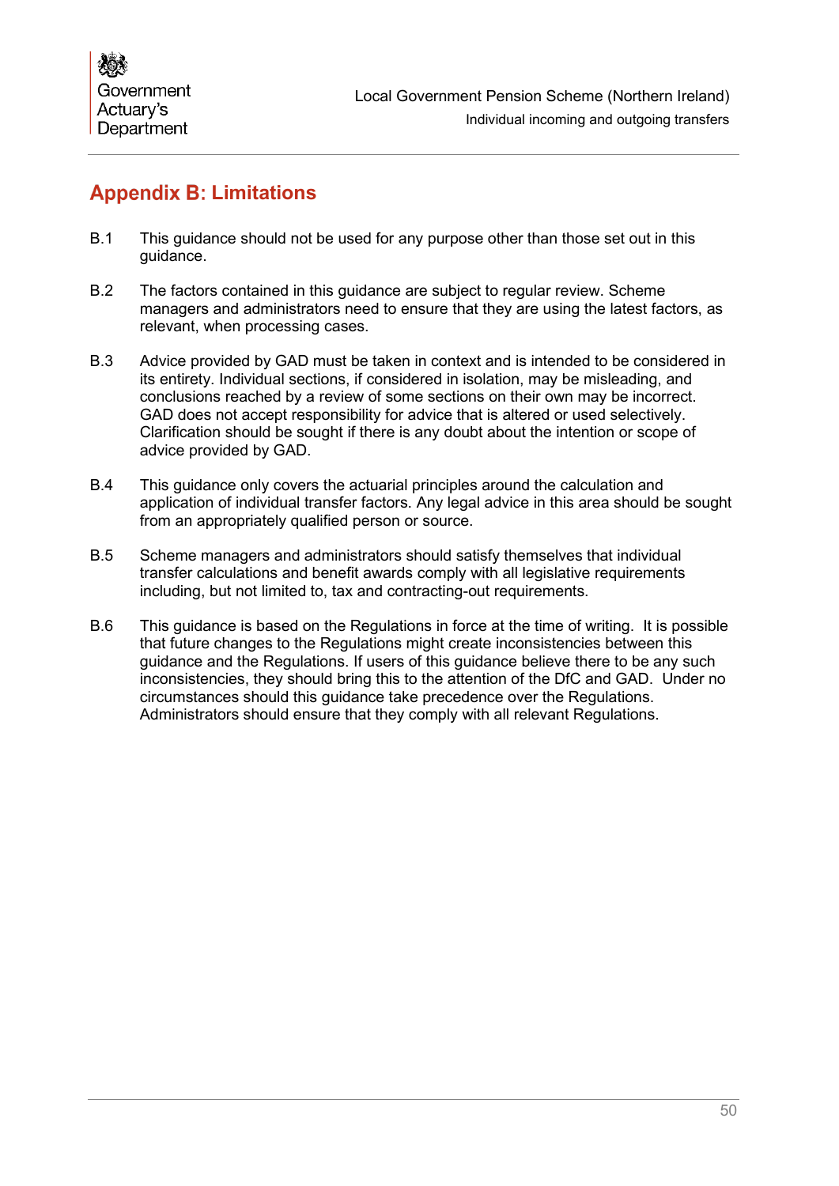## Appendix B: Limitations

B.1 This guidance should not be used for any purpose other than those set out in this guidance.

B.2 The factors contained in this guidance are subject to regular review. Scheme managers and administrators need to ensure that they are using the latest factors, as relevant, when processing cases.

B.3 Advice provided by GAD must be taken in context and is intended to be considered in its entirety. Individual sections, if considered in isolation, may be misleading, and conclusions reached by a review of some sections on their own may be incorrect. GAD does not accept responsibility for advice that is altered or used selectively. Clarification should be sought if there is any doubt about the intention or scope of advice provided by GAD.

B.4 This guidance only covers the actuarial principles around the calculation and application of individual transfer factors. Any legal advice in this area should be sought from an appropriately qualified person or source.

B.5 Scheme managers and administrators should satisfy themselves that individual transfer calculations and benefit awards comply with all legislative requirements including, but not limited to, tax and contracting-out requirements.

B.6 This guidance is based on the Regulations in force at the time of writing. It is possible that future changes to the Regulations might create inconsistencies between this guidance and the Regulations. If users of this guidance believe there to be any such inconsistencies, they should bring this to the attention of the DfC and GAD. Under no circumstances should this guidance take precedence over the Regulations. Administrators should ensure that they comply with all relevant Regulations.